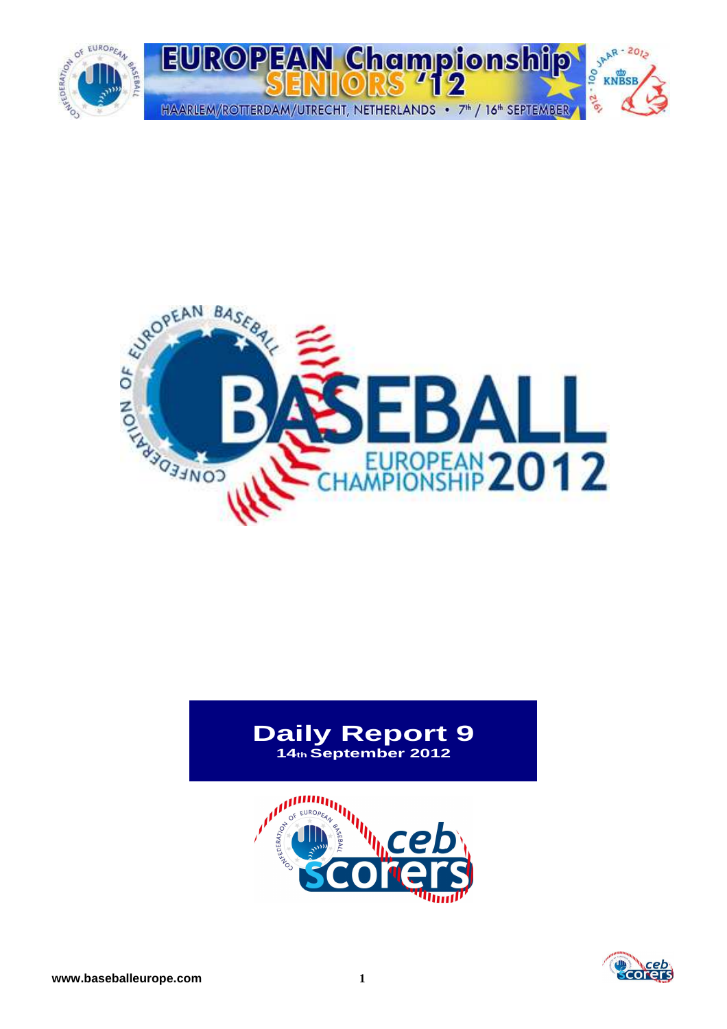# Daily Report 9

**14th September 2012**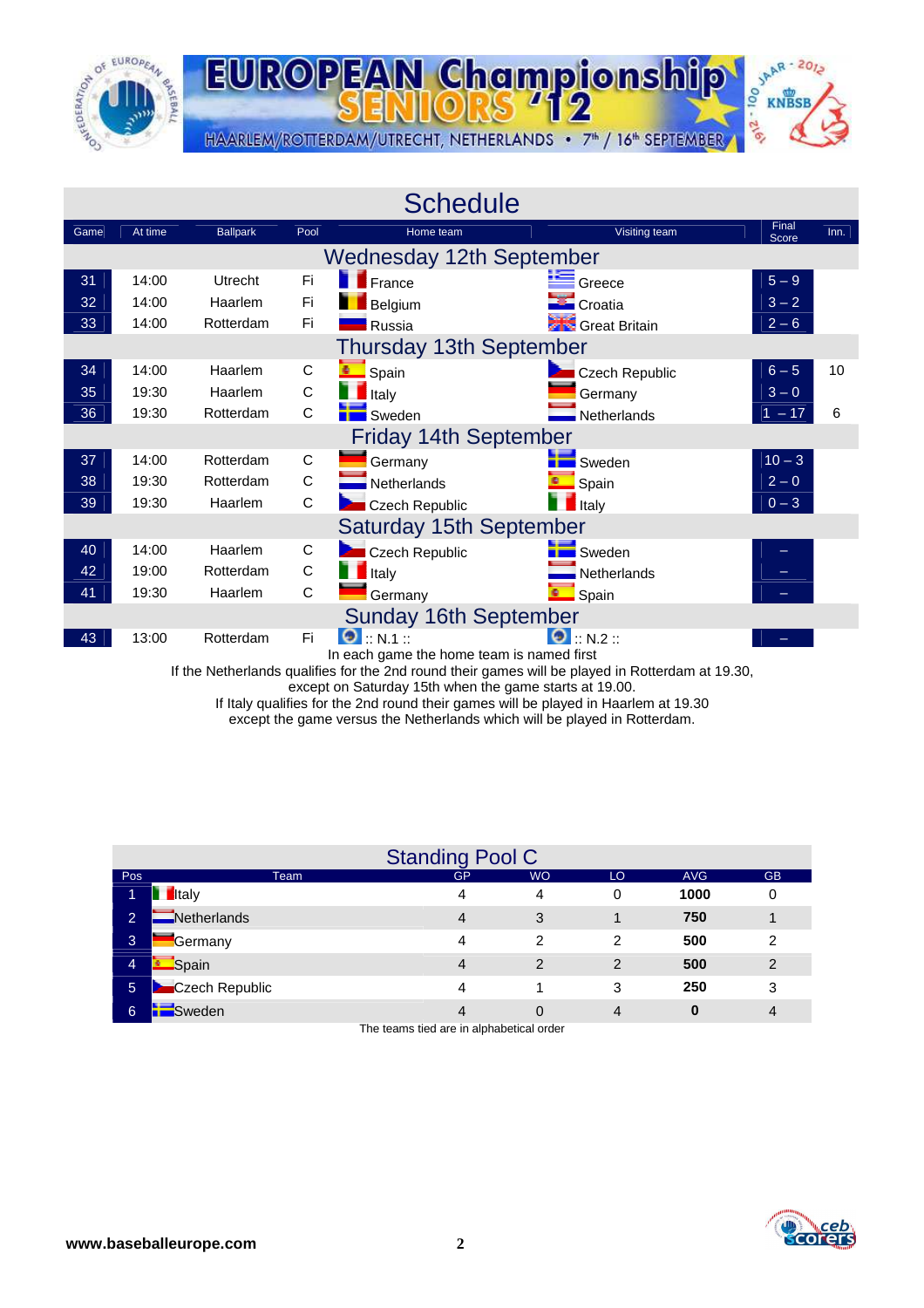EUROPEAN Championship SENIORS '12

HAARLEM/ROTTERDAM/UTRECHT, NETHERLANDS • 7th / 16th SEPTEMBER

## Schedule

| Game | At time | Ballpark | Pool | Home team | Visiting team | Final Score | Inn. |
|---|---|---|---|---|---|---|---|
| **Wednesday 12th September** | | | | | | | |
| 31 | 14:00 | Utrecht | Fi | France | Greece | 5 – 9 | |
| 32 | 14:00 | Haarlem | Fi | Belgium | Croatia | 3 – 2 | |
| 33 | 14:00 | Rotterdam | Fi | Russia | Great Britain | 2 – 6 | |
| **Thursday 13th September** | | | | | | | |
| 34 | 14:00 | Haarlem | C | Spain | Czech Republic | 6 – 5 | 10 |
| 35 | 19:30 | Haarlem | C | Italy | Germany | 3 – 0 | |
| 36 | 19:30 | Rotterdam | C | Sweden | Netherlands | 1 – 17 | 6 |
| **Friday 14th September** | | | | | | | |
| 37 | 14:00 | Rotterdam | C | Germany | Sweden | 10 – 3 | |
| 38 | 19:30 | Rotterdam | C | Netherlands | Spain | 2 – 0 | |
| 39 | 19:30 | Haarlem | C | Czech Republic | Italy | 0 – 3 | |
| **Saturday 15th September** | | | | | | | |
| 40 | 14:00 | Haarlem | C | Czech Republic | Sweden | – | |
| 42 | 19:00 | Rotterdam | C | Italy | Netherlands | – | |
| 41 | 19:30 | Haarlem | C | Germany | Spain | – | |
| **Sunday 16th September** | | | | | | | |
| 43 | 13:00 | Rotterdam | Fi | :: N.1 :: | :: N.2 :: | – | |

In each game the home team is named first

If the Netherlands qualifies for the 2nd round their games will be played in Rotterdam at 19.30, except on Saturday 15th when the game starts at 19.00.

If Italy qualifies for the 2nd round their games will be played in Haarlem at 19.30 except the game versus the Netherlands which will be played in Rotterdam.

## Standing Pool C

| Pos | Team | GP | WO | LO | AVG | GB |
|---|---|---|---|---|---|---|
| 1 | Italy | 4 | 4 | 0 | **1000** | 0 |
| 2 | Netherlands | 4 | 3 | 1 | **750** | 1 |
| 3 | Germany | 4 | 2 | 2 | **500** | 2 |
| 4 | Spain | 4 | 2 | 2 | **500** | 2 |
| 5 | Czech Republic | 4 | 1 | 3 | **250** | 3 |
| 6 | Sweden | 4 | 0 | 4 | **0** | 4 |

The teams tied are in alphabetical order

**www.baseballeurope.com**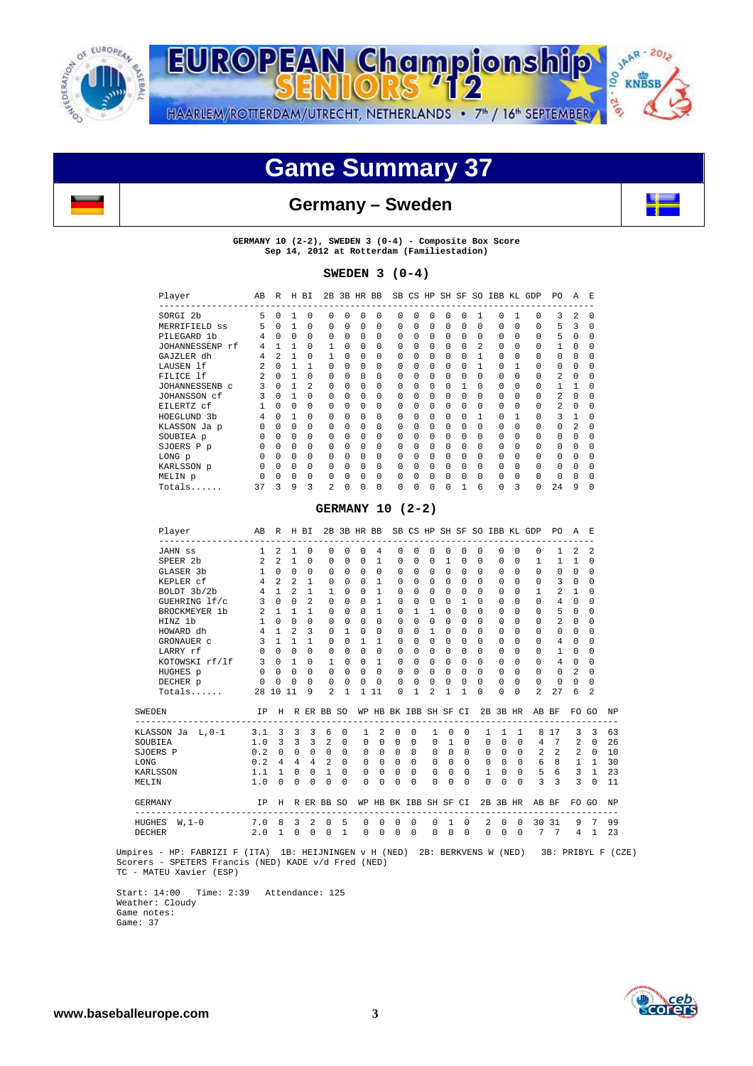# Game Summary 37

## Germany – Sweden

**GERMANY 10 (2-2), SWEDEN 3 (0-4) - Composite Box Score**
Sep 14, 2012 at Rotterdam (Familiestadion)

### SWEDEN 3 (0-4)

| Player | AB | R | H | BI | 2B | 3B | HR | BB | SB | CS | HP | SH | SF | SO | IBB | KL | GDP | PO | A | E |
|---|---|---|---|---|---|---|---|---|---|---|---|---|---|---|---|---|---|---|---|---|
| SORGI 2b | 5 | 0 | 1 | 0 | 0 | 0 | 0 | 0 | 0 | 0 | 0 | 0 | 0 | 1 | 0 | 1 | 0 | 3 | 2 | 0 |
| MERRIFIELD ss | 5 | 0 | 1 | 0 | 0 | 0 | 0 | 0 | 0 | 0 | 0 | 0 | 0 | 0 | 0 | 0 | 0 | 5 | 3 | 0 |
| PILEGARD 1b | 4 | 0 | 0 | 0 | 0 | 0 | 0 | 0 | 0 | 0 | 0 | 0 | 0 | 0 | 0 | 0 | 0 | 5 | 0 | 0 |
| JOHANNESSENP rf | 4 | 1 | 1 | 0 | 1 | 0 | 0 | 0 | 0 | 0 | 0 | 0 | 0 | 2 | 0 | 0 | 0 | 1 | 0 | 0 |
| GAJZLER dh | 4 | 2 | 1 | 0 | 1 | 0 | 0 | 0 | 0 | 0 | 0 | 0 | 0 | 1 | 0 | 0 | 0 | 0 | 0 | 0 |
| LAUSEN lf | 2 | 0 | 1 | 1 | 0 | 0 | 0 | 0 | 0 | 0 | 0 | 0 | 0 | 1 | 0 | 1 | 0 | 0 | 0 | 0 |
| FILICE lf | 2 | 0 | 1 | 0 | 0 | 0 | 0 | 0 | 0 | 0 | 0 | 0 | 0 | 0 | 0 | 0 | 0 | 2 | 0 | 0 |
| JOHANNESSENB c | 3 | 0 | 1 | 2 | 0 | 0 | 0 | 0 | 0 | 0 | 0 | 0 | 1 | 0 | 0 | 0 | 0 | 1 | 1 | 0 |
| JOHANSSON cf | 3 | 0 | 1 | 0 | 0 | 0 | 0 | 0 | 0 | 0 | 0 | 0 | 0 | 0 | 0 | 0 | 0 | 2 | 0 | 0 |
| EILERTZ cf | 1 | 0 | 0 | 0 | 0 | 0 | 0 | 0 | 0 | 0 | 0 | 0 | 0 | 0 | 0 | 0 | 0 | 2 | 0 | 0 |
| HOEGLUND 3b | 4 | 0 | 1 | 0 | 0 | 0 | 0 | 0 | 0 | 0 | 0 | 0 | 0 | 1 | 0 | 1 | 0 | 3 | 1 | 0 |
| KLASSON Ja p | 0 | 0 | 0 | 0 | 0 | 0 | 0 | 0 | 0 | 0 | 0 | 0 | 0 | 0 | 0 | 0 | 0 | 0 | 2 | 0 |
| SOUBIEA p | 0 | 0 | 0 | 0 | 0 | 0 | 0 | 0 | 0 | 0 | 0 | 0 | 0 | 0 | 0 | 0 | 0 | 0 | 0 | 0 |
| SJOERS P p | 0 | 0 | 0 | 0 | 0 | 0 | 0 | 0 | 0 | 0 | 0 | 0 | 0 | 0 | 0 | 0 | 0 | 0 | 0 | 0 |
| LONG p | 0 | 0 | 0 | 0 | 0 | 0 | 0 | 0 | 0 | 0 | 0 | 0 | 0 | 0 | 0 | 0 | 0 | 0 | 0 | 0 |
| KARLSSON p | 0 | 0 | 0 | 0 | 0 | 0 | 0 | 0 | 0 | 0 | 0 | 0 | 0 | 0 | 0 | 0 | 0 | 0 | 0 | 0 |
| MELIN p | 0 | 0 | 0 | 0 | 0 | 0 | 0 | 0 | 0 | 0 | 0 | 0 | 0 | 0 | 0 | 0 | 0 | 0 | 0 | 0 |
| Totals...... | 37 | 3 | 9 | 3 | 2 | 0 | 0 | 0 | 0 | 0 | 0 | 0 | 1 | 6 | 0 | 3 | 0 | 24 | 9 | 0 |

### GERMANY 10 (2-2)

| Player | AB | R | H | BI | 2B | 3B | HR | BB | SB | CS | HP | SH | SF | SO | IBB | KL | GDP | PO | A | E |
|---|---|---|---|---|---|---|---|---|---|---|---|---|---|---|---|---|---|---|---|---|
| JAHN ss | 1 | 2 | 1 | 0 | 0 | 0 | 0 | 4 | 0 | 0 | 0 | 0 | 0 | 0 | 0 | 0 | 0 | 1 | 2 | 2 |
| SPEER 2b | 2 | 2 | 1 | 0 | 0 | 0 | 0 | 1 | 0 | 0 | 0 | 1 | 0 | 0 | 0 | 0 | 1 | 1 | 1 | 0 |
| GLASER 3b | 1 | 0 | 0 | 0 | 0 | 0 | 0 | 0 | 0 | 0 | 0 | 0 | 0 | 0 | 0 | 0 | 0 | 0 | 0 | 0 |
| KEPLER cf | 4 | 2 | 2 | 1 | 0 | 0 | 0 | 1 | 0 | 0 | 0 | 0 | 0 | 0 | 0 | 0 | 0 | 3 | 0 | 0 |
| BOLDT 3b/2b | 4 | 1 | 2 | 1 | 1 | 0 | 0 | 1 | 0 | 0 | 0 | 0 | 0 | 0 | 0 | 0 | 1 | 2 | 1 | 0 |
| GUEHRING lf/c | 3 | 0 | 0 | 2 | 0 | 0 | 0 | 1 | 0 | 0 | 0 | 0 | 1 | 0 | 0 | 0 | 0 | 4 | 0 | 0 |
| BROCKMEYER 1b | 2 | 1 | 1 | 1 | 0 | 0 | 0 | 1 | 0 | 1 | 1 | 0 | 0 | 0 | 0 | 0 | 0 | 5 | 0 | 0 |
| HINZ 1b | 1 | 0 | 0 | 0 | 0 | 0 | 0 | 0 | 0 | 0 | 0 | 0 | 0 | 0 | 0 | 0 | 0 | 2 | 0 | 0 |
| HOWARD dh | 4 | 1 | 2 | 3 | 0 | 1 | 0 | 0 | 0 | 0 | 1 | 0 | 0 | 0 | 0 | 0 | 0 | 0 | 0 | 0 |
| GRONAUER c | 3 | 1 | 1 | 1 | 0 | 0 | 1 | 1 | 0 | 0 | 0 | 0 | 0 | 0 | 0 | 0 | 0 | 4 | 0 | 0 |
| LARRY rf | 0 | 0 | 0 | 0 | 0 | 0 | 0 | 0 | 0 | 0 | 0 | 0 | 0 | 0 | 0 | 0 | 0 | 1 | 0 | 0 |
| KOTOWSKI rf/lf | 3 | 0 | 1 | 0 | 1 | 0 | 0 | 1 | 0 | 0 | 0 | 0 | 0 | 0 | 0 | 0 | 0 | 4 | 0 | 0 |
| HUGHES p | 0 | 0 | 0 | 0 | 0 | 0 | 0 | 0 | 0 | 0 | 0 | 0 | 0 | 0 | 0 | 0 | 0 | 0 | 2 | 0 |
| DECHER p | 0 | 0 | 0 | 0 | 0 | 0 | 0 | 0 | 0 | 0 | 0 | 0 | 0 | 0 | 0 | 0 | 0 | 0 | 0 | 0 |
| Totals...... | 28 | 10 | 11 | 9 | 2 | 1 | 1 | 11 | 0 | 1 | 2 | 1 | 1 | 0 | 0 | 0 | 2 | 27 | 6 | 2 |

| SWEDEN | IP | H | R | ER | BB | SO | WP | HB | BK | IBB | SH | SF | CI | 2B | 3B | HR | AB | BF | FO | GO | NP |
|---|---|---|---|---|---|---|---|---|---|---|---|---|---|---|---|---|---|---|---|---|---|
| KLASSON Ja L,0-1 | 3.1 | 3 | 3 | 3 | 6 | 0 | 1 | 2 | 0 | 0 | 1 | 0 | 0 | 1 | 1 | 1 | 8 | 17 | 3 | 3 | 63 |
| SOUBIEA | 1.0 | 3 | 3 | 3 | 2 | 0 | 0 | 0 | 0 | 0 | 0 | 1 | 0 | 0 | 0 | 0 | 4 | 7 | 2 | 0 | 26 |
| SJOERS P | 0.2 | 0 | 0 | 0 | 0 | 0 | 0 | 0 | 0 | 0 | 0 | 0 | 0 | 0 | 0 | 0 | 2 | 2 | 2 | 0 | 10 |
| LONG | 0.2 | 4 | 4 | 4 | 2 | 0 | 0 | 0 | 0 | 0 | 0 | 0 | 0 | 0 | 0 | 0 | 6 | 8 | 1 | 1 | 30 |
| KARLSSON | 1.1 | 1 | 0 | 0 | 1 | 0 | 0 | 0 | 0 | 0 | 0 | 0 | 0 | 1 | 0 | 0 | 5 | 6 | 3 | 1 | 23 |
| MELIN | 1.0 | 0 | 0 | 0 | 0 | 0 | 0 | 0 | 0 | 0 | 0 | 0 | 0 | 0 | 0 | 0 | 3 | 3 | 3 | 0 | 11 |

| GERMANY | IP | H | R | ER | BB | SO | WP | HB | BK | IBB | SH | SF | CI | 2B | 3B | HR | AB | BF | FO | GO | NP |
|---|---|---|---|---|---|---|---|---|---|---|---|---|---|---|---|---|---|---|---|---|---|
| HUGHES W,1-0 | 7.0 | 8 | 3 | 2 | 0 | 5 | 0 | 0 | 0 | 0 | 0 | 1 | 0 | 2 | 0 | 0 | 30 | 31 | 9 | 7 | 99 |
| DECHER | 2.0 | 1 | 0 | 0 | 0 | 1 | 0 | 0 | 0 | 0 | 0 | 0 | 0 | 0 | 0 | 0 | 7 | 7 | 4 | 1 | 23 |

Umpires - HP: FABRIZI F (ITA) 1B: HEIJNINGEN v H (NED) 2B: BERKVENS W (NED) 3B: PRIBYL F (CZE)
Scorers - SPETERS Francis (NED) KADE v/d Fred (NED)
TC - MATEU Xavier (ESP)

Start: 14:00 Time: 2:39 Attendance: 125
Weather: Cloudy
Game notes:
Game: 37

www.baseballeurope.com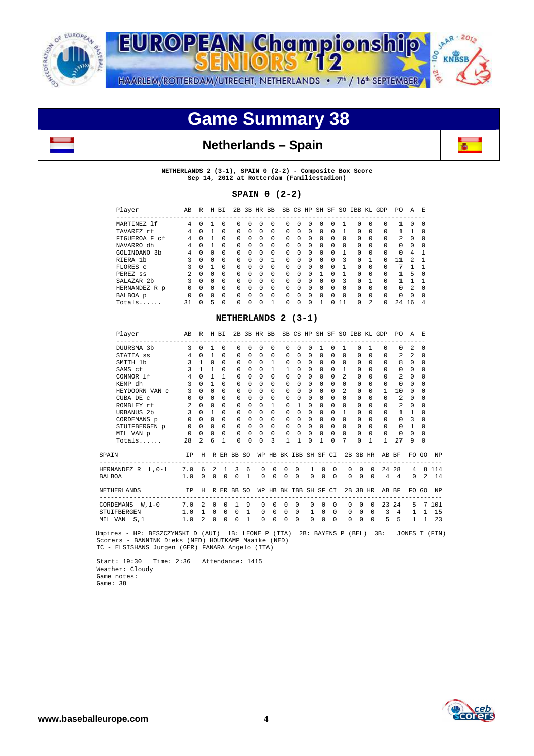# Game Summary 38

## Netherlands – Spain

**NETHERLANDS 2 (3-1), SPAIN 0 (2-2) - Composite Box Score**
**Sep 14, 2012 at Rotterdam (Familiestadion)**

### SPAIN 0 (2-2)

| Player | AB | R | H | BI | 2B | 3B | HR | BB | SB | CS | HP | SH | SF | SO | IBB | KL | GDP | PO | A | E |
|---|---|---|---|---|---|---|---|---|---|---|---|---|---|---|---|---|---|---|---|---|
| MARTINEZ lf | 4 | 0 | 1 | 0 | 0 | 0 | 0 | 0 | 0 | 0 | 0 | 0 | 0 | 1 | 0 | 0 | 0 | 1 | 0 | 0 |
| TAVAREZ rf | 4 | 0 | 1 | 0 | 0 | 0 | 0 | 0 | 0 | 0 | 0 | 0 | 0 | 1 | 0 | 0 | 0 | 1 | 1 | 0 |
| FIGUEROA F cf | 4 | 0 | 1 | 0 | 0 | 0 | 0 | 0 | 0 | 0 | 0 | 0 | 0 | 0 | 0 | 0 | 0 | 2 | 0 | 0 |
| NAVARRO dh | 4 | 0 | 1 | 0 | 0 | 0 | 0 | 0 | 0 | 0 | 0 | 0 | 0 | 0 | 0 | 0 | 0 | 0 | 0 | 0 |
| GOLINDANO 3b | 4 | 0 | 0 | 0 | 0 | 0 | 0 | 0 | 0 | 0 | 0 | 0 | 0 | 1 | 0 | 0 | 0 | 0 | 4 | 1 |
| RIERA 1b | 3 | 0 | 0 | 0 | 0 | 0 | 0 | 1 | 0 | 0 | 0 | 0 | 0 | 3 | 0 | 1 | 0 | 11 | 2 | 1 |
| FLORES c | 3 | 0 | 1 | 0 | 0 | 0 | 0 | 0 | 0 | 0 | 0 | 0 | 0 | 1 | 0 | 0 | 0 | 7 | 1 | 1 |
| PEREZ ss | 2 | 0 | 0 | 0 | 0 | 0 | 0 | 0 | 0 | 0 | 0 | 1 | 0 | 1 | 0 | 0 | 0 | 1 | 5 | 0 |
| SALAZAR 2b | 3 | 0 | 0 | 0 | 0 | 0 | 0 | 0 | 0 | 0 | 0 | 0 | 0 | 3 | 0 | 1 | 0 | 1 | 1 | 1 |
| HERNANDEZ R p | 0 | 0 | 0 | 0 | 0 | 0 | 0 | 0 | 0 | 0 | 0 | 0 | 0 | 0 | 0 | 0 | 0 | 0 | 2 | 0 |
| BALBOA p | 0 | 0 | 0 | 0 | 0 | 0 | 0 | 0 | 0 | 0 | 0 | 0 | 0 | 0 | 0 | 0 | 0 | 0 | 0 | 0 |
| Totals...... | 31 | 0 | 5 | 0 | 0 | 0 | 0 | 1 | 0 | 0 | 0 | 1 | 0 | 11 | 0 | 2 | 0 | 24 | 16 | 4 |

### NETHERLANDS 2 (3-1)

| Player | AB | R | H | BI | 2B | 3B | HR | BB | SB | CS | HP | SH | SF | SO | IBB | KL | GDP | PO | A | E |
|---|---|---|---|---|---|---|---|---|---|---|---|---|---|---|---|---|---|---|---|---|
| DUURSMA 3b | 3 | 0 | 1 | 0 | 0 | 0 | 0 | 0 | 0 | 0 | 0 | 1 | 0 | 1 | 0 | 1 | 0 | 0 | 2 | 0 |
| STATIA ss | 4 | 0 | 1 | 0 | 0 | 0 | 0 | 0 | 0 | 0 | 0 | 0 | 0 | 0 | 0 | 0 | 0 | 2 | 2 | 0 |
| SMITH 1b | 3 | 1 | 0 | 0 | 0 | 0 | 0 | 1 | 0 | 0 | 0 | 0 | 0 | 0 | 0 | 0 | 0 | 8 | 0 | 0 |
| SAMS cf | 3 | 1 | 1 | 0 | 0 | 0 | 0 | 1 | 1 | 0 | 0 | 0 | 0 | 1 | 0 | 0 | 0 | 0 | 0 | 0 |
| CONNOR lf | 4 | 0 | 1 | 1 | 0 | 0 | 0 | 0 | 0 | 0 | 0 | 0 | 0 | 2 | 0 | 0 | 0 | 2 | 0 | 0 |
| KEMP dh | 3 | 0 | 1 | 0 | 0 | 0 | 0 | 0 | 0 | 0 | 0 | 0 | 0 | 0 | 0 | 0 | 0 | 0 | 0 | 0 |
| HEYDOORN VAN c | 3 | 0 | 0 | 0 | 0 | 0 | 0 | 0 | 0 | 0 | 0 | 0 | 0 | 2 | 0 | 0 | 1 | 10 | 0 | 0 |
| CUBA DE c | 0 | 0 | 0 | 0 | 0 | 0 | 0 | 0 | 0 | 0 | 0 | 0 | 0 | 0 | 0 | 0 | 0 | 2 | 0 | 0 |
| ROMBLEY rf | 2 | 0 | 0 | 0 | 0 | 0 | 0 | 1 | 0 | 1 | 0 | 0 | 0 | 0 | 0 | 0 | 0 | 2 | 0 | 0 |
| URBANUS 2b | 3 | 0 | 1 | 0 | 0 | 0 | 0 | 0 | 0 | 0 | 0 | 0 | 0 | 1 | 0 | 0 | 0 | 1 | 1 | 0 |
| CORDEMANS p | 0 | 0 | 0 | 0 | 0 | 0 | 0 | 0 | 0 | 0 | 0 | 0 | 0 | 0 | 0 | 0 | 0 | 0 | 3 | 0 |
| STUIFBERGEN p | 0 | 0 | 0 | 0 | 0 | 0 | 0 | 0 | 0 | 0 | 0 | 0 | 0 | 0 | 0 | 0 | 0 | 0 | 1 | 0 |
| MIL VAN p | 0 | 0 | 0 | 0 | 0 | 0 | 0 | 0 | 0 | 0 | 0 | 0 | 0 | 0 | 0 | 0 | 0 | 0 | 0 | 0 |
| Totals...... | 28 | 2 | 6 | 1 | 0 | 0 | 0 | 3 | 1 | 1 | 0 | 1 | 0 | 7 | 0 | 1 | 1 | 27 | 9 | 0 |

| SPAIN | IP | H | R | ER | BB | SO | WP | HB | BK | IBB | SH | SF | CI | 2B | 3B | HR | AB | BF | FO | GO | NP |
|---|---|---|---|---|---|---|---|---|---|---|---|---|---|---|---|---|---|---|---|---|---|
| HERNANDEZ R L,0-1 | 7.0 | 6 | 2 | 1 | 3 | 6 | 0 | 0 | 0 | 0 | 1 | 0 | 0 | 0 | 0 | 0 | 24 | 28 | 4 | 8 | 114 |
| BALBOA | 1.0 | 0 | 0 | 0 | 0 | 1 | 0 | 0 | 0 | 0 | 0 | 0 | 0 | 0 | 0 | 0 | 4 | 4 | 0 | 2 | 14 |

| NETHERLANDS | IP | H | R | ER | BB | SO | WP | HB | BK | IBB | SH | SF | CI | 2B | 3B | HR | AB | BF | FO | GO | NP |
|---|---|---|---|---|---|---|---|---|---|---|---|---|---|---|---|---|---|---|---|---|---|
| CORDEMANS W,1-0 | 7.0 | 2 | 0 | 0 | 1 | 9 | 0 | 0 | 0 | 0 | 0 | 0 | 0 | 0 | 0 | 0 | 23 | 24 | 5 | 7 | 101 |
| STUIFBERGEN | 1.0 | 1 | 0 | 0 | 0 | 1 | 0 | 0 | 0 | 0 | 1 | 0 | 0 | 0 | 0 | 0 | 3 | 4 | 1 | 1 | 15 |
| MIL VAN S,1 | 1.0 | 2 | 0 | 0 | 0 | 1 | 0 | 0 | 0 | 0 | 0 | 0 | 0 | 0 | 0 | 0 | 5 | 5 | 1 | 1 | 23 |

Umpires - HP: BESZCZYNSKI D (AUT) 1B: LEONE P (ITA) 2B: BAYENS P (BEL) 3B: JONES T (FIN)
Scorers - BANNINK Dieks (NED) HOUTKAMP Maaike (NED)
TC - ELSISHANS Jurgen (GER) FANARA Angelo (ITA)

Start: 19:30 Time: 2:36 Attendance: 1415
Weather: Cloudy
Game notes:
Game: 38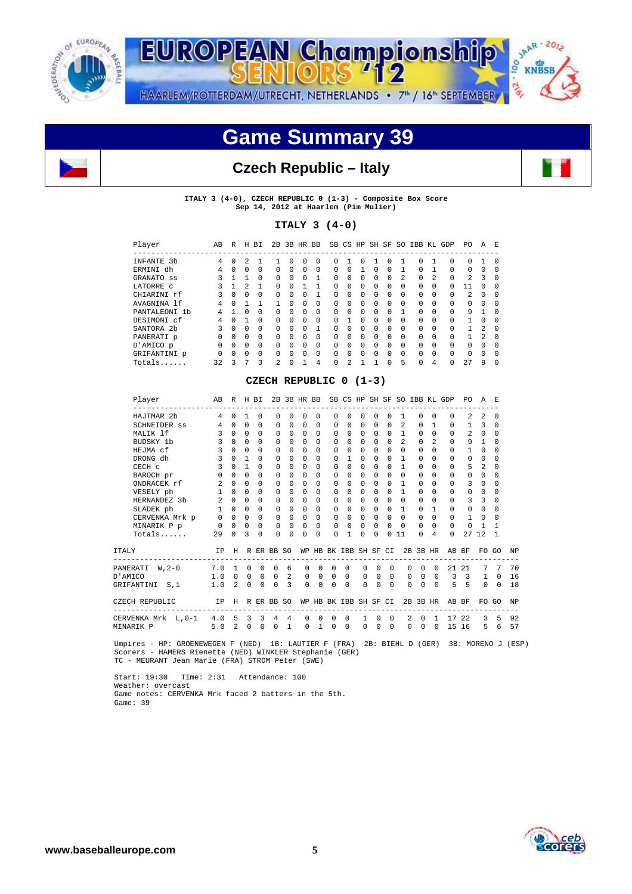# Game Summary 39

## Czech Republic – Italy

**ITALY 3 (4-0), CZECH REPUBLIC 0 (1-3) - Composite Box Score**
**Sep 14, 2012 at Haarlem (Pim Mulier)**

### ITALY 3 (4-0)

| Player | AB | R | H | BI | 2B | 3B | HR | BB | SB | CS | HP | SH | SF | SO | IBB | KL | GDP | PO | A | E |
|---|---|---|---|---|---|---|---|---|---|---|---|---|---|---|---|---|---|---|---|---|
| INFANTE 3b | 4 | 0 | 2 | 1 | 1 | 0 | 0 | 0 | 0 | 1 | 0 | 1 | 0 | 1 | 0 | 1 | 0 | 0 | 1 | 0 |
| ERMINI dh | 4 | 0 | 0 | 0 | 0 | 0 | 0 | 0 | 0 | 0 | 1 | 0 | 0 | 1 | 0 | 1 | 0 | 0 | 0 | 0 |
| GRANATO ss | 3 | 1 | 1 | 0 | 0 | 0 | 0 | 1 | 0 | 0 | 0 | 0 | 0 | 2 | 0 | 2 | 0 | 2 | 3 | 0 |
| LATORRE c | 3 | 1 | 2 | 1 | 0 | 0 | 1 | 1 | 0 | 0 | 0 | 0 | 0 | 0 | 0 | 0 | 0 | 11 | 0 | 0 |
| CHIARINI rf | 3 | 0 | 0 | 0 | 0 | 0 | 0 | 1 | 0 | 0 | 0 | 0 | 0 | 0 | 0 | 0 | 0 | 2 | 0 | 0 |
| AVAGNINA lf | 4 | 0 | 1 | 1 | 1 | 0 | 0 | 0 | 0 | 0 | 0 | 0 | 0 | 0 | 0 | 0 | 0 | 0 | 0 | 0 |
| PANTALEONI 1b | 4 | 1 | 0 | 0 | 0 | 0 | 0 | 0 | 0 | 0 | 0 | 0 | 0 | 1 | 0 | 0 | 0 | 9 | 1 | 0 |
| DESIMONI cf | 4 | 0 | 1 | 0 | 0 | 0 | 0 | 0 | 0 | 1 | 0 | 0 | 0 | 0 | 0 | 0 | 0 | 1 | 0 | 0 |
| SANTORA 2b | 3 | 0 | 0 | 0 | 0 | 0 | 0 | 1 | 0 | 0 | 0 | 0 | 0 | 0 | 0 | 0 | 0 | 1 | 2 | 0 |
| PANERATI p | 0 | 0 | 0 | 0 | 0 | 0 | 0 | 0 | 0 | 0 | 0 | 0 | 0 | 0 | 0 | 0 | 0 | 1 | 2 | 0 |
| D'AMICO p | 0 | 0 | 0 | 0 | 0 | 0 | 0 | 0 | 0 | 0 | 0 | 0 | 0 | 0 | 0 | 0 | 0 | 0 | 0 | 0 |
| GRIFANTINI p | 0 | 0 | 0 | 0 | 0 | 0 | 0 | 0 | 0 | 0 | 0 | 0 | 0 | 0 | 0 | 0 | 0 | 0 | 0 | 0 |
| Totals...... | 32 | 3 | 7 | 3 | 2 | 0 | 1 | 4 | 0 | 2 | 1 | 1 | 0 | 5 | 0 | 4 | 0 | 27 | 9 | 0 |

### CZECH REPUBLIC 0 (1-3)

| Player | AB | R | H | BI | 2B | 3B | HR | BB | SB | CS | HP | SH | SF | SO | IBB | KL | GDP | PO | A | E |
|---|---|---|---|---|---|---|---|---|---|---|---|---|---|---|---|---|---|---|---|---|
| HAJTMAR 2b | 4 | 0 | 1 | 0 | 0 | 0 | 0 | 0 | 0 | 0 | 0 | 0 | 0 | 1 | 0 | 0 | 0 | 2 | 2 | 0 |
| SCHNEIDER ss | 4 | 0 | 0 | 0 | 0 | 0 | 0 | 0 | 0 | 0 | 0 | 0 | 0 | 2 | 0 | 1 | 0 | 1 | 3 | 0 |
| MALIK lf | 3 | 0 | 0 | 0 | 0 | 0 | 0 | 0 | 0 | 0 | 0 | 0 | 0 | 1 | 0 | 0 | 0 | 2 | 0 | 0 |
| BUDSKY 1b | 3 | 0 | 0 | 0 | 0 | 0 | 0 | 0 | 0 | 0 | 0 | 0 | 0 | 2 | 0 | 2 | 0 | 9 | 1 | 0 |
| HEJMA cf | 3 | 0 | 0 | 0 | 0 | 0 | 0 | 0 | 0 | 0 | 0 | 0 | 0 | 0 | 0 | 0 | 0 | 1 | 0 | 0 |
| DRONG dh | 3 | 0 | 1 | 0 | 0 | 0 | 0 | 0 | 0 | 1 | 0 | 0 | 0 | 1 | 0 | 0 | 0 | 0 | 0 | 0 |
| CECH c | 3 | 0 | 1 | 0 | 0 | 0 | 0 | 0 | 0 | 0 | 0 | 0 | 0 | 1 | 0 | 0 | 0 | 5 | 2 | 0 |
| BAROCH pr | 0 | 0 | 0 | 0 | 0 | 0 | 0 | 0 | 0 | 0 | 0 | 0 | 0 | 0 | 0 | 0 | 0 | 0 | 0 | 0 |
| ONDRACEK rf | 2 | 0 | 0 | 0 | 0 | 0 | 0 | 0 | 0 | 0 | 0 | 0 | 0 | 1 | 0 | 0 | 0 | 3 | 0 | 0 |
| VESELY ph | 1 | 0 | 0 | 0 | 0 | 0 | 0 | 0 | 0 | 0 | 0 | 0 | 0 | 1 | 0 | 0 | 0 | 0 | 0 | 0 |
| HERNANDEZ 3b | 2 | 0 | 0 | 0 | 0 | 0 | 0 | 0 | 0 | 0 | 0 | 0 | 0 | 0 | 0 | 0 | 0 | 3 | 3 | 0 |
| SLADEK ph | 1 | 0 | 0 | 0 | 0 | 0 | 0 | 0 | 0 | 0 | 0 | 0 | 0 | 1 | 0 | 1 | 0 | 0 | 0 | 0 |
| CERVENKA Mrk p | 0 | 0 | 0 | 0 | 0 | 0 | 0 | 0 | 0 | 0 | 0 | 0 | 0 | 0 | 0 | 0 | 0 | 1 | 0 | 0 |
| MINARIK P p | 0 | 0 | 0 | 0 | 0 | 0 | 0 | 0 | 0 | 0 | 0 | 0 | 0 | 0 | 0 | 0 | 0 | 0 | 1 | 1 |
| Totals...... | 29 | 0 | 3 | 0 | 0 | 0 | 0 | 0 | 0 | 1 | 0 | 0 | 0 | 11 | 0 | 4 | 0 | 27 | 12 | 1 |

| ITALY | IP | H | R | ER | BB | SO | WP | HB | BK | IBB | SH | SF | CI | 2B | 3B | HR | AB | BF | FO | GO | NP |
|---|---|---|---|---|---|---|---|---|---|---|---|---|---|---|---|---|---|---|---|---|---|
| PANERATI W,2-0 | 7.0 | 1 | 0 | 0 | 0 | 6 | 0 | 0 | 0 | 0 | 0 | 0 | 0 | 0 | 0 | 0 | 21 | 21 | 7 | 7 | 70 |
| D'AMICO | 1.0 | 0 | 0 | 0 | 0 | 2 | 0 | 0 | 0 | 0 | 0 | 0 | 0 | 0 | 0 | 0 | 3 | 3 | 1 | 0 | 16 |
| GRIFANTINI S,1 | 1.0 | 2 | 0 | 0 | 0 | 3 | 0 | 0 | 0 | 0 | 0 | 0 | 0 | 0 | 0 | 0 | 5 | 5 | 0 | 0 | 18 |

| CZECH REPUBLIC | IP | H | R | ER | BB | SO | WP | HB | BK | IBB | SH | SF | CI | 2B | 3B | HR | AB | BF | FO | GO | NP |
|---|---|---|---|---|---|---|---|---|---|---|---|---|---|---|---|---|---|---|---|---|---|
| CERVENKA Mrk L,0-1 | 4.0 | 5 | 3 | 3 | 4 | 4 | 0 | 0 | 0 | 0 | 1 | 0 | 0 | 2 | 0 | 1 | 17 | 22 | 3 | 5 | 92 |
| MINARIK P | 5.0 | 2 | 0 | 0 | 0 | 1 | 0 | 1 | 0 | 0 | 0 | 0 | 0 | 0 | 0 | 0 | 15 | 16 | 5 | 6 | 57 |

Umpires - HP: GROENEWEGEN F (NED) 1B: LAUTIER F (FRA) 2B: BIEHL D (GER) 3B: MORENO J (ESP)
Scorers - HAMERS Rienette (NED) WINKLER Stephanie (GER)
TC - MEURANT Jean Marie (FRA) STROM Peter (SWE)

Start: 19:30 Time: 2:31 Attendance: 100
Weather: overcast
Game notes: CERVENKA Mrk faced 2 batters in the 5th.
Game: 39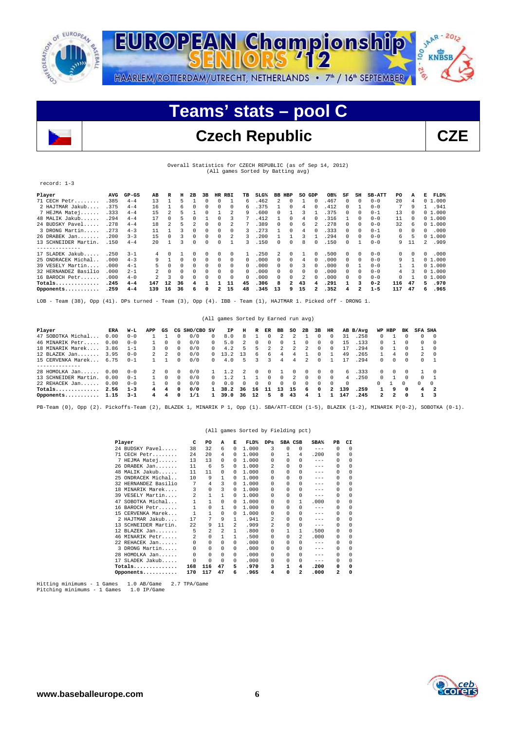# EUROPEAN Championship SENIORS '12

HAARLEM/ROTTERDAM/UTRECHT, NETHERLANDS • 7th / 16th SEPTEMBER

# Teams' stats – pool C

## Czech Republic — CZE

Overall Statistics for CZECH REPUBLIC (as of Sep 14, 2012)
(All games Sorted by Batting avg)

record: 1-3

| Player | AVG | GP-GS | AB | R | H | 2B | 3B | HR | RBI | TB | SLG% | BB | HBP | SO | GDP | OB% | SF | SH | SB-ATT | PO | A | E | FLD% |
|---|---|---|---|---|---|---|---|---|---|---|---|---|---|---|---|---|---|---|---|---|---|---|---|
| 71 CECH Petr | .385 | 4-4 | 13 | 1 | 5 | 1 | 0 | 0 | 1 | 6 | .462 | 2 | 0 | 1 | 0 | .467 | 0 | 0 | 0-0 | 20 | 4 | 0 | 1.000 |
| 2 HAJTMAR Jakub | .375 | 4-4 | 16 | 1 | 6 | 0 | 0 | 0 | 0 | 6 | .375 | 1 | 0 | 4 | 0 | .412 | 0 | 1 | 0-0 | 7 | 9 | 1 | .941 |
| 7 HEJMA Matej | .333 | 4-4 | 15 | 2 | 5 | 1 | 0 | 1 | 2 | 9 | .600 | 0 | 1 | 3 | 1 | .375 | 0 | 0 | 0-1 | 13 | 0 | 0 | 1.000 |
| 48 MALIK Jakub | .294 | 4-4 | 17 | 0 | 5 | 0 | 1 | 0 | 3 | 7 | .412 | 1 | 0 | 4 | 0 | .316 | 1 | 0 | 0-0 | 11 | 0 | 0 | 1.000 |
| 24 BUDSKY Pavel | .278 | 4-4 | 18 | 2 | 5 | 2 | 0 | 0 | 2 | 7 | .389 | 0 | 0 | 6 | 2 | .278 | 0 | 0 | 0-0 | 32 | 6 | 0 | 1.000 |
| 3 DRONG Martin | .273 | 4-3 | 11 | 1 | 3 | 0 | 0 | 0 | 0 | 3 | .273 | 1 | 0 | 4 | 0 | .333 | 0 | 0 | 0-1 | 0 | 0 | 0 | .000 |
| 26 DRABEK Jan | .200 | 3-3 | 15 | 0 | 3 | 0 | 0 | 0 | 2 | 3 | .200 | 1 | 1 | 3 | 1 | .294 | 0 | 0 | 0-0 | 6 | 5 | 0 | 1.000 |
| 13 SCHNEIDER Martin. | .150 | 4-4 | 20 | 1 | 3 | 0 | 0 | 0 | 1 | 3 | .150 | 0 | 0 | 8 | 0 | .150 | 0 | 1 | 0-0 | 9 | 11 | 2 | .909 |
| 17 SLADEK Jakub | .250 | 3-1 | 4 | 0 | 1 | 0 | 0 | 0 | 0 | 1 | .250 | 2 | 0 | 1 | 0 | .500 | 0 | 0 | 0-0 | 0 | 0 | 0 | .000 |
| 25 ONDRACEK Michal | .000 | 4-3 | 9 | 1 | 0 | 0 | 0 | 0 | 0 | 0 | .000 | 0 | 0 | 4 | 0 | .000 | 0 | 0 | 0-0 | 9 | 1 | 0 | 1.000 |
| 39 VESELY Martin | .000 | 4-1 | 5 | 0 | 0 | 0 | 0 | 0 | 0 | 0 | .000 | 0 | 0 | 3 | 0 | .000 | 0 | 1 | 0-0 | 1 | 1 | 0 | 1.000 |
| 32 HERNANDEZ Basilio | .000 | 2-1 | 2 | 0 | 0 | 0 | 0 | 0 | 0 | 0 | .000 | 0 | 0 | 0 | 0 | .000 | 0 | 0 | 0-0 | 4 | 3 | 0 | 1.000 |
| 16 BAROCH Petr | .000 | 4-0 | 2 | 3 | 0 | 0 | 0 | 0 | 0 | 0 | .000 | 0 | 0 | 2 | 0 | .000 | 0 | 0 | 0-0 | 0 | 1 | 0 | 1.000 |
| **Totals** | **.245** | **4-4** | **147** | **12** | **36** | **4** | **1** | **1** | **11** | **45** | **.306** | **8** | **2** | **43** | **4** | **.291** | **1** | **3** | **0-2** | **116** | **47** | **5** | **.970** |
| **Opponents** | **.259** | **4-4** | **139** | **16** | **36** | **6** | **0** | **2** | **15** | **48** | **.345** | **13** | **9** | **15** | **2** | **.352** | **4** | **2** | **1-5** | **117** | **47** | **6** | **.965** |

LOB - Team (38), Opp (41). DPs turned - Team (3), Opp (4). IBB - Team (1), HAJTMAR 1. Picked off - DRONG 1.

(All games Sorted by Earned run avg)

| Player | ERA | W-L | APP | GS | CG | SHO/CBO | SV | IP | H | R | ER | BB | SO | 2B | 3B | HR | AB | B/Avg | WP | HBP | BK | SFA | SHA |
|---|---|---|---|---|---|---|---|---|---|---|---|---|---|---|---|---|---|---|---|---|---|---|---|
| 47 SOBOTKA Michal | 0.00 | 0-0 | 1 | 1 | 0 | 0/0 | 0 | 8.0 | 8 | 1 | 0 | 2 | 2 | 1 | 0 | 0 | 31 | .258 | 0 | 1 | 0 | 0 | 0 |
| 46 MINARIK Petr | 0.00 | 0-0 | 1 | 0 | 0 | 0/0 | 0 | 5.0 | 2 | 0 | 0 | 0 | 1 | 0 | 0 | 0 | 15 | .133 | 0 | 1 | 0 | 0 | 0 |
| 18 MINARIK Marek | 3.86 | 1-1 | 3 | 0 | 0 | 0/0 | 0 | 4.2 | 5 | 5 | 2 | 2 | 2 | 2 | 0 | 0 | 17 | .294 | 0 | 1 | 0 | 1 | 0 |
| 12 BLAZEK Jan | 3.95 | 0-0 | 2 | 2 | 0 | 0/0 | 0 | 13.2 | 13 | 6 | 6 | 4 | 4 | 1 | 0 | 1 | 49 | .265 | 1 | 4 | 0 | 2 | 0 |
| 15 CERVENKA Marek | 6.75 | 0-1 | 1 | 1 | 0 | 0/0 | 0 | 4.0 | 5 | 3 | 3 | 4 | 4 | 2 | 0 | 1 | 17 | .294 | 0 | 0 | 0 | 0 | 1 |
| 28 HOMOLKA Jan | 0.00 | 0-0 | 2 | 0 | 0 | 0/0 | 1 | 1.2 | 2 | 0 | 0 | 1 | 0 | 0 | 0 | 0 | 6 | .333 | 0 | 0 | 0 | 1 | 0 |
| 13 SCHNEIDER Martin. | 0.00 | 0-1 | 1 | 0 | 0 | 0/0 | 0 | 1.2 | 1 | 1 | 0 | 0 | 2 | 0 | 0 | 0 | 4 | .250 | 0 | 1 | 0 | 0 | 1 |
| 22 REHACEK Jan | 0.00 | 0-0 | 1 | 0 | 0 | 0/0 | 0 | 0.0 | 0 | 0 | 0 | 0 | 0 | 0 | 0 | 0 | 0 | | 0 | 1 | 0 | 0 | 0 |
| **Totals** | **2.56** | **1-3** | **4** | **4** | **0** | **0/0** | **1** | **38.2** | **36** | **16** | **11** | **13** | **15** | **6** | **0** | **2** | **139** | **.259** | **1** | **9** | **0** | **4** | **2** |
| **Opponents** | **1.15** | **3-1** | **4** | **4** | **0** | **1/1** | **1** | **39.0** | **36** | **12** | **5** | **8** | **43** | **4** | **1** | **1** | **147** | **.245** | **2** | **2** | **0** | **1** | **3** |

PB-Team (0), Opp (2). Pickoffs-Team (2), BLAZEK 1, MINARIK P 1, Opp (1). SBA/ATT-CECH (1-5), BLAZEK (1-2), MINARIK P(0-2), SOBOTKA (0-1).

(All games Sorted by Fielding pct)

| Player | C | PO | A | E | FLD% | DPs | SBA | CSB | SBA% | PB | CI |
|---|---|---|---|---|---|---|---|---|---|---|---|
| 24 BUDSKY Pavel | 38 | 32 | 6 | 0 | 1.000 | 3 | 0 | 0 | --- | 0 | 0 |
| 71 CECH Petr | 24 | 20 | 4 | 0 | 1.000 | 0 | 1 | 4 | .200 | 0 | 0 |
| 7 HEJMA Matej | 13 | 13 | 0 | 0 | 1.000 | 0 | 0 | 0 | --- | 0 | 0 |
| 26 DRABEK Jan | 11 | 6 | 5 | 0 | 1.000 | 2 | 0 | 0 | --- | 0 | 0 |
| 48 MALIK Jakub | 11 | 11 | 0 | 0 | 1.000 | 0 | 0 | 0 | --- | 0 | 0 |
| 25 ONDRACEK Michal | 10 | 9 | 1 | 0 | 1.000 | 0 | 0 | 0 | --- | 0 | 0 |
| 32 HERNANDEZ Basilio | 7 | 4 | 3 | 0 | 1.000 | 0 | 0 | 0 | --- | 0 | 0 |
| 18 MINARIK Marek | 3 | 0 | 3 | 0 | 1.000 | 0 | 0 | 0 | --- | 0 | 0 |
| 39 VESELY Martin | 2 | 1 | 1 | 0 | 1.000 | 0 | 0 | 0 | --- | 0 | 0 |
| 47 SOBOTKA Michal | 1 | 1 | 0 | 0 | 1.000 | 0 | 0 | 1 | .000 | 0 | 0 |
| 16 BAROCH Petr | 1 | 0 | 1 | 0 | 1.000 | 0 | 0 | 0 | --- | 0 | 0 |
| 15 CERVENKA Marek | 1 | 1 | 0 | 0 | 1.000 | 0 | 0 | 0 | --- | 0 | 0 |
| 2 HAJTMAR Jakub | 17 | 7 | 9 | 1 | .941 | 2 | 0 | 0 | --- | 0 | 0 |
| 13 SCHNEIDER Martin. | 22 | 9 | 11 | 2 | .909 | 2 | 0 | 0 | --- | 0 | 0 |
| 12 BLAZEK Jan | 5 | 2 | 2 | 1 | .800 | 0 | 1 | 1 | .500 | 0 | 0 |
| 46 MINARIK Petr | 2 | 0 | 1 | 1 | .500 | 0 | 0 | 2 | .000 | 0 | 0 |
| 22 REHACEK Jan | 0 | 0 | 0 | 0 | .000 | 0 | 0 | 0 | --- | 0 | 0 |
| 3 DRONG Martin | 0 | 0 | 0 | 0 | .000 | 0 | 0 | 0 | --- | 0 | 0 |
| 28 HOMOLKA Jan | 0 | 0 | 0 | 0 | .000 | 0 | 0 | 0 | --- | 0 | 0 |
| 17 SLADEK Jakub | 0 | 0 | 0 | 0 | .000 | 0 | 0 | 0 | --- | 0 | 0 |
| **Totals** | **168** | **116** | **47** | **5** | **.970** | **3** | **1** | **4** | **.200** | **0** | **0** |
| **Opponents** | **170** | **117** | **47** | **6** | **.965** | **4** | **0** | **2** | **.000** | **2** | **0** |

Hitting minimums - 1 Games 1.0 AB/Game 2.7 TPA/Game
Pitching minimums - 1 Games 1.0 IP/Game

www.baseballeurope.com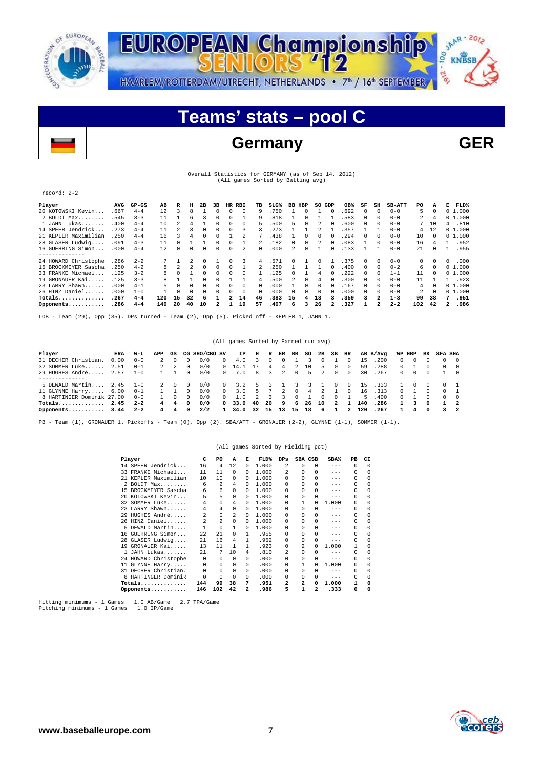# Teams' stats – pool C

## Germany — GER

Overall Statistics for GERMANY (as of Sep 14, 2012)
(All games Sorted by Batting avg)

record: 2-2

| Player | AVG | GP-GS | AB | R | H | 2B | 3B | HR | RBI | TB | SLG% | BB | HBP | SO | GDP | OB% | SF | SH | SB-ATT | PO | A | E | FLD% |
|---|---|---|---|---|---|---|---|---|---|---|---|---|---|---|---|---|---|---|---|---|---|---|---|
| 20 KOTOWSKI Kevin... | .667 | 4-4 | 12 | 3 | 8 | 1 | 0 | 0 | 0 | 9 | .750 | 1 | 0 | 1 | 0 | .692 | 0 | 0 | 0-0 | 5 | 0 | 0 | 1.000 |
| 2 BOLDT Max........ | .545 | 3-3 | 11 | 1 | 6 | 3 | 0 | 0 | 1 | 9 | .818 | 1 | 0 | 1 | 1 | .583 | 0 | 0 | 0-0 | 2 | 4 | 0 | 1.000 |
| 1 JAHN Lukas....... | .400 | 4-4 | 10 | 2 | 4 | 1 | 0 | 0 | 0 | 5 | .500 | 5 | 0 | 2 | 0 | .600 | 0 | 0 | 0-0 | 7 | 10 | 4 | .810 |
| 14 SPEER Jendrick... | .273 | 4-4 | 11 | 2 | 3 | 0 | 0 | 0 | 3 | 3 | .273 | 1 | 1 | 2 | 1 | .357 | 1 | 1 | 0-0 | 4 | 12 | 0 | 1.000 |
| 21 KEPLER Maximilian | .250 | 4-4 | 16 | 3 | 4 | 0 | 0 | 1 | 2 | 7 | .438 | 1 | 0 | 0 | 0 | .294 | 0 | 0 | 0-0 | 10 | 0 | 0 | 1.000 |
| 28 GLASER Ludwig.... | .091 | 4-3 | 11 | 0 | 1 | 1 | 0 | 0 | 1 | 2 | .182 | 0 | 0 | 2 | 0 | .083 | 1 | 0 | 0-0 | 16 | 4 | 1 | .952 |
| 16 GUEHRING Simon... | .000 | 4-4 | 12 | 0 | 0 | 0 | 0 | 0 | 2 | 0 | .000 | 2 | 0 | 1 | 0 | .133 | 1 | 1 | 0-0 | 21 | 0 | 1 | .955 |
| 24 HOWARD Christophe | .286 | 2-2 | 7 | 1 | 2 | 0 | 1 | 0 | 3 | 4 | .571 | 0 | 1 | 0 | 1 | .375 | 0 | 0 | 0-0 | 0 | 0 | 0 | .000 |
| 15 BROCKMEYER Sascha | .250 | 4-2 | 8 | 2 | 2 | 0 | 0 | 0 | 1 | 2 | .250 | 1 | 1 | 1 | 0 | .400 | 0 | 0 | 0-2 | 6 | 0 | 0 | 1.000 |
| 33 FRANKE Michael... | .125 | 3-2 | 8 | 0 | 1 | 0 | 0 | 0 | 0 | 1 | .125 | 0 | 1 | 4 | 0 | .222 | 0 | 0 | 1-1 | 11 | 0 | 0 | 1.000 |
| 19 GRONAUER Kai..... | .125 | 3-3 | 8 | 1 | 1 | 0 | 0 | 1 | 1 | 4 | .500 | 2 | 0 | 4 | 0 | .300 | 0 | 0 | 0-0 | 11 | 1 | 1 | .923 |
| 23 LARRY Shawn...... | .000 | 4-1 | 5 | 0 | 0 | 0 | 0 | 0 | 0 | 0 | .000 | 1 | 0 | 0 | 0 | .167 | 0 | 0 | 0-0 | 4 | 0 | 0 | 1.000 |
| 26 HINZ Daniel...... | .000 | 1-0 | 1 | 0 | 0 | 0 | 0 | 0 | 0 | 0 | .000 | 0 | 0 | 0 | 0 | .000 | 0 | 0 | 0-0 | 2 | 0 | 0 | 1.000 |
| **Totals..............** | **.267** | **4-4** | **120** | **15** | **32** | **6** | **1** | **2** | **14** | **46** | **.383** | **15** | **4** | **18** | **3** | **.359** | **3** | **2** | **1-3** | **99** | **38** | **7** | **.951** |
| **Opponents...........** | **.286** | **4-4** | **140** | **20** | **40** | **10** | **2** | **1** | **19** | **57** | **.407** | **6** | **3** | **26** | **2** | **.327** | **1** | **2** | **2-2** | **102** | **42** | **2** | **.986** |

LOB - Team (29), Opp (35). DPs turned - Team (2), Opp (5). Picked off - KEPLER 1, JAHN 1.

(All games Sorted by Earned run avg)

| Player | ERA | W-L | APP | GS | CG | SHO/CBO | SV | IP | H | R | ER | BB | SO | 2B | 3B | HR | AB | B/Avg | WP | HBP | BK | SFA | SHA |
|---|---|---|---|---|---|---|---|---|---|---|---|---|---|---|---|---|---|---|---|---|---|---|---|
| 31 DECHER Christian. | 0.00 | 0-0 | 2 | 0 | 0 | 0/0 | 0 | 4.0 | 3 | 0 | 0 | 1 | 3 | 0 | 1 | 0 | 15 | .200 | 0 | 0 | 0 | 0 | 0 |
| 32 SOMMER Luke...... | 2.51 | 0-1 | 2 | 2 | 0 | 0/0 | 0 | 14.1 | 17 | 4 | 4 | 2 | 10 | 5 | 0 | 0 | 59 | .288 | 0 | 1 | 0 | 0 | 0 |
| 29 HUGHES André..... | 2.57 | 1-0 | 1 | 1 | 0 | 0/0 | 0 | 7.0 | 8 | 3 | 2 | 0 | 5 | 2 | 0 | 0 | 30 | .267 | 0 | 0 | 0 | 1 | 0 |
| 5 DEWALD Martin.... | 2.45 | 1-0 | 2 | 0 | 0 | 0/0 | 0 | 3.2 | 5 | 3 | 1 | 3 | 3 | 1 | 0 | 0 | 15 | .333 | 1 | 0 | 0 | 0 | 1 |
| 11 GLYNNE Harry..... | 6.00 | 0-1 | 1 | 1 | 0 | 0/0 | 0 | 3.0 | 5 | 7 | 2 | 0 | 4 | 2 | 1 | 0 | 16 | .313 | 0 | 1 | 0 | 0 | 1 |
| 8 HARTINGER Dominik | 27.00 | 0-0 | 1 | 0 | 0 | 0/0 | 0 | 1.0 | 2 | 3 | 3 | 0 | 1 | 0 | 0 | 1 | 5 | .400 | 0 | 1 | 0 | 0 | 0 |
| **Totals..............** | **2.45** | **2-2** | **4** | **4** | **0** | **0/0** | **0** | **33.0** | **40** | **20** | **9** | **6** | **26** | **10** | **2** | **1** | **140** | **.286** | **1** | **3** | **0** | **1** | **2** |
| **Opponents...........** | **3.44** | **2-2** | **4** | **4** | **0** | **2/2** | **1** | **34.0** | **32** | **15** | **13** | **15** | **18** | **6** | **1** | **2** | **120** | **.267** | **1** | **4** | **0** | **3** | **2** |

PB - Team (1), GRONAUER 1. Pickoffs - Team (0), Opp (2). SBA/ATT - GRONAUER (2-2), GLYNNE (1-1), SOMMER (1-1).

(All games Sorted by Fielding pct)

| Player | C | PO | A | E | FLD% | DPs | SBA | CSB | SBA% | PB | CI |
|---|---|---|---|---|---|---|---|---|---|---|---|
| 14 SPEER Jendrick... | 16 | 4 | 12 | 0 | 1.000 | 2 | 0 | 0 | --- | 0 | 0 |
| 33 FRANKE Michael... | 11 | 11 | 0 | 0 | 1.000 | 2 | 0 | 0 | --- | 0 | 0 |
| 21 KEPLER Maximilian | 10 | 10 | 0 | 0 | 1.000 | 0 | 0 | 0 | --- | 0 | 0 |
| 2 BOLDT Max........ | 6 | 2 | 4 | 0 | 1.000 | 0 | 0 | 0 | --- | 0 | 0 |
| 15 BROCKMEYER Sascha | 6 | 6 | 0 | 0 | 1.000 | 0 | 0 | 0 | --- | 0 | 0 |
| 20 KOTOWSKI Kevin... | 5 | 5 | 0 | 0 | 1.000 | 0 | 0 | 0 | --- | 0 | 0 |
| 32 SOMMER Luke...... | 4 | 0 | 4 | 0 | 1.000 | 0 | 1 | 0 | 1.000 | 0 | 0 |
| 23 LARRY Shawn...... | 4 | 4 | 0 | 0 | 1.000 | 0 | 0 | 0 | --- | 0 | 0 |
| 29 HUGHES André..... | 2 | 0 | 2 | 0 | 1.000 | 0 | 0 | 0 | --- | 0 | 0 |
| 26 HINZ Daniel...... | 2 | 2 | 0 | 0 | 1.000 | 0 | 0 | 0 | --- | 0 | 0 |
| 5 DEWALD Martin.... | 1 | 0 | 1 | 0 | 1.000 | 0 | 0 | 0 | --- | 0 | 0 |
| 16 GUEHRING Simon... | 22 | 21 | 0 | 1 | .955 | 0 | 0 | 0 | --- | 0 | 0 |
| 28 GLASER Ludwig.... | 21 | 16 | 4 | 1 | .952 | 0 | 0 | 0 | --- | 0 | 0 |
| 19 GRONAUER Kai..... | 13 | 11 | 1 | 1 | .923 | 0 | 2 | 0 | 1.000 | 1 | 0 |
| 1 JAHN Lukas....... | 21 | 7 | 10 | 4 | .810 | 2 | 0 | 0 | --- | 0 | 0 |
| 24 HOWARD Christophe | 0 | 0 | 0 | 0 | .000 | 0 | 0 | 0 | --- | 0 | 0 |
| 11 GLYNNE Harry..... | 0 | 0 | 0 | 0 | .000 | 0 | 1 | 0 | 1.000 | 0 | 0 |
| 31 DECHER Christian. | 0 | 0 | 0 | 0 | .000 | 0 | 0 | 0 | --- | 0 | 0 |
| 8 HARTINGER Dominik | 0 | 0 | 0 | 0 | .000 | 0 | 0 | 0 | --- | 0 | 0 |
| **Totals..............** | **144** | **99** | **38** | **7** | **.951** | **2** | **2** | **0** | **1.000** | **1** | **0** |
| **Opponents...........** | **146** | **102** | **42** | **2** | **.986** | **5** | **1** | **2** | **.333** | **0** | **0** |

Hitting minimums - 1 Games   1.0 AB/Game   2.7 TPA/Game
Pitching minimums - 1 Games   1.0 IP/Game

www.baseballeurope.com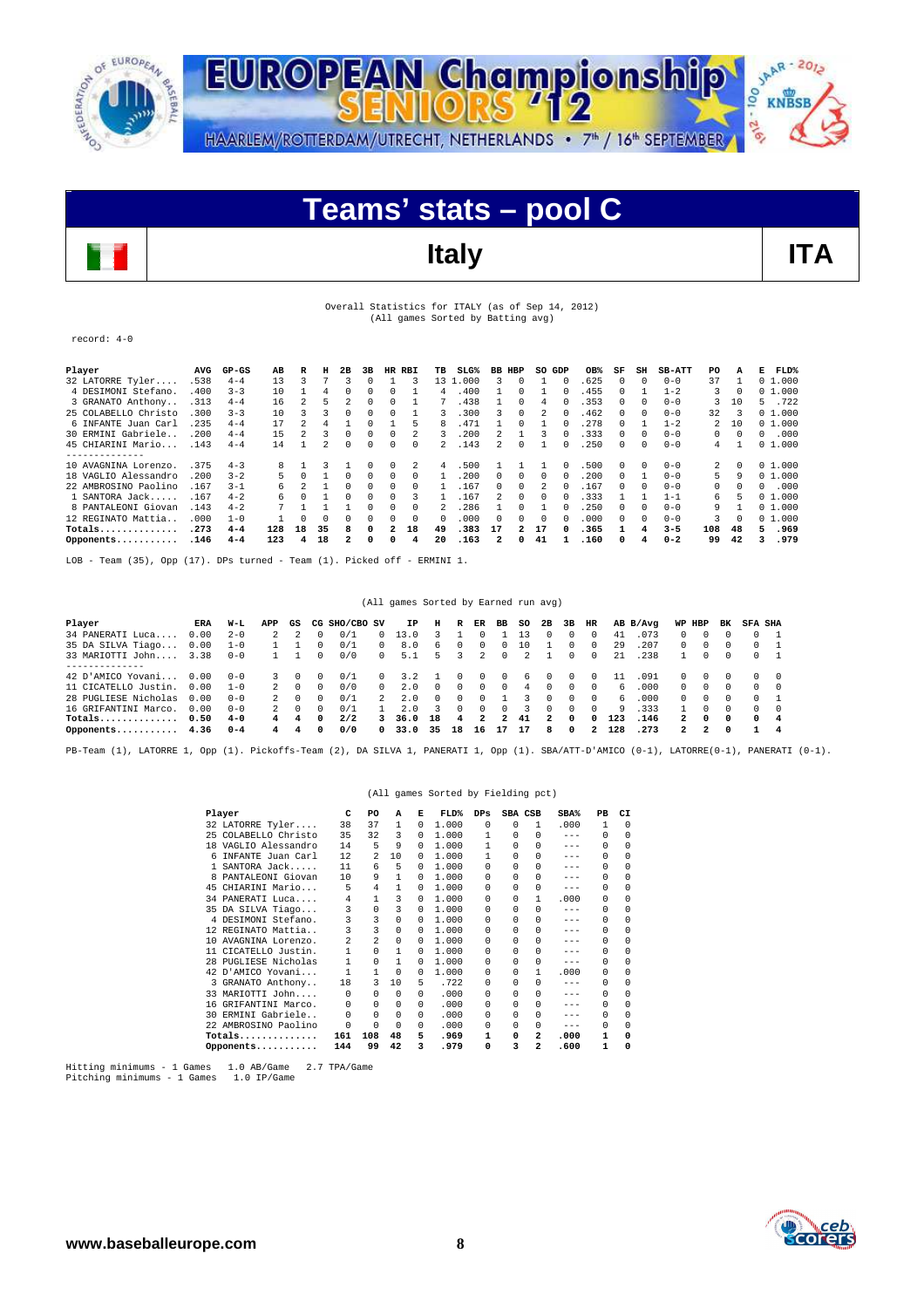# Teams' stats – pool C

## Italy ITA

Overall Statistics for ITALY (as of Sep 14, 2012)
(All games Sorted by Batting avg)

record: 4-0

| Player | AVG | GP-GS | AB | R | H | 2B | 3B | HR | RBI | TB | SLG% | BB | HBP | SO | GDP | OB% | SF | SH | SB-ATT | PO | A | E | FLD% |
|---|---|---|---|---|---|---|---|---|---|---|---|---|---|---|---|---|---|---|---|---|---|---|---|
| 32 LATORRE Tyler.... | .538 | 4-4 | 13 | 3 | 7 | 3 | 0 | 1 | 3 | 13 | 1.000 | 3 | 0 | 1 | 0 | .625 | 0 | 0 | 0-0 | 37 | 1 | 0 | 1.000 |
| 4 DESIMONI Stefano. | .400 | 3-3 | 10 | 1 | 4 | 0 | 0 | 0 | 1 | 4 | .400 | 1 | 0 | 1 | 0 | .455 | 0 | 1 | 1-2 | 3 | 0 | 0 | 1.000 |
| 3 GRANATO Anthony.. | .313 | 4-4 | 16 | 2 | 5 | 2 | 0 | 0 | 1 | 7 | .438 | 1 | 0 | 4 | 0 | .353 | 0 | 0 | 0-0 | 3 | 10 | 5 | .722 |
| 25 COLABELLO Christo | .300 | 3-3 | 10 | 3 | 3 | 0 | 0 | 0 | 1 | 3 | .300 | 3 | 0 | 2 | 0 | .462 | 0 | 0 | 0-0 | 32 | 3 | 0 | 1.000 |
| 6 INFANTE Juan Carl | .235 | 4-4 | 17 | 2 | 4 | 1 | 0 | 1 | 5 | 8 | .471 | 1 | 0 | 1 | 0 | .278 | 0 | 1 | 1-2 | 2 | 10 | 0 | 1.000 |
| 30 ERMINI Gabriele.. | .200 | 4-4 | 15 | 2 | 3 | 0 | 0 | 0 | 2 | 3 | .200 | 2 | 1 | 3 | 0 | .333 | 0 | 0 | 0-0 | 0 | 0 | 0 | .000 |
| 45 CHIARINI Mario.... | .143 | 4-4 | 14 | 1 | 2 | 0 | 0 | 0 | 0 | 2 | .143 | 2 | 0 | 1 | 0 | .250 | 0 | 0 | 0-0 | 4 | 1 | 0 | 1.000 |
| -------------- | | | | | | | | | | | | | | | | | | | | | | | |
| 10 AVAGNINA Lorenzo. | .375 | 4-3 | 8 | 1 | 3 | 1 | 0 | 0 | 2 | 4 | .500 | 1 | 1 | 1 | 0 | .500 | 0 | 0 | 0-0 | 2 | 0 | 0 | 1.000 |
| 18 VAGLIO Alessandro | .200 | 3-2 | 5 | 0 | 1 | 0 | 0 | 0 | 0 | 1 | .200 | 0 | 0 | 0 | 0 | .200 | 0 | 1 | 0-0 | 5 | 9 | 0 | 1.000 |
| 22 AMBROSINO Paolino | .167 | 3-1 | 6 | 2 | 1 | 0 | 0 | 0 | 0 | 1 | .167 | 0 | 0 | 2 | 0 | .167 | 0 | 0 | 0-0 | 0 | 0 | 0 | .000 |
| 1 SANTORA Jack..... | .167 | 4-2 | 6 | 0 | 1 | 0 | 0 | 0 | 3 | 1 | .167 | 2 | 0 | 0 | 0 | .333 | 1 | 1 | 1-1 | 6 | 5 | 0 | 1.000 |
| 8 PANTALEONI Giovan | .143 | 4-2 | 7 | 1 | 1 | 1 | 0 | 0 | 0 | 2 | .286 | 1 | 0 | 1 | 0 | .250 | 0 | 0 | 0-0 | 9 | 1 | 0 | 1.000 |
| 12 REGINATO Mattia.. | .000 | 1-0 | 1 | 0 | 0 | 0 | 0 | 0 | 0 | 0 | .000 | 0 | 0 | 0 | 0 | .000 | 0 | 0 | 0-0 | 3 | 0 | 0 | 1.000 |
| **Totals..............** | **.273** | **4-4** | **128** | **18** | **35** | **8** | **0** | **2** | **18** | **49** | **.383** | **17** | **2** | **17** | **0** | **.365** | **1** | **4** | **3-5** | **108** | **48** | **5** | **.969** |
| **Opponents...........** | **.146** | **4-4** | **123** | **4** | **18** | **2** | **0** | **0** | **4** | **20** | **.163** | **2** | **0** | **41** | **1** | **.160** | **0** | **4** | **0-2** | **99** | **42** | **3** | **.979** |

LOB - Team (35), Opp (17). DPs turned - Team (1). Picked off - ERMINI 1.

(All games Sorted by Earned run avg)

| Player | ERA | W-L | APP | GS | CG | SHO/CBO | SV | IP | H | R | ER | BB | SO | 2B | 3B | HR | AB | B/Avg | WP | HBP | BK | SFA | SHA |
|---|---|---|---|---|---|---|---|---|---|---|---|---|---|---|---|---|---|---|---|---|---|---|---|
| 34 PANERATI Luca.... | 0.00 | 2-0 | 2 | 2 | 0 | 0/1 | 0 | 13.0 | 3 | 1 | 0 | 1 | 13 | 0 | 0 | 0 | 41 | .073 | 0 | 0 | 0 | 0 | 1 |
| 35 DA SILVA Tiago... | 0.00 | 1-0 | 1 | 1 | 0 | 0/1 | 0 | 8.0 | 6 | 0 | 0 | 0 | 10 | 1 | 0 | 0 | 29 | .207 | 0 | 0 | 0 | 0 | 1 |
| 33 MARIOTTI John.... | 3.38 | 0-0 | 1 | 1 | 0 | 0/0 | 0 | 5.1 | 5 | 3 | 2 | 0 | 2 | 1 | 0 | 0 | 21 | .238 | 1 | 0 | 0 | 0 | 1 |
| -------------- | | | | | | | | | | | | | | | | | | | | | | | |
| 42 D'AMICO Yovani... | 0.00 | 0-0 | 3 | 0 | 0 | 0/1 | 0 | 3.2 | 1 | 0 | 0 | 0 | 6 | 0 | 0 | 0 | 11 | .091 | 0 | 0 | 0 | 0 | 0 |
| 11 CICATELLO Justin. | 0.00 | 1-0 | 2 | 0 | 0 | 0/0 | 0 | 2.0 | 0 | 0 | 0 | 0 | 4 | 0 | 0 | 0 | 6 | .000 | 0 | 0 | 0 | 0 | 0 |
| 28 PUGLIESE Nicholas | 0.00 | 0-0 | 2 | 0 | 0 | 0/1 | 2 | 2.0 | 0 | 0 | 0 | 1 | 3 | 0 | 0 | 0 | 6 | .000 | 0 | 0 | 0 | 0 | 1 |
| 16 GRIFANTINI Marco. | 0.00 | 0-0 | 2 | 0 | 0 | 0/1 | 1 | 2.0 | 3 | 0 | 0 | 0 | 3 | 0 | 0 | 0 | 9 | .333 | 1 | 0 | 0 | 0 | 0 |
| **Totals..............** | **0.50** | **4-0** | **4** | **4** | **0** | **2/2** | **3** | **36.0** | **18** | **4** | **2** | **2** | **41** | **2** | **0** | **0** | **123** | **.146** | **2** | **0** | **0** | **0** | **4** |
| **Opponents...........** | **4.36** | **0-4** | **4** | **4** | **0** | **0/0** | **0** | **33.0** | **35** | **18** | **16** | **17** | **17** | **8** | **0** | **2** | **128** | **.273** | **2** | **2** | **0** | **1** | **4** |

PB-Team (1), LATORRE 1, Opp (1). Pickoffs-Team (2), DA SILVA 1, PANERATI 1, Opp (1). SBA/ATT-D'AMICO (0-1), LATORRE(0-1), PANERATI (0-1).

(All games Sorted by Fielding pct)

| Player | C | PO | A | E | FLD% | DPs | SBA | CSB | SBA% | PB | CI |
|---|---|---|---|---|---|---|---|---|---|---|---|
| 32 LATORRE Tyler.... | 38 | 37 | 1 | 0 | 1.000 | 0 | 0 | 1 | .000 | 1 | 0 |
| 25 COLABELLO Christo | 35 | 32 | 3 | 0 | 1.000 | 1 | 0 | 0 | --- | 0 | 0 |
| 18 VAGLIO Alessandro | 14 | 5 | 9 | 0 | 1.000 | 1 | 0 | 0 | --- | 0 | 0 |
| 6 INFANTE Juan Carl | 12 | 2 | 10 | 0 | 1.000 | 1 | 0 | 0 | --- | 0 | 0 |
| 1 SANTORA Jack..... | 11 | 6 | 5 | 0 | 1.000 | 0 | 0 | 0 | --- | 0 | 0 |
| 8 PANTALEONI Giovan | 10 | 9 | 1 | 0 | 1.000 | 0 | 0 | 0 | --- | 0 | 0 |
| 45 CHIARINI Mario... | 5 | 4 | 1 | 0 | 1.000 | 0 | 0 | 0 | --- | 0 | 0 |
| 34 PANERATI Luca.... | 4 | 1 | 3 | 0 | 1.000 | 0 | 0 | 1 | .000 | 0 | 0 |
| 35 DA SILVA Tiago... | 3 | 0 | 3 | 0 | 1.000 | 0 | 0 | 0 | --- | 0 | 0 |
| 4 DESIMONI Stefano. | 3 | 3 | 0 | 0 | 1.000 | 0 | 0 | 0 | --- | 0 | 0 |
| 12 REGINATO Mattia.. | 3 | 3 | 0 | 0 | 1.000 | 0 | 0 | 0 | --- | 0 | 0 |
| 10 AVAGNINA Lorenzo. | 2 | 2 | 0 | 0 | 1.000 | 0 | 0 | 0 | --- | 0 | 0 |
| 11 CICATELLO Justin. | 1 | 0 | 1 | 0 | 1.000 | 0 | 0 | 0 | --- | 0 | 0 |
| 28 PUGLIESE Nicholas | 1 | 0 | 1 | 0 | 1.000 | 0 | 0 | 0 | --- | 0 | 0 |
| 42 D'AMICO Yovani... | 1 | 1 | 0 | 0 | 1.000 | 0 | 0 | 1 | .000 | 0 | 0 |
| 3 GRANATO Anthony.. | 18 | 3 | 10 | 5 | .722 | 0 | 0 | 0 | --- | 0 | 0 |
| 33 MARIOTTI John.... | 0 | 0 | 0 | 0 | .000 | 0 | 0 | 0 | --- | 0 | 0 |
| 16 GRIFANTINI Marco. | 0 | 0 | 0 | 0 | .000 | 0 | 0 | 0 | --- | 0 | 0 |
| 30 ERMINI Gabriele.. | 0 | 0 | 0 | 0 | .000 | 0 | 0 | 0 | --- | 0 | 0 |
| 22 AMBROSINO Paolino | 0 | 0 | 0 | 0 | .000 | 0 | 0 | 0 | --- | 0 | 0 |
| **Totals..............** | **161** | **108** | **48** | **5** | **.969** | **1** | **0** | **2** | **.000** | **1** | **0** |
| **Opponents...........** | **144** | **99** | **42** | **3** | **.979** | **0** | **3** | **2** | **.600** | **1** | **0** |

Hitting minimums - 1 Games 1.0 AB/Game 2.7 TPA/Game
Pitching minimums - 1 Games 1.0 IP/Game

www.baseballeurope.com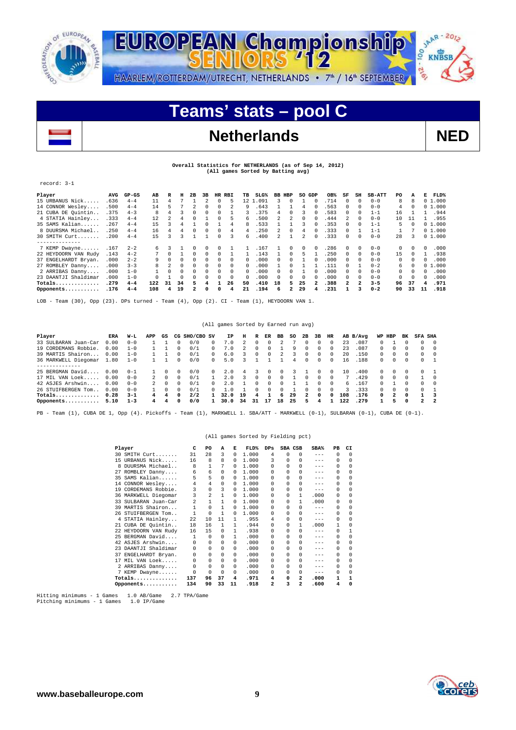# Teams' stats – pool C

## Netherlands NED

**Overall Statistics for NETHERLANDS (as of Sep 14, 2012)**
**(All games Sorted by Batting avg)**

record: 3-1

| Player | AVG | GP-GS | AB | R | H | 2B | 3B | HR | RBI | TB | SLG% | BB | HBP | SO | GDP | OB% | SF | SH | SB-ATT | PO | A | E | FLD% |
|---|---|---|---|---|---|---|---|---|---|---|---|---|---|---|---|---|---|---|---|---|---|---|---|
| 15 URBANUS Nick...... | .636 | 4-4 | 11 | 4 | 7 | 1 | 2 | 0 | 5 | 12 | 1.091 | 3 | 0 | 1 | 0 | .714 | 0 | 0 | 0-0 | 8 | 8 | 0 | 1.000 |
| 14 CONNOR Wesley..... | .500 | 4-4 | 14 | 5 | 7 | 2 | 0 | 0 | 2 | 9 | .643 | 1 | 1 | 4 | 0 | .563 | 0 | 0 | 0-0 | 4 | 0 | 0 | 1.000 |
| 21 CUBA DE Quintin... | .375 | 4-3 | 8 | 4 | 3 | 0 | 0 | 0 | 1 | 3 | .375 | 4 | 0 | 3 | 0 | .583 | 0 | 0 | 1-1 | 16 | 1 | 1 | .944 |
| 4 STATIA Hainley.... | .333 | 4-4 | 12 | 2 | 4 | 0 | 1 | 0 | 5 | 6 | .500 | 2 | 2 | 0 | 0 | .444 | 2 | 0 | 0-0 | 10 | 11 | 1 | .955 |
| 35 SAMS Kalian....... | .267 | 4-4 | 15 | 3 | 4 | 1 | 0 | 1 | 4 | 8 | .533 | 1 | 1 | 3 | 0 | .353 | 0 | 0 | 1-1 | 5 | 0 | 0 | 1.000 |
| 8 DUURSMA Michael... | .250 | 4-4 | 16 | 4 | 4 | 0 | 0 | 0 | 4 | 4 | .250 | 2 | 0 | 4 | 0 | .333 | 0 | 1 | 1-1 | 1 | 7 | 0 | 1.000 |
| 30 SMITH Curt........ | .200 | 4-4 | 15 | 3 | 3 | 1 | 1 | 0 | 3 | 6 | .400 | 2 | 1 | 2 | 0 | .333 | 0 | 0 | 0-0 | 28 | 3 | 0 | 1.000 |
| 7 KEMP Dwayne....... | .167 | 2-2 | 6 | 3 | 1 | 0 | 0 | 0 | 1 | 1 | .167 | 1 | 0 | 0 | 0 | .286 | 0 | 0 | 0-0 | 0 | 0 | 0 | .000 |
| 22 HEYDOORN VAN Rudy | .143 | 4-2 | 7 | 0 | 1 | 0 | 0 | 0 | 1 | 1 | .143 | 1 | 0 | 5 | 1 | .250 | 0 | 0 | 0-0 | 15 | 0 | 1 | .938 |
| 37 ENGELHARDT Bryan. | .000 | 2-2 | 9 | 0 | 0 | 0 | 0 | 0 | 0 | 0 | .000 | 0 | 0 | 1 | 0 | .000 | 0 | 0 | 0-0 | 0 | 0 | 0 | .000 |
| 27 ROMBLEY Danny..... | .000 | 3-3 | 8 | 2 | 0 | 0 | 0 | 0 | 0 | 0 | .000 | 1 | 0 | 1 | 1 | .111 | 0 | 1 | 0-2 | 6 | 0 | 0 | 1.000 |
| 2 ARRIBAS Danny..... | .000 | 1-0 | 1 | 0 | 0 | 0 | 0 | 0 | 0 | 0 | .000 | 0 | 0 | 1 | 0 | .000 | 0 | 0 | 0-0 | 0 | 0 | 0 | .000 |
| 23 DAANTJI Shaldimar | .000 | 1-0 | 0 | 1 | 0 | 0 | 0 | 0 | 0 | 0 | .000 | 0 | 0 | 0 | 0 | .000 | 0 | 0 | 0-0 | 0 | 0 | 0 | .000 |
| **Totals..............** | **.279** | **4-4** | **122** | **31** | **34** | **5** | **4** | **1** | **26** | **50** | **.410** | **18** | **5** | **25** | **2** | **.388** | **2** | **2** | **3-5** | **96** | **37** | **4** | **.971** |
| **Opponents...........** | **.176** | **4-4** | **108** | **4** | **19** | **2** | **0** | **0** | **4** | **21** | **.194** | **6** | **2** | **29** | **4** | **.231** | **1** | **3** | **0-2** | **90** | **33** | **11** | **.918** |

LOB - Team (30), Opp (23). DPs turned - Team (4), Opp (2). CI - Team (1), HEYDOORN VAN 1.

(All games Sorted by Earned run avg)

| Player | ERA | W-L | APP | GS | CG | SHO/CBO | SV | IP | H | R | ER | BB | SO | 2B | 3B | HR | AB | B/Avg | WP | HBP | BK | SFA | SHA |
|---|---|---|---|---|---|---|---|---|---|---|---|---|---|---|---|---|---|---|---|---|---|---|---|
| 33 SULBARAN Juan-Car | 0.00 | 0-0 | 1 | 1 | 0 | 0/0 | 0 | 7.0 | 2 | 0 | 0 | 2 | 7 | 0 | 0 | 0 | 23 | .087 | 0 | 1 | 0 | 0 | 0 |
| 19 CORDEMANS Robbie. | 0.00 | 1-0 | 1 | 1 | 0 | 0/1 | 0 | 7.0 | 2 | 0 | 0 | 1 | 9 | 0 | 0 | 0 | 23 | .087 | 0 | 0 | 0 | 0 | 0 |
| 39 MARTIS Shairon.... | 0.00 | 1-0 | 1 | 1 | 0 | 0/1 | 0 | 6.0 | 3 | 0 | 0 | 2 | 3 | 0 | 0 | 0 | 20 | .150 | 0 | 0 | 0 | 0 | 0 |
| 36 MARKWELL Diegomar | 1.80 | 1-0 | 1 | 1 | 0 | 0/0 | 0 | 5.0 | 3 | 1 | 1 | 1 | 4 | 0 | 0 | 0 | 16 | .188 | 0 | 0 | 0 | 0 | 1 |
| 25 BERGMAN David..... | 0.00 | 0-1 | 1 | 0 | 0 | 0/0 | 0 | 2.0 | 4 | 3 | 0 | 0 | 3 | 1 | 0 | 0 | 10 | .400 | 0 | 0 | 0 | 0 | 1 |
| 17 MIL VAN Loek...... | 0.00 | 0-0 | 2 | 0 | 0 | 0/1 | 1 | 2.0 | 3 | 0 | 0 | 0 | 1 | 0 | 0 | 0 | 7 | .429 | 0 | 0 | 0 | 1 | 0 |
| 42 ASJES Arshwin..... | 0.00 | 0-0 | 2 | 0 | 0 | 0/1 | 0 | 2.0 | 1 | 0 | 0 | 0 | 1 | 1 | 0 | 0 | 6 | .167 | 0 | 1 | 0 | 0 | 0 |
| 26 STUIFBERGEN Tom... | 0.00 | 0-0 | 1 | 0 | 0 | 0/1 | 0 | 1.0 | 1 | 0 | 0 | 0 | 1 | 0 | 0 | 0 | 3 | .333 | 0 | 0 | 0 | 0 | 1 |
| **Totals..............** | **0.28** | **3-1** | **4** | **4** | **0** | **2/2** | **1** | **32.0** | **19** | **4** | **1** | **6** | **29** | **2** | **0** | **0** | **108** | **.176** | **0** | **2** | **0** | **1** | **3** |
| **Opponents...........** | **5.10** | **1-3** | **4** | **4** | **0** | **0/0** | **1** | **30.0** | **34** | **31** | **17** | **18** | **25** | **5** | **4** | **1** | **122** | **.279** | **1** | **5** | **0** | **2** | **2** |

PB - Team (1), CUBA DE 1, Opp (4). Pickoffs - Team (1), MARKWELL 1. SBA/ATT - MARKWELL (0-1), SULBARAN (0-1), CUBA DE (0-1).

(All games Sorted by Fielding pct)

| Player | C | PO | A | E | FLD% | DPs | SBA | CSB | SBA% | PB | CI |
|---|---|---|---|---|---|---|---|---|---|---|---|
| 30 SMITH Curt....... | 31 | 28 | 3 | 0 | 1.000 | 4 | 0 | 0 | --- | 0 | 0 |
| 15 URBANUS Nick..... | 16 | 8 | 8 | 0 | 1.000 | 3 | 0 | 0 | --- | 0 | 0 |
| 8 DUURSMA Michael.. | 8 | 1 | 7 | 0 | 1.000 | 0 | 0 | 0 | --- | 0 | 0 |
| 27 ROMBLEY Danny.... | 6 | 6 | 0 | 0 | 1.000 | 0 | 0 | 0 | --- | 0 | 0 |
| 35 SAMS Kalian...... | 5 | 5 | 0 | 0 | 1.000 | 0 | 0 | 0 | --- | 0 | 0 |
| 14 CONNOR Wesley.... | 4 | 4 | 0 | 0 | 1.000 | 0 | 0 | 0 | --- | 0 | 0 |
| 19 CORDEMANS Robbie. | 3 | 0 | 3 | 0 | 1.000 | 0 | 0 | 0 | --- | 0 | 0 |
| 36 MARKWELL Diegomar | 3 | 2 | 1 | 0 | 1.000 | 0 | 0 | 1 | .000 | 0 | 0 |
| 33 SULBARAN Juan-Car | 2 | 1 | 1 | 0 | 1.000 | 0 | 0 | 1 | .000 | 0 | 0 |
| 39 MARTIS Shairon... | 1 | 0 | 1 | 0 | 1.000 | 0 | 0 | 0 | --- | 0 | 0 |
| 26 STUIFBERGEN Tom.. | 1 | 0 | 1 | 0 | 1.000 | 0 | 0 | 0 | --- | 0 | 0 |
| 4 STATIA Hainley... | 22 | 10 | 11 | 1 | .955 | 4 | 0 | 0 | --- | 0 | 0 |
| 21 CUBA DE Quintin.. | 18 | 16 | 1 | 1 | .944 | 0 | 0 | 1 | .000 | 1 | 0 |
| 22 HEYDOORN VAN Rudy | 16 | 15 | 0 | 1 | .938 | 0 | 0 | 0 | --- | 0 | 1 |
| 25 BERGMAN David.... | 1 | 0 | 0 | 1 | .000 | 0 | 0 | 0 | --- | 0 | 0 |
| 42 ASJES Arshwin.... | 0 | 0 | 0 | 0 | .000 | 0 | 0 | 0 | --- | 0 | 0 |
| 23 DAANTJI Shaldimar | 0 | 0 | 0 | 0 | .000 | 0 | 0 | 0 | --- | 0 | 0 |
| 37 ENGELHARDT Bryan. | 0 | 0 | 0 | 0 | .000 | 0 | 0 | 0 | --- | 0 | 0 |
| 17 MIL VAN Loek..... | 0 | 0 | 0 | 0 | .000 | 0 | 0 | 0 | --- | 0 | 0 |
| 2 ARRIBAS Danny.... | 0 | 0 | 0 | 0 | .000 | 0 | 0 | 0 | --- | 0 | 0 |
| 7 KEMP Dwayne...... | 0 | 0 | 0 | 0 | .000 | 0 | 0 | 0 | --- | 0 | 0 |
| **Totals.............** | **137** | **96** | **37** | **4** | **.971** | **4** | **0** | **2** | **.000** | **1** | **1** |
| **Opponents..........** | **134** | **90** | **33** | **11** | **.918** | **2** | **3** | **2** | **.600** | **4** | **0** |

Hitting minimums - 1 Games 1.0 AB/Game 2.7 TPA/Game
Pitching minimums - 1 Games 1.0 IP/Game

www.baseballeurope.com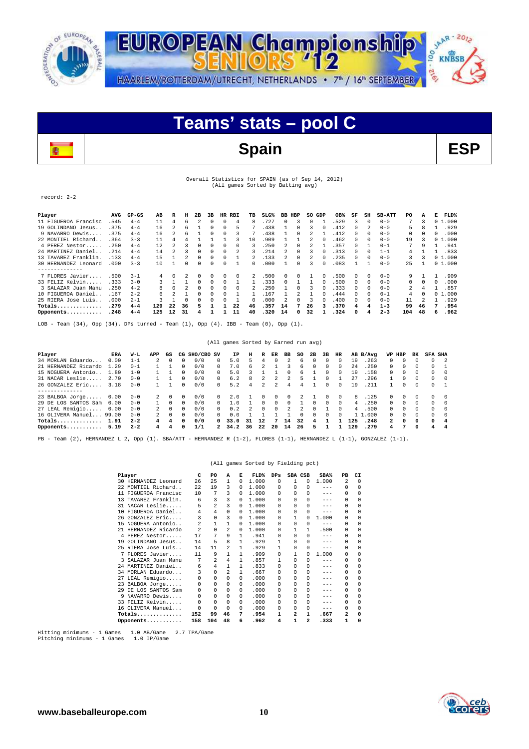# EUROPEAN Championship SENIORS '12

HAARLEM/ROTTERDAM/UTRECHT, NETHERLANDS • 7th / 16th SEPTEMBER

## Teams' stats – pool C

## Spain ESP

Overall Statistics for SPAIN (as of Sep 14, 2012)
(All games Sorted by Batting avg)

record: 2-2

| Player | AVG | GP-GS | AB | R | H | 2B | 3B | HR | RBI | TB | SLG% | BB | HBP | SO | GDP | OB% | SF | SH | SB-ATT | PO | A | E | FLD% |
|---|---|---|---|---|---|---|---|---|---|---|---|---|---|---|---|---|---|---|---|---|---|---|---|
| 11 FIGUEROA Francisc | .545 | 4-4 | 11 | 4 | 6 | 2 | 0 | 0 | 4 | 8 | .727 | 0 | 3 | 0 | 1 | .529 | 3 | 0 | 0-0 | 7 | 3 | 0 | 1.000 |
| 19 GOLINDANO Jesus... | .375 | 4-4 | 16 | 2 | 6 | 1 | 0 | 0 | 5 | 7 | .438 | 1 | 0 | 3 | 0 | .412 | 0 | 2 | 0-0 | 5 | 8 | 1 | .929 |
| 9 NAVARRO Dewis.... | .375 | 4-4 | 16 | 2 | 6 | 1 | 0 | 0 | 3 | 7 | .438 | 1 | 0 | 2 | 1 | .412 | 0 | 0 | 0-0 | 0 | 0 | 0 | .000 |
| 22 MONTIEL Richard.. | .364 | 3-3 | 11 | 4 | 4 | 1 | 1 | 1 | 3 | 10 | .909 | 1 | 1 | 2 | 0 | .462 | 0 | 0 | 0-0 | 19 | 3 | 0 | 1.000 |
| 4 PEREZ Nestor..... | .250 | 4-4 | 12 | 2 | 3 | 0 | 0 | 0 | 0 | 3 | .250 | 2 | 0 | 2 | 1 | .357 | 0 | 1 | 0-1 | 7 | 9 | 1 | .941 |
| 24 MARTINEZ Daniel.. | .214 | 4-4 | 14 | 2 | 3 | 0 | 0 | 0 | 2 | 3 | .214 | 2 | 0 | 3 | 0 | .313 | 0 | 0 | 1-1 | 4 | 1 | 1 | .833 |
| 13 TAVAREZ Franklin. | .133 | 4-4 | 15 | 1 | 2 | 0 | 0 | 0 | 1 | 2 | .133 | 2 | 0 | 2 | 0 | .235 | 0 | 0 | 0-0 | 3 | 3 | 0 | 1.000 |
| 30 HERNANDEZ Leonard | .000 | 3-3 | 10 | 1 | 0 | 0 | 0 | 0 | 1 | 0 | .000 | 1 | 0 | 3 | 0 | .083 | 1 | 1 | 0-0 | 25 | 1 | 0 | 1.000 |
| 7 FLORES Javier.... | .500 | 3-1 | 4 | 0 | 2 | 0 | 0 | 0 | 0 | 2 | .500 | 0 | 0 | 1 | 0 | .500 | 0 | 0 | 0-0 | 9 | 1 | 1 | .909 |
| 33 FELIZ Kelvin..... | .333 | 3-0 | 3 | 1 | 1 | 0 | 0 | 0 | 1 | 1 | .333 | 0 | 1 | 1 | 0 | .500 | 0 | 0 | 0-0 | 0 | 0 | 0 | .000 |
| 3 SALAZAR Juan Manu | .250 | 4-2 | 8 | 0 | 2 | 0 | 0 | 0 | 0 | 2 | .250 | 1 | 0 | 3 | 0 | .333 | 0 | 0 | 0-0 | 2 | 4 | 1 | .857 |
| 10 FIGUEROA Daniel.. | .167 | 2-2 | 6 | 2 | 1 | 0 | 0 | 0 | 1 | 1 | .167 | 1 | 2 | 1 | 0 | .444 | 0 | 0 | 0-1 | 4 | 0 | 0 | 1.000 |
| 25 RIERA Jose Luis.. | .000 | 2-1 | 3 | 1 | 0 | 0 | 0 | 0 | 1 | 0 | .000 | 2 | 0 | 3 | 0 | .400 | 0 | 0 | 0-0 | 11 | 2 | 1 | .929 |
| **Totals..........** | **.279** | **4-4** | **129** | **22** | **36** | **5** | **1** | **1** | **22** | **46** | **.357** | **14** | **7** | **26** | **3** | **.370** | **4** | **4** | **1-3** | **99** | **46** | **7** | **.954** |
| **Opponents.........** | **.248** | **4-4** | **125** | **12** | **31** | **4** | **1** | **1** | **11** | **40** | **.320** | **14** | **0** | **32** | **1** | **.324** | **0** | **4** | **2-3** | **104** | **48** | **6** | **.962** |

LOB - Team (34), Opp (34). DPs turned - Team (1), Opp (4). IBB - Team (0), Opp (1).

(All games Sorted by Earned run avg)

| Player | ERA | W-L | APP | GS | CG | SHO/CBO | SV | IP | H | R | ER | BB | SO | 2B | 3B | HR | AB | B/Avg | WP | HBP | BK | SFA | SHA |
|---|---|---|---|---|---|---|---|---|---|---|---|---|---|---|---|---|---|---|---|---|---|---|---|
| 34 MORLAN Eduardo... | 0.00 | 1-1 | 2 | 0 | 0 | 0/0 | 0 | 5.0 | 5 | 4 | 0 | 2 | 6 | 0 | 0 | 0 | 19 | .263 | 0 | 0 | 0 | 0 | 2 |
| 21 HERNANDEZ Ricardo | 1.29 | 0-1 | 1 | 1 | 0 | 0/0 | 0 | 7.0 | 6 | 2 | 1 | 3 | 6 | 0 | 0 | 0 | 24 | .250 | 0 | 0 | 0 | 0 | 1 |
| 15 NOGUERA Antonio.. | 1.80 | 1-0 | 1 | 1 | 0 | 0/0 | 0 | 5.0 | 3 | 1 | 1 | 0 | 6 | 1 | 0 | 0 | 19 | .158 | 0 | 0 | 0 | 0 | 0 |
| 31 NACAR Leslie..... | 2.70 | 0-0 | 1 | 1 | 0 | 0/0 | 0 | 6.2 | 8 | 2 | 2 | 2 | 5 | 1 | 0 | 1 | 27 | .296 | 1 | 0 | 0 | 0 | 0 |
| 26 GONZALEZ Eric.... | 3.18 | 0-0 | 1 | 1 | 0 | 0/0 | 0 | 5.2 | 4 | 2 | 2 | 4 | 4 | 1 | 0 | 0 | 19 | .211 | 1 | 0 | 0 | 0 | 1 |
| 23 BALBOA Jorge..... | 0.00 | 0-0 | 2 | 0 | 0 | 0/0 | 0 | 2.0 | 1 | 0 | 0 | 0 | 2 | 1 | 0 | 0 | 8 | .125 | 0 | 0 | 0 | 0 | 0 |
| 29 DE LOS SANTOS Sam | 0.00 | 0-0 | 1 | 0 | 0 | 0/0 | 0 | 1.0 | 1 | 0 | 0 | 0 | 1 | 0 | 0 | 0 | 4 | .250 | 0 | 0 | 0 | 0 | 0 |
| 27 LEAL Remigio..... | 0.00 | 0-0 | 2 | 0 | 0 | 0/0 | 0 | 0.2 | 2 | 0 | 0 | 2 | 2 | 0 | 1 | 0 | 4 | .500 | 0 | 0 | 0 | 0 | 0 |
| 16 OLIVERA Manuel... | 99.00 | 0-0 | 2 | 0 | 0 | 0/0 | 0 | 0.0 | 1 | 1 | 1 | 1 | 0 | 0 | 0 | 0 | 1 | 1.000 | 0 | 0 | 0 | 0 | 0 |
| **Totals..........** | **1.91** | **2-2** | **4** | **4** | **0** | **0/0** | **0** | **33.0** | **31** | **12** | **7** | **14** | **32** | **4** | **1** | **1** | **125** | **.248** | **2** | **0** | **0** | **0** | **4** |
| **Opponents.........** | **5.19** | **2-2** | **4** | **4** | **0** | **1/1** | **2** | **34.2** | **36** | **22** | **20** | **14** | **26** | **5** | **1** | **1** | **129** | **.279** | **4** | **7** | **0** | **4** | **4** |

PB - Team (2), HERNANDEZ L 2, Opp (1). SBA/ATT - HERNANDEZ R (1-2), FLORES (1-1), HERNANDEZ L (1-1), GONZALEZ (1-1).

(All games Sorted by Fielding pct)

| Player | C | PO | A | E | FLD% | DPs | SBA | CSB | SBA% | PB | CI |
|---|---|---|---|---|---|---|---|---|---|---|---|
| 30 HERNANDEZ Leonard | 26 | 25 | 1 | 0 | 1.000 | 0 | 1 | 0 | 1.000 | 2 | 0 |
| 22 MONTIEL Richard.. | 22 | 19 | 3 | 0 | 1.000 | 0 | 0 | 0 | --- | 0 | 0 |
| 11 FIGUEROA Francisc | 10 | 7 | 3 | 0 | 1.000 | 0 | 0 | 0 | --- | 0 | 0 |
| 13 TAVAREZ Franklin. | 6 | 3 | 3 | 0 | 1.000 | 0 | 0 | 0 | --- | 0 | 0 |
| 31 NACAR Leslie..... | 5 | 2 | 3 | 0 | 1.000 | 0 | 0 | 0 | --- | 0 | 0 |
| 10 FIGUEROA Daniel.. | 4 | 4 | 0 | 0 | 1.000 | 0 | 0 | 0 | --- | 0 | 0 |
| 26 GONZALEZ Eric.... | 3 | 0 | 3 | 0 | 1.000 | 0 | 1 | 0 | 1.000 | 0 | 0 |
| 15 NOGUERA Antonio.. | 2 | 1 | 1 | 0 | 1.000 | 0 | 0 | 0 | --- | 0 | 0 |
| 21 HERNANDEZ Ricardo | 2 | 0 | 2 | 0 | 1.000 | 0 | 1 | 1 | .500 | 0 | 0 |
| 4 PEREZ Nestor..... | 17 | 7 | 9 | 1 | .941 | 0 | 0 | 0 | --- | 0 | 0 |
| 19 GOLINDANO Jesus.. | 14 | 5 | 8 | 1 | .929 | 1 | 0 | 0 | --- | 0 | 0 |
| 25 RIERA Jose Luis.. | 14 | 11 | 2 | 1 | .929 | 1 | 0 | 0 | --- | 0 | 0 |
| 7 FLORES Javier.... | 11 | 9 | 1 | 1 | .909 | 0 | 1 | 0 | 1.000 | 0 | 0 |
| 3 SALAZAR Juan Manu | 7 | 2 | 4 | 1 | .857 | 1 | 0 | 0 | --- | 0 | 0 |
| 24 MARTINEZ Daniel.. | 6 | 4 | 1 | 1 | .833 | 0 | 0 | 0 | --- | 0 | 0 |
| 34 MORLAN Eduardo... | 3 | 0 | 2 | 1 | .667 | 0 | 0 | 0 | --- | 0 | 0 |
| 27 LEAL Remigio..... | 0 | 0 | 0 | 0 | .000 | 0 | 0 | 0 | --- | 0 | 0 |
| 23 BALBOA Jorge..... | 0 | 0 | 0 | 0 | .000 | 0 | 0 | 0 | --- | 0 | 0 |
| 29 DE LOS SANTOS Sam | 0 | 0 | 0 | 0 | .000 | 0 | 0 | 0 | --- | 0 | 0 |
| 9 NAVARRO Dewis.... | 0 | 0 | 0 | 0 | .000 | 0 | 0 | 0 | --- | 0 | 0 |
| 33 FELIZ Kelvin..... | 0 | 0 | 0 | 0 | .000 | 0 | 0 | 0 | --- | 0 | 0 |
| 16 OLIVERA Manuel... | 0 | 0 | 0 | 0 | .000 | 0 | 0 | 0 | --- | 0 | 0 |
| **Totals..........** | **152** | **99** | **46** | **7** | **.954** | **1** | **2** | **1** | **.667** | **2** | **0** |
| **Opponents.........** | **158** | **104** | **48** | **6** | **.962** | **4** | **1** | **2** | **.333** | **1** | **0** |

Hitting minimums - 1 Games 1.0 AB/Game 2.7 TPA/Game
Pitching minimums - 1 Games 1.0 IP/Game

www.baseballeurope.com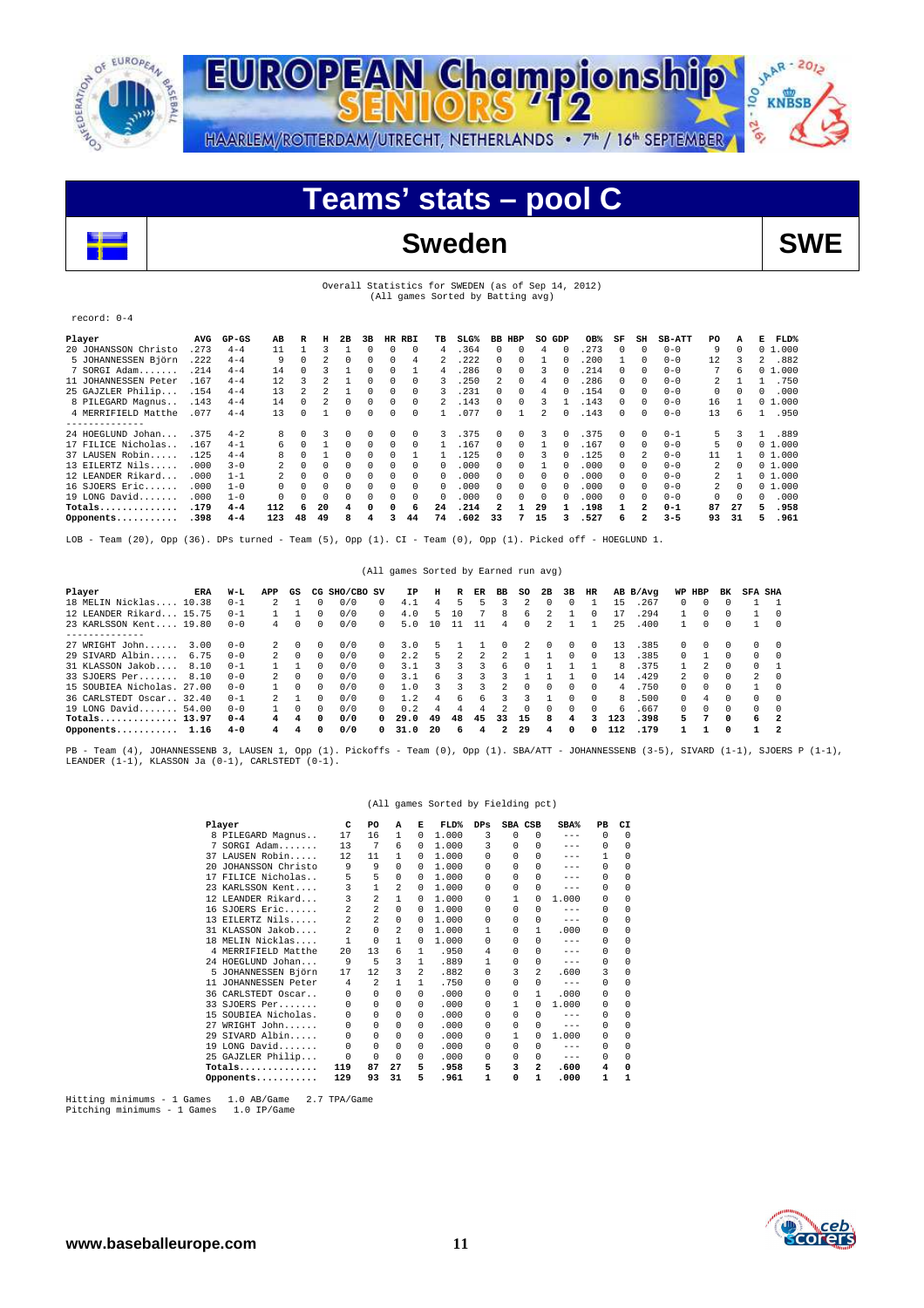# Teams' stats – pool C

## Sweden

**SWE**

Overall Statistics for SWEDEN (as of Sep 14, 2012)
(All games Sorted by Batting avg)

record: 0-4

| Player | AVG | GP-GS | AB | R | H | 2B | 3B | HR | RBI | TB | SLG% | BB | HBP | SO | GDP | OB% | SF | SH | SB-ATT | PO | A | E | FLD% |
|---|---|---|---|---|---|---|---|---|---|---|---|---|---|---|---|---|---|---|---|---|---|---|---|
| 20 JOHANSSON Christo | .273 | 4-4 | 11 | 1 | 3 | 1 | 0 | 0 | 0 | 4 | .364 | 0 | 0 | 4 | 0 | .273 | 0 | 0 | 0-0 | 9 | 0 | 0 | 1.000 |
| 5 JOHANNESSEN Björn | .222 | 4-4 | 9 | 0 | 2 | 0 | 0 | 0 | 4 | 2 | .222 | 0 | 0 | 1 | 0 | .200 | 1 | 0 | 0-0 | 12 | 3 | 2 | .882 |
| 7 SORGI Adam....... | .214 | 4-4 | 14 | 0 | 3 | 1 | 0 | 0 | 1 | 4 | .286 | 0 | 0 | 3 | 0 | .214 | 0 | 0 | 0-0 | 7 | 6 | 0 | 1.000 |
| 11 JOHANNESSEN Peter | .167 | 4-4 | 12 | 3 | 2 | 1 | 0 | 0 | 0 | 3 | .250 | 2 | 0 | 4 | 0 | .286 | 0 | 0 | 0-0 | 2 | 1 | 1 | .750 |
| 25 GAJZLER Philip... | .154 | 4-4 | 13 | 2 | 2 | 1 | 0 | 0 | 0 | 3 | .231 | 0 | 0 | 4 | 0 | .154 | 0 | 0 | 0-0 | 0 | 0 | 0 | .000 |
| 8 PILEGARD Magnus.. | .143 | 4-4 | 14 | 0 | 2 | 0 | 0 | 0 | 0 | 2 | .143 | 0 | 0 | 3 | 1 | .143 | 0 | 0 | 0-0 | 16 | 1 | 0 | 1.000 |
| 4 MERRIFIELD Matthe | .077 | 4-4 | 13 | 0 | 1 | 0 | 0 | 0 | 0 | 1 | .077 | 0 | 1 | 2 | 0 | .143 | 0 | 0 | 0-0 | 13 | 6 | 1 | .950 |
| -------------- | | | | | | | | | | | | | | | | | | | | | | | |
| 24 HOEGLUND Johan... | .375 | 4-2 | 8 | 0 | 3 | 0 | 0 | 0 | 0 | 3 | .375 | 0 | 0 | 3 | 0 | .375 | 0 | 0 | 0-1 | 5 | 3 | 1 | .889 |
| 17 FILICE Nicholas.. | .167 | 4-1 | 6 | 0 | 1 | 0 | 0 | 0 | 0 | 1 | .167 | 0 | 0 | 1 | 0 | .167 | 0 | 0 | 0-0 | 5 | 0 | 0 | 1.000 |
| 37 LAUSEN Robin..... | .125 | 4-4 | 8 | 0 | 1 | 0 | 0 | 0 | 1 | 1 | .125 | 0 | 0 | 3 | 0 | .125 | 0 | 2 | 0-0 | 11 | 1 | 0 | 1.000 |
| 13 EILERTZ Nils..... | .000 | 3-0 | 2 | 0 | 0 | 0 | 0 | 0 | 0 | 0 | .000 | 0 | 0 | 1 | 0 | .000 | 0 | 0 | 0-0 | 2 | 0 | 0 | 1.000 |
| 12 LEANDER Rikard... | .000 | 1-1 | 2 | 0 | 0 | 0 | 0 | 0 | 0 | 0 | .000 | 0 | 0 | 0 | 0 | .000 | 0 | 0 | 0-0 | 2 | 1 | 0 | 1.000 |
| 16 SJOERS Eric...... | .000 | 1-0 | 0 | 0 | 0 | 0 | 0 | 0 | 0 | 0 | .000 | 0 | 0 | 0 | 0 | .000 | 0 | 0 | 0-0 | 2 | 0 | 0 | 1.000 |
| 19 LONG David....... | .000 | 1-0 | 0 | 0 | 0 | 0 | 0 | 0 | 0 | 0 | .000 | 0 | 0 | 0 | 0 | .000 | 0 | 0 | 0-0 | 0 | 0 | 0 | .000 |
| Totals.............. | .179 | 4-4 | 112 | 6 | 20 | 4 | 0 | 0 | 6 | 24 | .214 | 2 | 1 | 29 | 1 | .198 | 1 | 2 | 0-1 | 87 | 27 | 5 | .958 |
| Opponents........... | .398 | 4-4 | 123 | 48 | 49 | 8 | 4 | 3 | 44 | 74 | .602 | 33 | 7 | 15 | 3 | .527 | 6 | 2 | 3-5 | 93 | 31 | 5 | .961 |

LOB - Team (20), Opp (36). DPs turned - Team (5), Opp (1). CI - Team (0), Opp (1). Picked off - HOEGLUND 1.

(All games Sorted by Earned run avg)

| Player | ERA | W-L | APP | GS | CG | SHO/CBO | SV | IP | H | R | ER | BB | SO | 2B | 3B | HR | AB | B/Avg | WP | HBP | BK | SFA | SHA |
|---|---|---|---|---|---|---|---|---|---|---|---|---|---|---|---|---|---|---|---|---|---|---|---|
| 18 MELIN Nicklas.... | 10.38 | 0-1 | 2 | 1 | 0 | 0/0 | 0 | 4.1 | 4 | 5 | 5 | 3 | 2 | 0 | 0 | 1 | 15 | .267 | 0 | 0 | 0 | 1 | 1 |
| 12 LEANDER Rikard... | 15.75 | 0-1 | 1 | 1 | 0 | 0/0 | 0 | 4.0 | 5 | 10 | 7 | 8 | 6 | 2 | 1 | 0 | 17 | .294 | 1 | 0 | 0 | 1 | 0 |
| 23 KARLSSON Kent.... | 19.80 | 0-0 | 4 | 0 | 0 | 0/0 | 0 | 5.0 | 10 | 11 | 11 | 4 | 0 | 2 | 1 | 1 | 25 | .400 | 1 | 0 | 0 | 1 | 0 |
| -------------- | | | | | | | | | | | | | | | | | | | | | | | |
| 27 WRIGHT John...... | 3.00 | 0-0 | 2 | 0 | 0 | 0/0 | 0 | 3.0 | 5 | 1 | 1 | 0 | 2 | 0 | 0 | 0 | 13 | .385 | 0 | 0 | 0 | 0 | 0 |
| 29 SIVARD Albin..... | 6.75 | 0-0 | 2 | 0 | 0 | 0/0 | 0 | 2.2 | 5 | 2 | 2 | 2 | 1 | 1 | 0 | 0 | 13 | .385 | 0 | 1 | 0 | 0 | 0 |
| 31 KLASSON Jakob.... | 8.10 | 0-1 | 1 | 1 | 0 | 0/0 | 0 | 3.1 | 3 | 3 | 3 | 6 | 0 | 1 | 1 | 1 | 8 | .375 | 1 | 2 | 0 | 0 | 1 |
| 33 SJOERS Per....... | 8.10 | 0-0 | 2 | 0 | 0 | 0/0 | 0 | 3.1 | 6 | 3 | 3 | 3 | 1 | 1 | 1 | 0 | 14 | .429 | 2 | 0 | 0 | 2 | 0 |
| 15 SOUBIEA Nicholas. | 27.00 | 0-0 | 1 | 0 | 0 | 0/0 | 0 | 1.0 | 3 | 3 | 3 | 2 | 0 | 0 | 0 | 0 | 4 | .750 | 0 | 0 | 0 | 1 | 0 |
| 36 CARLSTEDT Oscar.. | 32.40 | 0-1 | 2 | 1 | 0 | 0/0 | 0 | 1.2 | 4 | 6 | 6 | 3 | 3 | 1 | 0 | 0 | 8 | .500 | 0 | 4 | 0 | 0 | 0 |
| 19 LONG David....... | 54.00 | 0-0 | 1 | 0 | 0 | 0/0 | 0 | 0.2 | 4 | 4 | 4 | 2 | 0 | 0 | 0 | 0 | 6 | .667 | 0 | 0 | 0 | 0 | 0 |
| Totals.............. | 13.97 | 0-4 | 4 | 4 | 0 | 0/0 | 0 | 29.0 | 49 | 48 | 45 | 33 | 15 | 8 | 4 | 3 | 123 | .398 | 5 | 7 | 0 | 6 | 2 |
| Opponents........... | 1.16 | 4-0 | 4 | 4 | 0 | 0/0 | 0 | 31.0 | 20 | 6 | 4 | 2 | 29 | 4 | 0 | 0 | 112 | .179 | 1 | 1 | 0 | 1 | 2 |

PB - Team (4), JOHANNESSENB 3, LAUSEN 1, Opp (1). Pickoffs - Team (0), Opp (1). SBA/ATT - JOHANNESSENB (3-5), SIVARD (1-1), SJOERS P (1-1), LEANDER (1-1), KLASSON Ja (0-1), CARLSTEDT (0-1).

(All games Sorted by Fielding pct)

| Player | C | PO | A | E | FLD% | DPs | SBA | CSB | SBA% | PB | CI |
|---|---|---|---|---|---|---|---|---|---|---|---|
| 8 PILEGARD Magnus.. | 17 | 16 | 1 | 0 | 1.000 | 3 | 0 | 0 | --- | 0 | 0 |
| 7 SORGI Adam....... | 13 | 7 | 6 | 0 | 1.000 | 3 | 0 | 0 | --- | 0 | 0 |
| 37 LAUSEN Robin..... | 12 | 11 | 1 | 0 | 1.000 | 0 | 0 | 0 | --- | 1 | 0 |
| 20 JOHANSSON Christo | 9 | 9 | 0 | 0 | 1.000 | 0 | 0 | 0 | --- | 0 | 0 |
| 17 FILICE Nicholas.. | 5 | 5 | 0 | 0 | 1.000 | 0 | 0 | 0 | --- | 0 | 0 |
| 23 KARLSSON Kent.... | 3 | 1 | 2 | 0 | 1.000 | 0 | 0 | 0 | --- | 0 | 0 |
| 12 LEANDER Rikard... | 3 | 2 | 1 | 0 | 1.000 | 0 | 1 | 0 | 1.000 | 0 | 0 |
| 16 SJOERS Eric...... | 2 | 2 | 0 | 0 | 1.000 | 0 | 0 | 0 | --- | 0 | 0 |
| 13 EILERTZ Nils..... | 2 | 2 | 0 | 0 | 1.000 | 0 | 0 | 0 | --- | 0 | 0 |
| 31 KLASSON Jakob.... | 2 | 0 | 2 | 0 | 1.000 | 1 | 0 | 1 | .000 | 0 | 0 |
| 18 MELIN Nicklas.... | 1 | 0 | 1 | 0 | 1.000 | 0 | 0 | 0 | --- | 0 | 0 |
| 4 MERRIFIELD Matthe | 20 | 13 | 6 | 1 | .950 | 4 | 0 | 0 | --- | 0 | 0 |
| 24 HOEGLUND Johan... | 9 | 5 | 3 | 1 | .889 | 1 | 0 | 0 | --- | 0 | 0 |
| 5 JOHANNESSEN Björn | 17 | 12 | 3 | 2 | .882 | 0 | 3 | 2 | .600 | 3 | 0 |
| 11 JOHANNESSEN Peter | 4 | 2 | 1 | 1 | .750 | 0 | 0 | 0 | --- | 0 | 0 |
| 36 CARLSTEDT Oscar.. | 0 | 0 | 0 | 0 | .000 | 0 | 0 | 1 | .000 | 0 | 0 |
| 33 SJOERS Per....... | 0 | 0 | 0 | 0 | .000 | 0 | 1 | 0 | 1.000 | 0 | 0 |
| 15 SOUBIEA Nicholas. | 0 | 0 | 0 | 0 | .000 | 0 | 0 | 0 | --- | 0 | 0 |
| 27 WRIGHT John...... | 0 | 0 | 0 | 0 | .000 | 0 | 0 | 0 | --- | 0 | 0 |
| 29 SIVARD Albin..... | 0 | 0 | 0 | 0 | .000 | 0 | 1 | 0 | 1.000 | 0 | 0 |
| 19 LONG David....... | 0 | 0 | 0 | 0 | .000 | 0 | 0 | 0 | --- | 0 | 0 |
| 25 GAJZLER Philip... | 0 | 0 | 0 | 0 | .000 | 0 | 0 | 0 | --- | 0 | 0 |
| Totals.............. | 119 | 87 | 27 | 5 | .958 | 5 | 3 | 2 | .600 | 4 | 0 |
| Opponents........... | 129 | 93 | 31 | 5 | .961 | 1 | 0 | 1 | .000 | 1 | 1 |

Hitting minimums - 1 Games 1.0 AB/Game 2.7 TPA/Game
Pitching minimums - 1 Games 1.0 IP/Game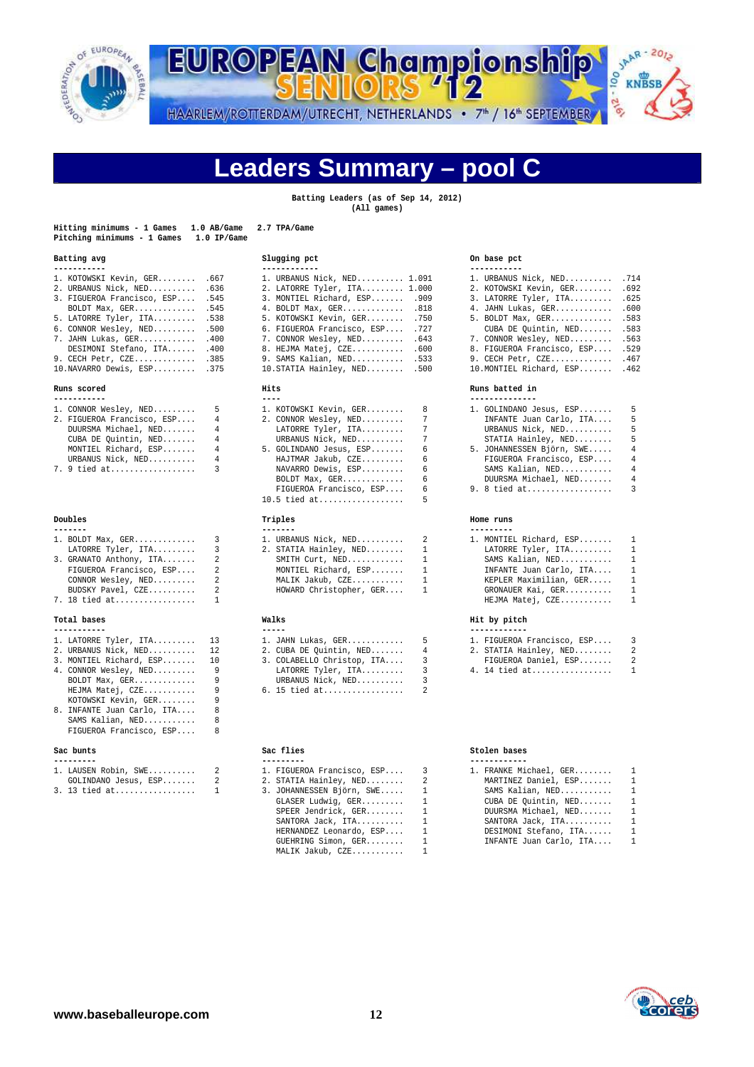# Leaders Summary – pool C

**Batting Leaders (as of Sep 14, 2012)**
**(All games)**

Hitting minimums - 1 Games 1.0 AB/Game 2.7 TPA/Game
Pitching minimums - 1 Games 1.0 IP/Game

### Batting avg

| Rank | Player | Value |
|---|---|---|
| 1. | KOTOWSKI Kevin, GER | .667 |
| 2. | URBANUS Nick, NED | .636 |
| 3. | FIGUEROA Francisco, ESP | .545 |
| | BOLDT Max, GER | .545 |
| 5. | LATORRE Tyler, ITA | .538 |
| 6. | CONNOR Wesley, NED | .500 |
| 7. | JAHN Lukas, GER | .400 |
| | DESIMONI Stefano, ITA | .400 |
| 9. | CECH Petr, CZE | .385 |
| 10. | NAVARRO Dewis, ESP | .375 |

### Slugging pct

| Rank | Player | Value |
|---|---|---|
| 1. | URBANUS Nick, NED | 1.091 |
| 2. | LATORRE Tyler, ITA | 1.000 |
| 3. | MONTIEL Richard, ESP | .909 |
| 4. | BOLDT Max, GER | .818 |
| 5. | KOTOWSKI Kevin, GER | .750 |
| 6. | FIGUEROA Francisco, ESP | .727 |
| 7. | CONNOR Wesley, NED | .643 |
| 8. | HEJMA Matej, CZE | .600 |
| 9. | SAMS Kalian, NED | .533 |
| 10. | STATIA Hainley, NED | .500 |

### On base pct

| Rank | Player | Value |
|---|---|---|
| 1. | URBANUS Nick, NED | .714 |
| 2. | KOTOWSKI Kevin, GER | .692 |
| 3. | LATORRE Tyler, ITA | .625 |
| 4. | JAHN Lukas, GER | .600 |
| 5. | BOLDT Max, GER | .583 |
| | CUBA DE Quintin, NED | .583 |
| 7. | CONNOR Wesley, NED | .563 |
| 8. | FIGUEROA Francisco, ESP | .529 |
| 9. | CECH Petr, CZE | .467 |
| 10. | MONTIEL Richard, ESP | .462 |

### Runs scored

| Rank | Player | Value |
|---|---|---|
| 1. | CONNOR Wesley, NED | 5 |
| 2. | FIGUEROA Francisco, ESP | 4 |
| | DUURSMA Michael, NED | 4 |
| | CUBA DE Quintin, NED | 4 |
| | MONTIEL Richard, ESP | 4 |
| | URBANUS Nick, NED | 4 |
| 7. | 9 tied at | 3 |

### Hits

| Rank | Player | Value |
|---|---|---|
| 1. | KOTOWSKI Kevin, GER | 8 |
| 2. | CONNOR Wesley, NED | 7 |
| | LATORRE Tyler, ITA | 7 |
| | URBANUS Nick, NED | 7 |
| 5. | GOLINDANO Jesus, ESP | 6 |
| | HAJTMAR Jakub, CZE | 6 |
| | NAVARRO Dewis, ESP | 6 |
| | BOLDT Max, GER | 6 |
| | FIGUEROA Francisco, ESP | 6 |
| 10. | 5 tied at | 5 |

### Runs batted in

| Rank | Player | Value |
|---|---|---|
| 1. | GOLINDANO Jesus, ESP | 5 |
| | INFANTE Juan Carlo, ITA | 5 |
| | URBANUS Nick, NED | 5 |
| | STATIA Hainley, NED | 5 |
| 5. | JOHANNESSEN Björn, SWE | 4 |
| | FIGUEROA Francisco, ESP | 4 |
| | SAMS Kalian, NED | 4 |
| | DUURSMA Michael, NED | 4 |
| 9. | 8 tied at | 3 |

### Doubles

| Rank | Player | Value |
|---|---|---|
| 1. | BOLDT Max, GER | 3 |
| | LATORRE Tyler, ITA | 3 |
| 3. | GRANATO Anthony, ITA | 2 |
| | FIGUEROA Francisco, ESP | 2 |
| | CONNOR Wesley, NED | 2 |
| | BUDSKY Pavel, CZE | 2 |
| 7. | 18 tied at | 1 |

### Triples

| Rank | Player | Value |
|---|---|---|
| 1. | URBANUS Nick, NED | 2 |
| 2. | STATIA Hainley, NED | 1 |
| | SMITH Curt, NED | 1 |
| | MONTIEL Richard, ESP | 1 |
| | MALIK Jakub, CZE | 1 |
| | HOWARD Christopher, GER | 1 |

### Home runs

| Rank | Player | Value |
|---|---|---|
| 1. | MONTIEL Richard, ESP | 1 |
| | LATORRE Tyler, ITA | 1 |
| | SAMS Kalian, NED | 1 |
| | INFANTE Juan Carlo, ITA | 1 |
| | KEPLER Maximilian, GER | 1 |
| | GRONAUER Kai, GER | 1 |
| | HEJMA Matej, CZE | 1 |

### Total bases

| Rank | Player | Value |
|---|---|---|
| 1. | LATORRE Tyler, ITA | 13 |
| 2. | URBANUS Nick, NED | 12 |
| 3. | MONTIEL Richard, ESP | 10 |
| 4. | CONNOR Wesley, NED | 9 |
| | BOLDT Max, GER | 9 |
| | HEJMA Matej, CZE | 9 |
| | KOTOWSKI Kevin, GER | 9 |
| 8. | INFANTE Juan Carlo, ITA | 8 |
| | SAMS Kalian, NED | 8 |
| | FIGUEROA Francisco, ESP | 8 |

### Walks

| Rank | Player | Value |
|---|---|---|
| 1. | JAHN Lukas, GER | 5 |
| 2. | CUBA DE Quintin, NED | 4 |
| 3. | COLABELLO Christop, ITA | 3 |
| | LATORRE Tyler, ITA | 3 |
| | URBANUS Nick, NED | 3 |
| 6. | 15 tied at | 2 |

### Hit by pitch

| Rank | Player | Value |
|---|---|---|
| 1. | FIGUEROA Francisco, ESP | 3 |
| 2. | STATIA Hainley, NED | 2 |
| | FIGUEROA Daniel, ESP | 2 |
| 4. | 14 tied at | 1 |

### Sac bunts

| Rank | Player | Value |
|---|---|---|
| 1. | LAUSEN Robin, SWE | 2 |
| | GOLINDANO Jesus, ESP | 2 |
| 3. | 13 tied at | 1 |

### Sac flies

| Rank | Player | Value |
|---|---|---|
| 1. | FIGUEROA Francisco, ESP | 3 |
| 2. | STATIA Hainley, NED | 2 |
| 3. | JOHANNESSEN Björn, SWE | 1 |
| | GLASER Ludwig, GER | 1 |
| | SPEER Jendrick, GER | 1 |
| | SANTORA Jack, ITA | 1 |
| | HERNANDEZ Leonardo, ESP | 1 |
| | GUEHRING Simon, GER | 1 |
| | MALIK Jakub, CZE | 1 |

### Stolen bases

| Rank | Player | Value |
|---|---|---|
| 1. | FRANKE Michael, GER | 1 |
| | MARTINEZ Daniel, ESP | 1 |
| | SAMS Kalian, NED | 1 |
| | CUBA DE Quintin, NED | 1 |
| | DUURSMA Michael, NED | 1 |
| | SANTORA Jack, ITA | 1 |
| | DESIMONI Stefano, ITA | 1 |
| | INFANTE Juan Carlo, ITA | 1 |

www.baseballeurope.com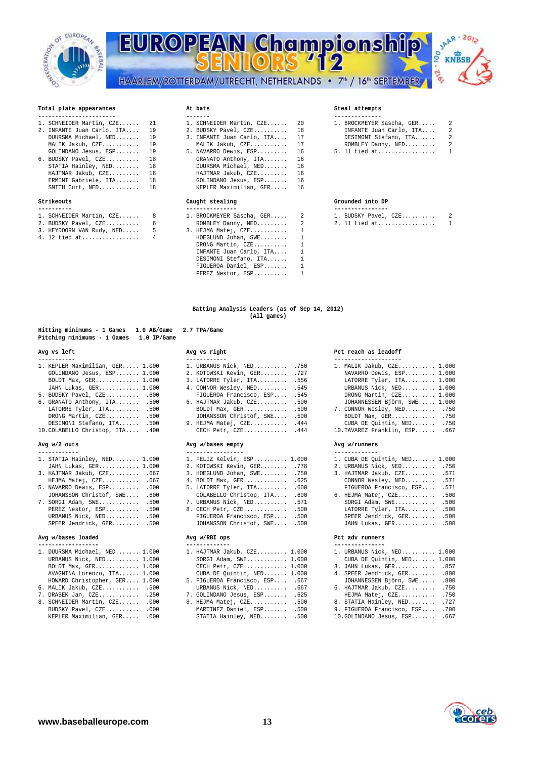### Total plate appearances

| Rank | Player | Value |
|---|---|---|
| 1. | SCHNEIDER Martin, CZE | 21 |
| 2. | INFANTE Juan Carlo, ITA | 19 |
| | DUURSMA Michael, NED | 19 |
| | MALIK Jakub, CZE | 19 |
| | GOLINDANO Jesus, ESP | 19 |
| 6. | BUDSKY Pavel, CZE | 18 |
| | STATIA Hainley, NED | 18 |
| | HAJTMAR Jakub, CZE | 18 |
| | ERMINI Gabriele, ITA | 18 |
| | SMITH Curt, NED | 18 |

### At bats

| Rank | Player | Value |
|---|---|---|
| 1. | SCHNEIDER Martin, CZE | 20 |
| 2. | BUDSKY Pavel, CZE | 18 |
| 3. | INFANTE Juan Carlo, ITA | 17 |
| | MALIK Jakub, CZE | 17 |
| 5. | NAVARRO Dewis, ESP | 16 |
| | GRANATO Anthony, ITA | 16 |
| | DUURSMA Michael, NED | 16 |
| | HAJTMAR Jakub, CZE | 16 |
| | GOLINDANO Jesus, ESP | 16 |
| | KEPLER Maximilian, GER | 16 |

### Steal attempts

| Rank | Player | Value |
|---|---|---|
| 1. | BROCKMEYER Sascha, GER | 2 |
| | INFANTE Juan Carlo, ITA | 2 |
| | DESIMONI Stefano, ITA | 2 |
| | ROMBLEY Danny, NED | 2 |
| 5. | 11 tied at | 1 |

### Strikeouts

| Rank | Player | Value |
|---|---|---|
| 1. | SCHNEIDER Martin, CZE | 8 |
| 2. | BUDSKY Pavel, CZE | 6 |
| 3. | HEYDOORN VAN Rudy, NED | 5 |
| 4. | 12 tied at | 4 |

### Caught stealing

| Rank | Player | Value |
|---|---|---|
| 1. | BROCKMEYER Sascha, GER | 2 |
| | ROMBLEY Danny, NED | 2 |
| 3. | HEJMA Matej, CZE | 1 |
| | HOEGLUND Johan, SWE | 1 |
| | DRONG Martin, CZE | 1 |
| | INFANTE Juan Carlo, ITA | 1 |
| | DESIMONI Stefano, ITA | 1 |
| | FIGUEROA Daniel, ESP | 1 |
| | PEREZ Nestor, ESP | 1 |

### Grounded into DP

| Rank | Player | Value |
|---|---|---|
| 1. | BUDSKY Pavel, CZE | 2 |
| 2. | 11 tied at | 1 |

## Batting Analysis Leaders (as of Sep 14, 2012)
**(All games)**

**Hitting minimums - 1 Games 1.0 AB/Game 2.7 TPA/Game**
**Pitching minimums - 1 Games 1.0 IP/Game**

### Avg vs left

| Rank | Player | Value |
|---|---|---|
| 1. | KEPLER Maximilian, GER | 1.000 |
| | GOLINDANO Jesus, ESP | 1.000 |
| | BOLDT Max, GER | 1.000 |
| | JAHN Lukas, GER | 1.000 |
| 5. | BUDSKY Pavel, CZE | .600 |
| 6. | GRANATO Anthony, ITA | .500 |
| | LATORRE Tyler, ITA | .500 |
| | DRONG Martin, CZE | .500 |
| | DESIMONI Stefano, ITA | .500 |
| 10. | COLABELLO Christop, ITA | .400 |

### Avg vs right

| Rank | Player | Value |
|---|---|---|
| 1. | URBANUS Nick, NED | .750 |
| 2. | KOTOWSKI Kevin, GER | .727 |
| 3. | LATORRE Tyler, ITA | .556 |
| 4. | CONNOR Wesley, NED | .545 |
| | FIGUEROA Francisco, ESP | .545 |
| 6. | HAJTMAR Jakub, CZE | .500 |
| | BOLDT Max, GER | .500 |
| | JOHANSSON Christof, SWE | .500 |
| 9. | HEJMA Matej, CZE | .444 |
| | CECH Petr, CZE | .444 |

### Pct reach as leadoff

| Rank | Player | Value |
|---|---|---|
| 1. | MALIK Jakub, CZE | 1.000 |
| | NAVARRO Dewis, ESP | 1.000 |
| | LATORRE Tyler, ITA | 1.000 |
| | URBANUS Nick, NED | 1.000 |
| | DRONG Martin, CZE | 1.000 |
| | JOHANNESSEN Björn, SWE | 1.000 |
| 7. | CONNOR Wesley, NED | .750 |
| | BOLDT Max, GER | .750 |
| | CUBA DE Quintin, NED | .750 |
| 10. | TAVAREZ Franklin, ESP | .667 |

### Avg w/2 outs

| Rank | Player | Value |
|---|---|---|
| 1. | STATIA Hainley, NED | 1.000 |
| | JAHN Lukas, GER | 1.000 |
| 3. | HAJTMAR Jakub, CZE | .667 |
| | HEJMA Matej, CZE | .667 |
| 5. | NAVARRO Dewis, ESP | .600 |
| | JOHANSSON Christof, SWE | .600 |
| 7. | SORGI Adam, SWE | .500 |
| | PEREZ Nestor, ESP | .500 |
| | URBANUS Nick, NED | .500 |
| | SPEER Jendrick, GER | .500 |

### Avg w/bases empty

| Rank | Player | Value |
|---|---|---|
| 1. | FELIZ Kelvin, ESP | 1.000 |
| 2. | KOTOWSKI Kevin, GER | .778 |
| 3. | HOEGLUND Johan, SWE | .750 |
| 4. | BOLDT Max, GER | .625 |
| 5. | LATORRE Tyler, ITA | .600 |
| | COLABELLO Christop, ITA | .600 |
| 7. | URBANUS Nick, NED | .571 |
| 8. | CECH Petr, CZE | .500 |
| | FIGUEROA Francisco, ESP | .500 |
| | JOHANSSON Christof, SWE | .500 |

### Avg w/runners

| Rank | Player | Value |
|---|---|---|
| 1. | CUBA DE Quintin, NED | 1.000 |
| 2. | URBANUS Nick, NED | .750 |
| 3. | HAJTMAR Jakub, CZE | .571 |
| | CONNOR Wesley, NED | .571 |
| | FIGUEROA Francisco, ESP | .571 |
| 6. | HEJMA Matej, CZE | .500 |
| | SORGI Adam, SWE | .500 |
| | LATORRE Tyler, ITA | .500 |
| | SPEER Jendrick, GER | .500 |
| | JAHN Lukas, GER | .500 |

### Avg w/bases loaded

| Rank | Player | Value |
|---|---|---|
| 1. | DUURSMA Michael, NED | 1.000 |
| | URBANUS Nick, NED | 1.000 |
| | BOLDT Max, GER | 1.000 |
| | AVAGNINA Lorenzo, ITA | 1.000 |
| | HOWARD Christopher, GER | 1.000 |
| 6. | MALIK Jakub, CZE | .500 |
| 7. | DRABEK Jan, CZE | .250 |
| 8. | SCHNEIDER Martin, CZE | .000 |
| | BUDSKY Pavel, CZE | .000 |
| | KEPLER Maximilian, GER | .000 |

### Avg w/RBI ops

| Rank | Player | Value |
|---|---|---|
| 1. | HAJTMAR Jakub, CZE | 1.000 |
| | SORGI Adam, SWE | 1.000 |
| | CECH Petr, CZE | 1.000 |
| | CUBA DE Quintin, NED | 1.000 |
| 5. | FIGUEROA Francisco, ESP | .667 |
| | URBANUS Nick, NED | .667 |
| 7. | GOLINDANO Jesus, ESP | .625 |
| 8. | HEJMA Matej, CZE | .500 |
| | MARTINEZ Daniel, ESP | .500 |
| | STATIA Hainley, NED | .500 |

### Pct adv runners

| Rank | Player | Value |
|---|---|---|
| 1. | URBANUS Nick, NED | 1.000 |
| | CUBA DE Quintin, NED | 1.000 |
| 3. | JAHN Lukas, GER | .857 |
| 4. | SPEER Jendrick, GER | .800 |
| | JOHANNESSEN Björn, SWE | .800 |
| 6. | HAJTMAR Jakub, CZE | .750 |
| | HEJMA Matej, CZE | .750 |
| 8. | STATIA Hainley, NED | .727 |
| 9. | FIGUEROA Francisco, ESP | .700 |
| 10. | GOLINDANO Jesus, ESP | .667 |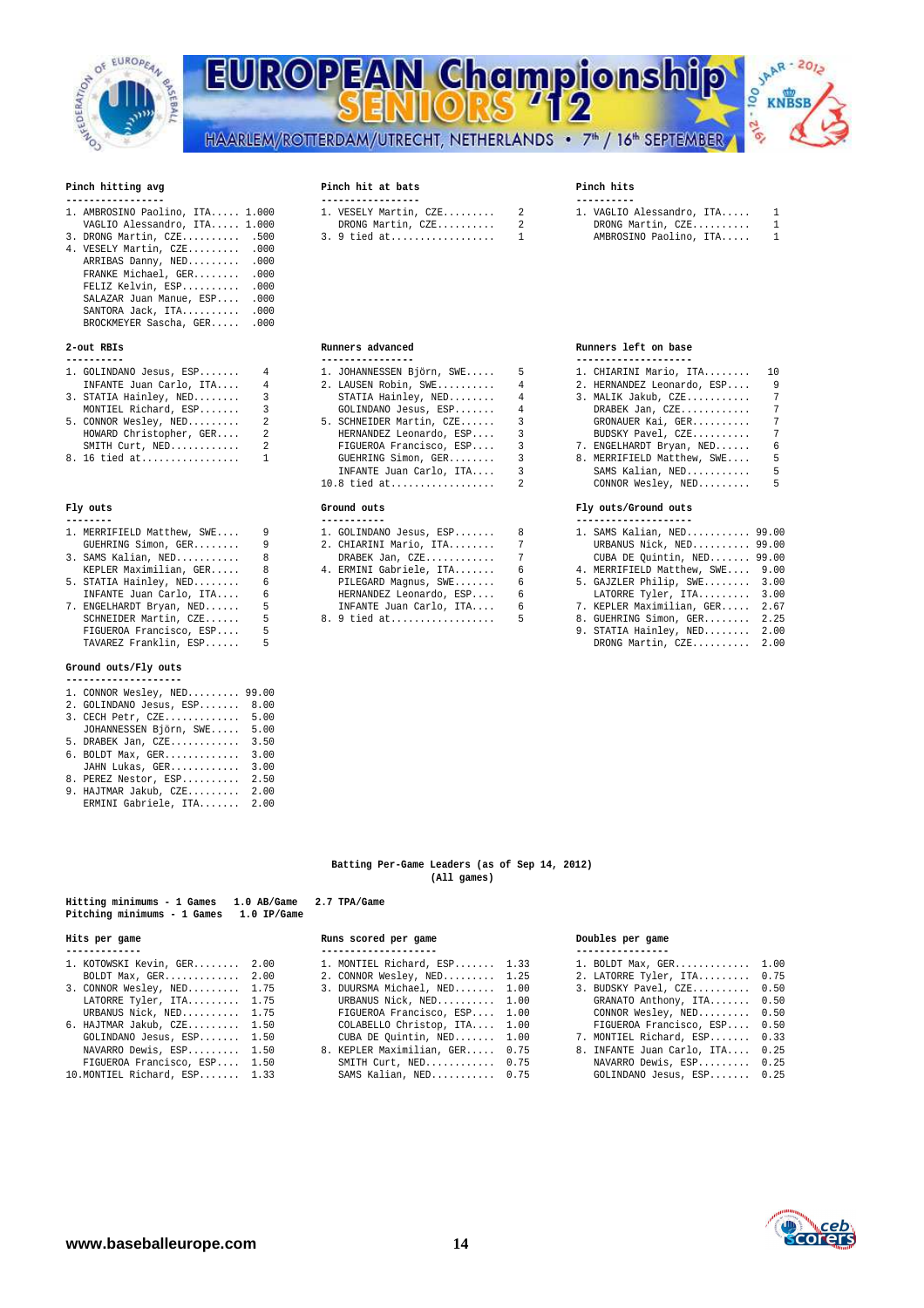**Pinch hitting avg**

| Rank | Player | Avg |
|---|---|---|
| 1. | AMBROSINO Paolino, ITA | 1.000 |
| | VAGLIO Alessandro, ITA | 1.000 |
| 3. | DRONG Martin, CZE | .500 |
| 4. | VESELY Martin, CZE | .000 |
| | ARRIBAS Danny, NED | .000 |
| | FRANKE Michael, GER | .000 |
| | FELIZ Kelvin, ESP | .000 |
| | SALAZAR Juan Manue, ESP | .000 |
| | SANTORA Jack, ITA | .000 |
| | BROCKMEYER Sascha, GER | .000 |

**Pinch hit at bats**

| Rank | Player | AB |
|---|---|---|
| 1. | VESELY Martin, CZE | 2 |
| | DRONG Martin, CZE | 2 |
| 3. | 9 tied at | 1 |

**Pinch hits**

| Rank | Player | H |
|---|---|---|
| 1. | VAGLIO Alessandro, ITA | 1 |
| | DRONG Martin, CZE | 1 |
| | AMBROSINO Paolino, ITA | 1 |

**2-out RBIs**

| Rank | Player | RBI |
|---|---|---|
| 1. | GOLINDANO Jesus, ESP | 4 |
| | INFANTE Juan Carlo, ITA | 4 |
| 3. | STATIA Hainley, NED | 3 |
| | MONTIEL Richard, ESP | 3 |
| 5. | CONNOR Wesley, NED | 2 |
| | HOWARD Christopher, GER | 2 |
| | SMITH Curt, NED | 2 |
| 8. | 16 tied at | 1 |

**Runners advanced**

| Rank | Player | Adv |
|---|---|---|
| 1. | JOHANNESSEN Björn, SWE | 5 |
| 2. | LAUSEN Robin, SWE | 4 |
| | STATIA Hainley, NED | 4 |
| | GOLINDANO Jesus, ESP | 4 |
| 5. | SCHNEIDER Martin, CZE | 3 |
| | HERNANDEZ Leonardo, ESP | 3 |
| | FIGUEROA Francisco, ESP | 3 |
| | GUEHRING Simon, GER | 3 |
| | INFANTE Juan Carlo, ITA | 3 |
| 10. | 8 tied at | 2 |

**Runners left on base**

| Rank | Player | LOB |
|---|---|---|
| 1. | CHIARINI Mario, ITA | 10 |
| 2. | HERNANDEZ Leonardo, ESP | 9 |
| 3. | MALIK Jakub, CZE | 7 |
| | DRABEK Jan, CZE | 7 |
| | GRONAUER Kai, GER | 7 |
| | BUDSKY Pavel, CZE | 7 |
| 7. | ENGELHARDT Bryan, NED | 6 |
| 8. | MERRIFIELD Matthew, SWE | 5 |
| | SAMS Kalian, NED | 5 |
| | CONNOR Wesley, NED | 5 |

**Fly outs**

| Rank | Player | FO |
|---|---|---|
| 1. | MERRIFIELD Matthew, SWE | 9 |
| | GUEHRING Simon, GER | 9 |
| 3. | SAMS Kalian, NED | 8 |
| | KEPLER Maximilian, GER | 8 |
| 5. | STATIA Hainley, NED | 6 |
| | INFANTE Juan Carlo, ITA | 6 |
| 7. | ENGELHARDT Bryan, NED | 5 |
| | SCHNEIDER Martin, CZE | 5 |
| | FIGUEROA Francisco, ESP | 5 |
| | TAVAREZ Franklin, ESP | 5 |

**Ground outs**

| Rank | Player | GO |
|---|---|---|
| 1. | GOLINDANO Jesus, ESP | 8 |
| 2. | CHIARINI Mario, ITA | 7 |
| | DRABEK Jan, CZE | 7 |
| 4. | ERMINI Gabriele, ITA | 6 |
| | PILEGARD Magnus, SWE | 6 |
| | HERNANDEZ Leonardo, ESP | 6 |
| | INFANTE Juan Carlo, ITA | 6 |
| 8. | 9 tied at | 5 |

**Fly outs/Ground outs**

| Rank | Player | FO/GO |
|---|---|---|
| 1. | SAMS Kalian, NED | 99.00 |
| | URBANUS Nick, NED | 99.00 |
| | CUBA DE Quintin, NED | 99.00 |
| 4. | MERRIFIELD Matthew, SWE | 9.00 |
| 5. | GAJZLER Philip, SWE | 3.00 |
| | LATORRE Tyler, ITA | 3.00 |
| 7. | KEPLER Maximilian, GER | 2.67 |
| 8. | GUEHRING Simon, GER | 2.25 |
| 9. | STATIA Hainley, NED | 2.00 |
| | DRONG Martin, CZE | 2.00 |

**Ground outs/Fly outs**

| Rank | Player | GO/FO |
|---|---|---|
| 1. | CONNOR Wesley, NED | 99.00 |
| 2. | GOLINDANO Jesus, ESP | 8.00 |
| 3. | CECH Petr, CZE | 5.00 |
| | JOHANNESSEN Björn, SWE | 5.00 |
| 5. | DRABEK Jan, CZE | 3.50 |
| 6. | BOLDT Max, GER | 3.00 |
| | JAHN Lukas, GER | 3.00 |
| 8. | PEREZ Nestor, ESP | 2.50 |
| 9. | HAJTMAR Jakub, CZE | 2.00 |
| | ERMINI Gabriele, ITA | 2.00 |

## Batting Per-Game Leaders (as of Sep 14, 2012)
(All games)

**Hitting minimums - 1 Games 1.0 AB/Game 2.7 TPA/Game**
**Pitching minimums - 1 Games 1.0 IP/Game**

**Hits per game**

| Rank | Player | H/G |
|---|---|---|
| 1. | KOTOWSKI Kevin, GER | 2.00 |
| | BOLDT Max, GER | 2.00 |
| 3. | CONNOR Wesley, NED | 1.75 |
| | LATORRE Tyler, ITA | 1.75 |
| | URBANUS Nick, NED | 1.75 |
| 6. | HAJTMAR Jakub, CZE | 1.50 |
| | GOLINDANO Jesus, ESP | 1.50 |
| | NAVARRO Dewis, ESP | 1.50 |
| | FIGUEROA Francisco, ESP | 1.50 |
| 10. | MONTIEL Richard, ESP | 1.33 |

**Runs scored per game**

| Rank | Player | R/G |
|---|---|---|
| 1. | MONTIEL Richard, ESP | 1.33 |
| 2. | CONNOR Wesley, NED | 1.25 |
| 3. | DUURSMA Michael, NED | 1.00 |
| | URBANUS Nick, NED | 1.00 |
| | FIGUEROA Francisco, ESP | 1.00 |
| | COLABELLO Christop, ITA | 1.00 |
| | CUBA DE Quintin, NED | 1.00 |
| 8. | KEPLER Maximilian, GER | 0.75 |
| | SMITH Curt, NED | 0.75 |
| | SAMS Kalian, NED | 0.75 |

**Doubles per game**

| Rank | Player | 2B/G |
|---|---|---|
| 1. | BOLDT Max, GER | 1.00 |
| 2. | LATORRE Tyler, ITA | 0.75 |
| 3. | BUDSKY Pavel, CZE | 0.50 |
| | GRANATO Anthony, ITA | 0.50 |
| | CONNOR Wesley, NED | 0.50 |
| | FIGUEROA Francisco, ESP | 0.50 |
| 7. | MONTIEL Richard, ESP | 0.33 |
| 8. | INFANTE Juan Carlo, ITA | 0.25 |
| | NAVARRO Dewis, ESP | 0.25 |
| | GOLINDANO Jesus, ESP | 0.25 |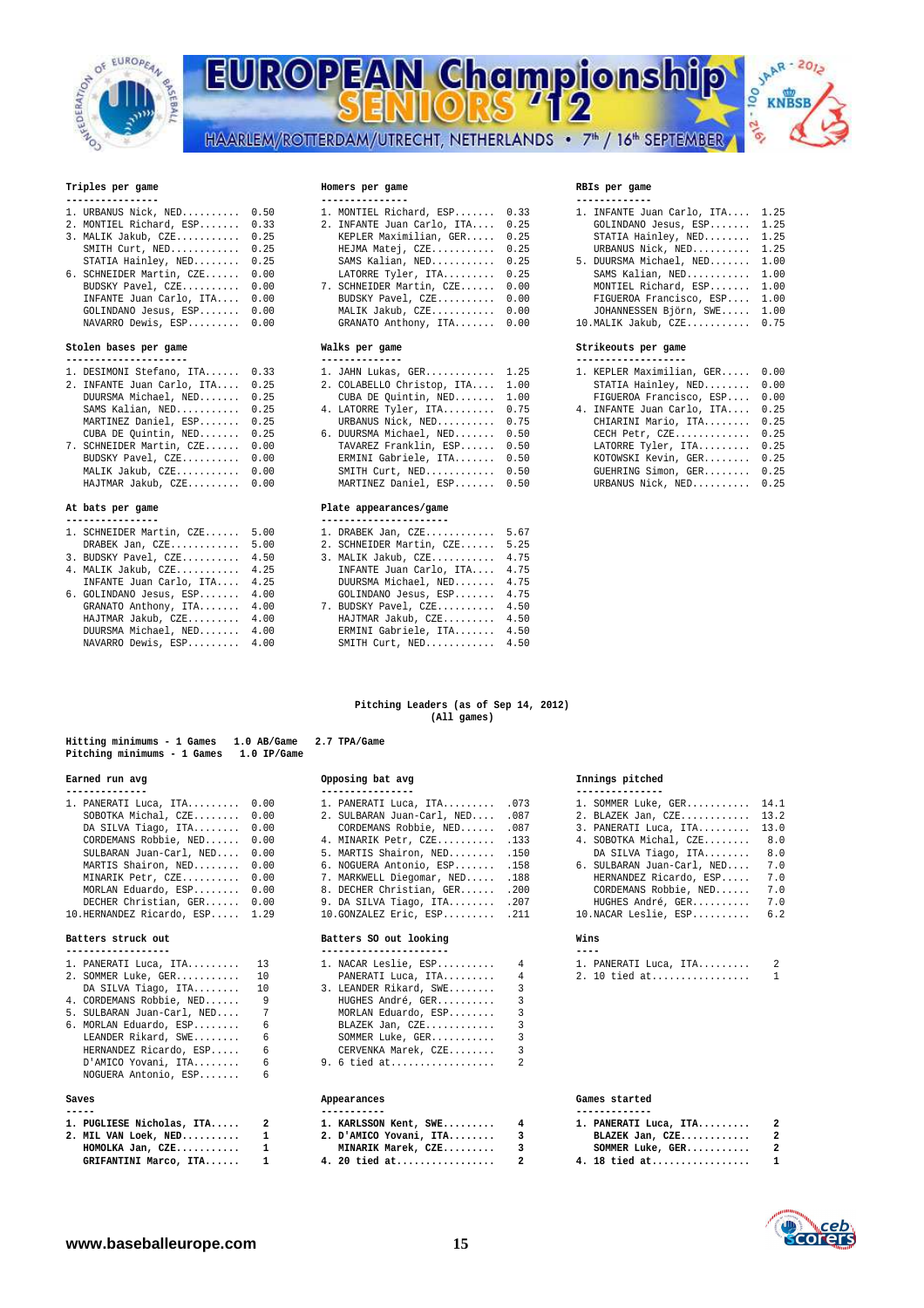# EUROPEAN Championship SENIORS '12

HAARLEM/ROTTERDAM/UTRECHT, NETHERLANDS • 7th / 16th SEPTEMBER

**Triples per game**

| Rank | Player | Value |
|---|---|---|
| 1. | URBANUS Nick, NED | 0.50 |
| 2. | MONTIEL Richard, ESP | 0.33 |
| 3. | MALIK Jakub, CZE | 0.25 |
| | SMITH Curt, NED | 0.25 |
| | STATIA Hainley, NED | 0.25 |
| 6. | SCHNEIDER Martin, CZE | 0.00 |
| | BUDSKY Pavel, CZE | 0.00 |
| | INFANTE Juan Carlo, ITA | 0.00 |
| | GOLINDANO Jesus, ESP | 0.00 |
| | NAVARRO Dewis, ESP | 0.00 |

**Homers per game**

| Rank | Player | Value |
|---|---|---|
| 1. | MONTIEL Richard, ESP | 0.33 |
| 2. | INFANTE Juan Carlo, ITA | 0.25 |
| | KEPLER Maximilian, GER | 0.25 |
| | HEJMA Matej, CZE | 0.25 |
| | SAMS Kalian, NED | 0.25 |
| | LATORRE Tyler, ITA | 0.25 |
| 7. | SCHNEIDER Martin, CZE | 0.00 |
| | BUDSKY Pavel, CZE | 0.00 |
| | MALIK Jakub, CZE | 0.00 |
| | GRANATO Anthony, ITA | 0.00 |

**RBIs per game**

| Rank | Player | Value |
|---|---|---|
| 1. | INFANTE Juan Carlo, ITA | 1.25 |
| | GOLINDANO Jesus, ESP | 1.25 |
| | STATIA Hainley, NED | 1.25 |
| | URBANUS Nick, NED | 1.25 |
| 5. | DUURSMA Michael, NED | 1.00 |
| | SAMS Kalian, NED | 1.00 |
| | MONTIEL Richard, ESP | 1.00 |
| | FIGUEROA Francisco, ESP | 1.00 |
| | JOHANNESSEN Björn, SWE | 1.00 |
| 10. | MALIK Jakub, CZE | 0.75 |

**Stolen bases per game**

| Rank | Player | Value |
|---|---|---|
| 1. | DESIMONI Stefano, ITA | 0.33 |
| 2. | INFANTE Juan Carlo, ITA | 0.25 |
| | DUURSMA Michael, NED | 0.25 |
| | SAMS Kalian, NED | 0.25 |
| | MARTINEZ Daniel, ESP | 0.25 |
| | CUBA DE Quintin, NED | 0.25 |
| 7. | SCHNEIDER Martin, CZE | 0.00 |
| | BUDSKY Pavel, CZE | 0.00 |
| | MALIK Jakub, CZE | 0.00 |
| | HAJTMAR Jakub, CZE | 0.00 |

**Walks per game**

| Rank | Player | Value |
|---|---|---|
| 1. | JAHN Lukas, GER | 1.25 |
| 2. | COLABELLO Christop, ITA | 1.00 |
| | CUBA DE Quintin, NED | 1.00 |
| 4. | LATORRE Tyler, ITA | 0.75 |
| | URBANUS Nick, NED | 0.75 |
| 6. | DUURSMA Michael, NED | 0.50 |
| | TAVAREZ Franklin, ESP | 0.50 |
| | ERMINI Gabriele, ITA | 0.50 |
| | SMITH Curt, NED | 0.50 |
| | MARTINEZ Daniel, ESP | 0.50 |

**Strikeouts per game**

| Rank | Player | Value |
|---|---|---|
| 1. | KEPLER Maximilian, GER | 0.00 |
| | STATIA Hainley, NED | 0.00 |
| | FIGUEROA Francisco, ESP | 0.00 |
| 4. | INFANTE Juan Carlo, ITA | 0.25 |
| | CHIARINI Mario, ITA | 0.25 |
| | CECH Petr, CZE | 0.25 |
| | LATORRE Tyler, ITA | 0.25 |
| | KOTOWSKI Kevin, GER | 0.25 |
| | GUEHRING Simon, GER | 0.25 |
| | URBANUS Nick, NED | 0.25 |

**At bats per game**

| Rank | Player | Value |
|---|---|---|
| 1. | SCHNEIDER Martin, CZE | 5.00 |
| | DRABEK Jan, CZE | 5.00 |
| 3. | BUDSKY Pavel, CZE | 4.50 |
| 4. | MALIK Jakub, CZE | 4.25 |
| | INFANTE Juan Carlo, ITA | 4.25 |
| 6. | GOLINDANO Jesus, ESP | 4.00 |
| | GRANATO Anthony, ITA | 4.00 |
| | HAJTMAR Jakub, CZE | 4.00 |
| | DUURSMA Michael, NED | 4.00 |
| | NAVARRO Dewis, ESP | 4.00 |

**Plate appearances/game**

| Rank | Player | Value |
|---|---|---|
| 1. | DRABEK Jan, CZE | 5.67 |
| 2. | SCHNEIDER Martin, CZE | 5.25 |
| 3. | MALIK Jakub, CZE | 4.75 |
| | INFANTE Juan Carlo, ITA | 4.75 |
| | DUURSMA Michael, NED | 4.75 |
| | GOLINDANO Jesus, ESP | 4.75 |
| 7. | BUDSKY Pavel, CZE | 4.50 |
| | HAJTMAR Jakub, CZE | 4.50 |
| | ERMINI Gabriele, ITA | 4.50 |
| | SMITH Curt, NED | 4.50 |

## Pitching Leaders (as of Sep 14, 2012)
### (All games)

**Hitting minimums - 1 Games 1.0 AB/Game 2.7 TPA/Game**
**Pitching minimums - 1 Games 1.0 IP/Game**

**Earned run avg**

| Rank | Player | Value |
|---|---|---|
| 1. | PANERATI Luca, ITA | 0.00 |
| | SOBOTKA Michal, CZE | 0.00 |
| | DA SILVA Tiago, ITA | 0.00 |
| | CORDEMANS Robbie, NED | 0.00 |
| | SULBARAN Juan-Carl, NED | 0.00 |
| | MARTIS Shairon, NED | 0.00 |
| | MINARIK Petr, CZE | 0.00 |
| | MORLAN Eduardo, ESP | 0.00 |
| | DECHER Christian, GER | 0.00 |
| 10. | HERNANDEZ Ricardo, ESP | 1.29 |

**Opposing bat avg**

| Rank | Player | Value |
|---|---|---|
| 1. | PANERATI Luca, ITA | .073 |
| 2. | SULBARAN Juan-Carl, NED | .087 |
| | CORDEMANS Robbie, NED | .087 |
| 4. | MINARIK Petr, CZE | .133 |
| 5. | MARTIS Shairon, NED | .150 |
| 6. | NOGUERA Antonio, ESP | .158 |
| 7. | MARKWELL Diegomar, NED | .188 |
| 8. | DECHER Christian, GER | .200 |
| 9. | DA SILVA Tiago, ITA | .207 |
| 10. | GONZALEZ Eric, ESP | .211 |

**Innings pitched**

| Rank | Player | Value |
|---|---|---|
| 1. | SOMMER Luke, GER | 14.1 |
| 2. | BLAZEK Jan, CZE | 13.2 |
| 3. | PANERATI Luca, ITA | 13.0 |
| 4. | SOBOTKA Michal, CZE | 8.0 |
| | DA SILVA Tiago, ITA | 8.0 |
| 6. | SULBARAN Juan-Carl, NED | 7.0 |
| | HERNANDEZ Ricardo, ESP | 7.0 |
| | CORDEMANS Robbie, NED | 7.0 |
| | HUGHES André, GER | 7.0 |
| 10. | NACAR Leslie, ESP | 6.2 |

**Batters struck out**

| Rank | Player | Value |
|---|---|---|
| 1. | PANERATI Luca, ITA | 13 |
| 2. | SOMMER Luke, GER | 10 |
| | DA SILVA Tiago, ITA | 10 |
| 4. | CORDEMANS Robbie, NED | 9 |
| 5. | SULBARAN Juan-Carl, NED | 7 |
| 6. | MORLAN Eduardo, ESP | 6 |
| | LEANDER Rikard, SWE | 6 |
| | HERNANDEZ Ricardo, ESP | 6 |
| | D'AMICO Yovani, ITA | 6 |
| | NOGUERA Antonio, ESP | 6 |

**Batters SO out looking**

| Rank | Player | Value |
|---|---|---|
| 1. | NACAR Leslie, ESP | 4 |
| | PANERATI Luca, ITA | 4 |
| 3. | LEANDER Rikard, SWE | 3 |
| | HUGHES André, GER | 3 |
| | MORLAN Eduardo, ESP | 3 |
| | BLAZEK Jan, CZE | 3 |
| | SOMMER Luke, GER | 3 |
| | CERVENKA Marek, CZE | 3 |
| 9. | 6 tied at | 2 |

**Wins**

| Rank | Player | Value |
|---|---|---|
| 1. | PANERATI Luca, ITA | 2 |
| 2. | 10 tied at | 1 |

**Saves**

| Rank | Player | Value |
|---|---|---|
| 1. | PUGLIESE Nicholas, ITA | 2 |
| 2. | MIL VAN Loek, NED | 1 |
| | HOMOLKA Jan, CZE | 1 |
| | GRIFANTINI Marco, ITA | 1 |

**Appearances**

| Rank | Player | Value |
|---|---|---|
| 1. | KARLSSON Kent, SWE | 4 |
| 2. | D'AMICO Yovani, ITA | 3 |
| | MINARIK Marek, CZE | 3 |
| 4. | 20 tied at | 2 |

**Games started**

| Rank | Player | Value |
|---|---|---|
| 1. | PANERATI Luca, ITA | 2 |
| | BLAZEK Jan, CZE | 2 |
| | SOMMER Luke, GER | 2 |
| 4. | 18 tied at | 1 |

www.baseballeurope.com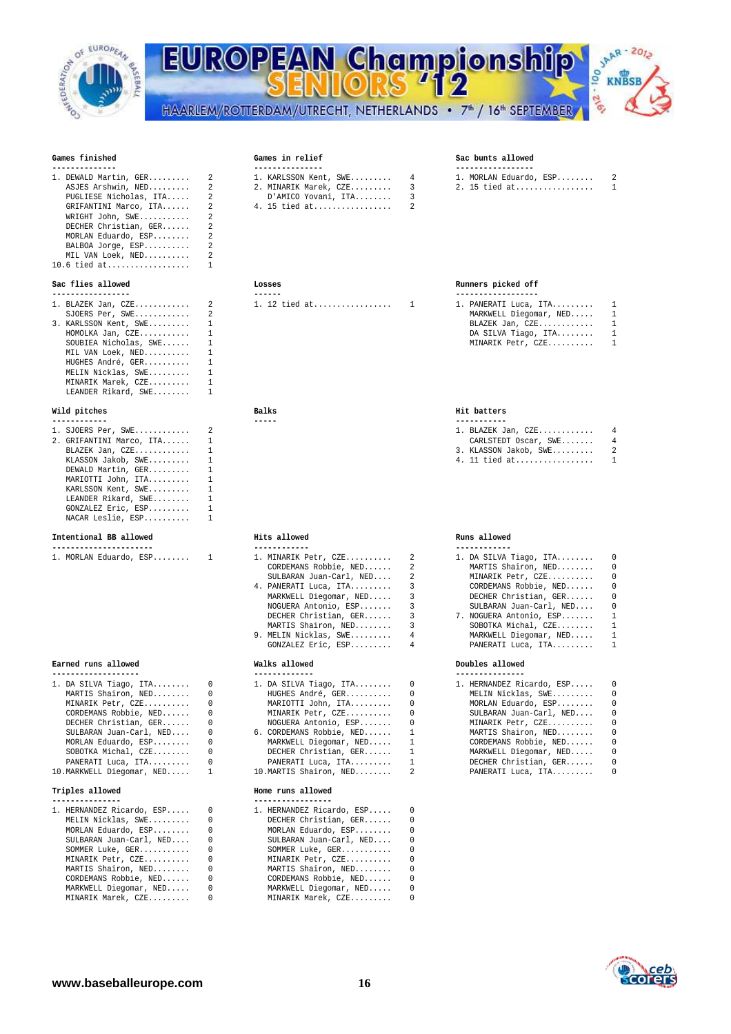### Games finished

| Rank | Player | Value |
|---|---|---|
| 1. | DEWALD Martin, GER | 2 |
| | ASJES Arshwin, NED | 2 |
| | PUGLIESE Nicholas, ITA | 2 |
| | GRIFANTINI Marco, ITA | 2 |
| | WRIGHT John, SWE | 2 |
| | DECHER Christian, GER | 2 |
| | MORLAN Eduardo, ESP | 2 |
| | BALBOA Jorge, ESP | 2 |
| | MIL VAN Loek, NED | 2 |
| 10. | 6 tied at | 1 |

### Games in relief

| Rank | Player | Value |
|---|---|---|
| 1. | KARLSSON Kent, SWE | 4 |
| 2. | MINARIK Marek, CZE | 3 |
| | D'AMICO Yovani, ITA | 3 |
| 4. | 15 tied at | 2 |

### Sac bunts allowed

| Rank | Player | Value |
|---|---|---|
| 1. | MORLAN Eduardo, ESP | 2 |
| 2. | 15 tied at | 1 |

### Sac flies allowed

| Rank | Player | Value |
|---|---|---|
| 1. | BLAZEK Jan, CZE | 2 |
| | SJOERS Per, SWE | 2 |
| 3. | KARLSSON Kent, SWE | 1 |
| | HOMOLKA Jan, CZE | 1 |
| | SOUBIEA Nicholas, SWE | 1 |
| | MIL VAN Loek, NED | 1 |
| | HUGHES André, GER | 1 |
| | MELIN Nicklas, SWE | 1 |
| | MINARIK Marek, CZE | 1 |
| | LEANDER Rikard, SWE | 1 |

### Losses

| Rank | Player | Value |
|---|---|---|
| 1. | 12 tied at | 1 |

### Runners picked off

| Rank | Player | Value |
|---|---|---|
| 1. | PANERATI Luca, ITA | 1 |
| | MARKWELL Diegomar, NED | 1 |
| | BLAZEK Jan, CZE | 1 |
| | DA SILVA Tiago, ITA | 1 |
| | MINARIK Petr, CZE | 1 |

### Wild pitches

| Rank | Player | Value |
|---|---|---|
| 1. | SJOERS Per, SWE | 2 |
| 2. | GRIFANTINI Marco, ITA | 1 |
| | BLAZEK Jan, CZE | 1 |
| | KLASSON Jakob, SWE | 1 |
| | DEWALD Martin, GER | 1 |
| | MARIOTTI John, ITA | 1 |
| | KARLSSON Kent, SWE | 1 |
| | LEANDER Rikard, SWE | 1 |
| | GONZALEZ Eric, ESP | 1 |
| | NACAR Leslie, ESP | 1 |

### Balks

### Hit batters

| Rank | Player | Value |
|---|---|---|
| 1. | BLAZEK Jan, CZE | 4 |
| | CARLSTEDT Oscar, SWE | 4 |
| 3. | KLASSON Jakob, SWE | 2 |
| 4. | 11 tied at | 1 |

### Intentional BB allowed

| Rank | Player | Value |
|---|---|---|
| 1. | MORLAN Eduardo, ESP | 1 |

### Hits allowed

| Rank | Player | Value |
|---|---|---|
| 1. | MINARIK Petr, CZE | 2 |
| | CORDEMANS Robbie, NED | 2 |
| | SULBARAN Juan-Carl, NED | 2 |
| 4. | PANERATI Luca, ITA | 3 |
| | MARKWELL Diegomar, NED | 3 |
| | NOGUERA Antonio, ESP | 3 |
| | DECHER Christian, GER | 3 |
| | MARTIS Shairon, NED | 3 |
| 9. | MELIN Nicklas, SWE | 4 |
| | GONZALEZ Eric, ESP | 4 |

### Runs allowed

| Rank | Player | Value |
|---|---|---|
| 1. | DA SILVA Tiago, ITA | 0 |
| | MARTIS Shairon, NED | 0 |
| | MINARIK Petr, CZE | 0 |
| | CORDEMANS Robbie, NED | 0 |
| | DECHER Christian, GER | 0 |
| | SULBARAN Juan-Carl, NED | 0 |
| 7. | NOGUERA Antonio, ESP | 1 |
| | SOBOTKA Michal, CZE | 1 |
| | MARKWELL Diegomar, NED | 1 |
| | PANERATI Luca, ITA | 1 |

### Earned runs allowed

| Rank | Player | Value |
|---|---|---|
| 1. | DA SILVA Tiago, ITA | 0 |
| | MARTIS Shairon, NED | 0 |
| | MINARIK Petr, CZE | 0 |
| | CORDEMANS Robbie, NED | 0 |
| | DECHER Christian, GER | 0 |
| | SULBARAN Juan-Carl, NED | 0 |
| | MORLAN Eduardo, ESP | 0 |
| | SOBOTKA Michal, CZE | 0 |
| | PANERATI Luca, ITA | 0 |
| 10. | MARKWELL Diegomar, NED | 1 |

### Walks allowed

| Rank | Player | Value |
|---|---|---|
| 1. | DA SILVA Tiago, ITA | 0 |
| | HUGHES André, GER | 0 |
| | MARIOTTI John, ITA | 0 |
| | MINARIK Petr, CZE | 0 |
| | NOGUERA Antonio, ESP | 0 |
| 6. | CORDEMANS Robbie, NED | 1 |
| | MARKWELL Diegomar, NED | 1 |
| | DECHER Christian, GER | 1 |
| | PANERATI Luca, ITA | 1 |
| 10. | MARTIS Shairon, NED | 2 |

### Doubles allowed

| Rank | Player | Value |
|---|---|---|
| 1. | HERNANDEZ Ricardo, ESP | 0 |
| | MELIN Nicklas, SWE | 0 |
| | MORLAN Eduardo, ESP | 0 |
| | SULBARAN Juan-Carl, NED | 0 |
| | MINARIK Petr, CZE | 0 |
| | MARTIS Shairon, NED | 0 |
| | CORDEMANS Robbie, NED | 0 |
| | MARKWELL Diegomar, NED | 0 |
| | DECHER Christian, GER | 0 |
| | PANERATI Luca, ITA | 0 |

### Triples allowed

| Rank | Player | Value |
|---|---|---|
| 1. | HERNANDEZ Ricardo, ESP | 0 |
| | MELIN Nicklas, SWE | 0 |
| | MORLAN Eduardo, ESP | 0 |
| | SULBARAN Juan-Carl, NED | 0 |
| | SOMMER Luke, GER | 0 |
| | MINARIK Petr, CZE | 0 |
| | MARTIS Shairon, NED | 0 |
| | CORDEMANS Robbie, NED | 0 |
| | MARKWELL Diegomar, NED | 0 |
| | MINARIK Marek, CZE | 0 |

### Home runs allowed

| Rank | Player | Value |
|---|---|---|
| 1. | HERNANDEZ Ricardo, ESP | 0 |
| | DECHER Christian, GER | 0 |
| | MORLAN Eduardo, ESP | 0 |
| | SULBARAN Juan-Carl, NED | 0 |
| | SOMMER Luke, GER | 0 |
| | MINARIK Petr, CZE | 0 |
| | MARTIS Shairon, NED | 0 |
| | CORDEMANS Robbie, NED | 0 |
| | MARKWELL Diegomar, NED | 0 |
| | MINARIK Marek, CZE | 0 |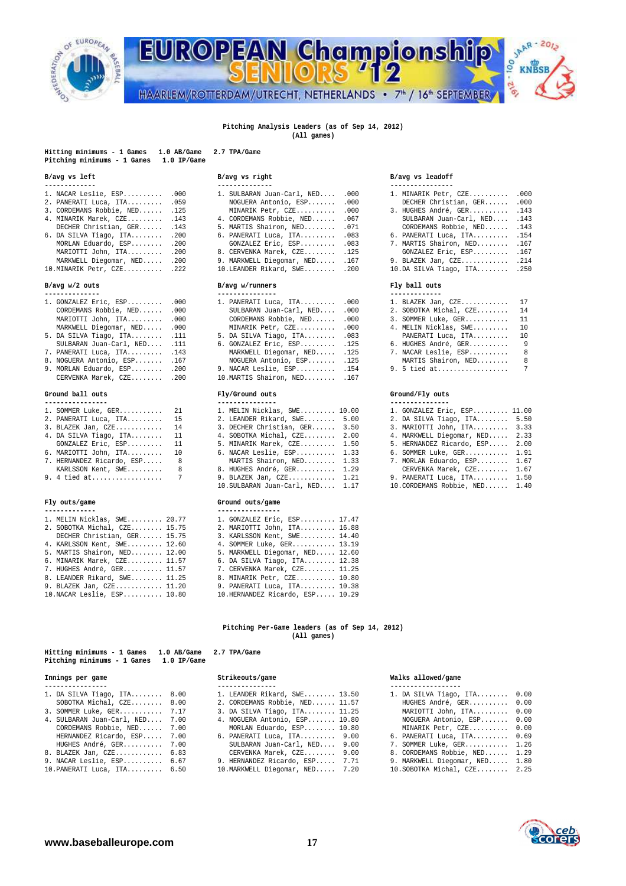# EUROPEAN Championship SENIORS '12

HAARLEM/ROTTERDAM/UTRECHT, NETHERLANDS • 7th / 16th SEPTEMBER

## Pitching Analysis Leaders (as of Sep 14, 2012)
(All games)

Hitting minimums - 1 Games  1.0 AB/Game  2.7 TPA/Game
Pitching minimums - 1 Games  1.0 IP/Game

### B/avg vs left

| Rank | Player | Value |
|---|---|---|
| 1. | NACAR Leslie, ESP | .000 |
| 2. | PANERATI Luca, ITA | .059 |
| 3. | CORDEMANS Robbie, NED | .125 |
| 4. | MINARIK Marek, CZE | .143 |
| | DECHER Christian, GER | .143 |
| 6. | DA SILVA Tiago, ITA | .200 |
| | MORLAN Eduardo, ESP | .200 |
| | MARIOTTI John, ITA | .200 |
| | MARKWELL Diegomar, NED | .200 |
| 10. | MINARIK Petr, CZE | .222 |

### B/avg vs right

| Rank | Player | Value |
|---|---|---|
| 1. | SULBARAN Juan-Carl, NED | .000 |
| | NOGUERA Antonio, ESP | .000 |
| | MINARIK Petr, CZE | .000 |
| 4. | CORDEMANS Robbie, NED | .067 |
| 5. | MARTIS Shairon, NED | .071 |
| 6. | PANERATI Luca, ITA | .083 |
| | GONZALEZ Eric, ESP | .083 |
| 8. | CERVENKA Marek, CZE | .125 |
| 9. | MARKWELL Diegomar, NED | .167 |
| 10. | LEANDER Rikard, SWE | .200 |

### B/avg vs leadoff

| Rank | Player | Value |
|---|---|---|
| 1. | MINARIK Petr, CZE | .000 |
| | DECHER Christian, GER | .000 |
| 3. | HUGHES André, GER | .143 |
| | SULBARAN Juan-Carl, NED | .143 |
| | CORDEMANS Robbie, NED | .143 |
| 6. | PANERATI Luca, ITA | .154 |
| 7. | MARTIS Shairon, NED | .167 |
| | GONZALEZ Eric, ESP | .167 |
| 9. | BLAZEK Jan, CZE | .214 |
| 10. | DA SILVA Tiago, ITA | .250 |

### B/avg w/2 outs

| Rank | Player | Value |
|---|---|---|
| 1. | GONZALEZ Eric, ESP | .000 |
| | CORDEMANS Robbie, NED | .000 |
| | MARIOTTI John, ITA | .000 |
| | MARKWELL Diegomar, NED | .000 |
| 5. | DA SILVA Tiago, ITA | .111 |
| | SULBARAN Juan-Carl, NED | .111 |
| 7. | PANERATI Luca, ITA | .143 |
| 8. | NOGUERA Antonio, ESP | .167 |
| 9. | MORLAN Eduardo, ESP | .200 |
| | CERVENKA Marek, CZE | .200 |

### B/avg w/runners

| Rank | Player | Value |
|---|---|---|
| 1. | PANERATI Luca, ITA | .000 |
| | SULBARAN Juan-Carl, NED | .000 |
| | CORDEMANS Robbie, NED | .000 |
| | MINARIK Petr, CZE | .000 |
| 5. | DA SILVA Tiago, ITA | .083 |
| 6. | GONZALEZ Eric, ESP | .125 |
| | MARKWELL Diegomar, NED | .125 |
| | NOGUERA Antonio, ESP | .125 |
| 9. | NACAR Leslie, ESP | .154 |
| 10. | MARTIS Shairon, NED | .167 |

### Fly ball outs

| Rank | Player | Value |
|---|---|---|
| 1. | BLAZEK Jan, CZE | 17 |
| 2. | SOBOTKA Michal, CZE | 14 |
| 3. | SOMMER Luke, GER | 11 |
| 4. | MELIN Nicklas, SWE | 10 |
| | PANERATI Luca, ITA | 10 |
| 6. | HUGHES André, GER | 9 |
| 7. | NACAR Leslie, ESP | 8 |
| | MARTIS Shairon, NED | 8 |
| 9. | 5 tied at | 7 |

### Ground ball outs

| Rank | Player | Value |
|---|---|---|
| 1. | SOMMER Luke, GER | 21 |
| 2. | PANERATI Luca, ITA | 15 |
| 3. | BLAZEK Jan, CZE | 14 |
| 4. | DA SILVA Tiago, ITA | 11 |
| | GONZALEZ Eric, ESP | 11 |
| 6. | MARIOTTI John, ITA | 10 |
| 7. | HERNANDEZ Ricardo, ESP | 8 |
| | KARLSSON Kent, SWE | 8 |
| 9. | 4 tied at | 7 |

### Fly/Ground outs

| Rank | Player | Value |
|---|---|---|
| 1. | MELIN Nicklas, SWE | 10.00 |
| 2. | LEANDER Rikard, SWE | 5.00 |
| 3. | DECHER Christian, GER | 3.50 |
| 4. | SOBOTKA Michal, CZE | 2.00 |
| 5. | MINARIK Marek, CZE | 1.50 |
| 6. | NACAR Leslie, ESP | 1.33 |
| | MARTIS Shairon, NED | 1.33 |
| 8. | HUGHES André, GER | 1.29 |
| 9. | BLAZEK Jan, CZE | 1.21 |
| 10. | SULBARAN Juan-Carl, NED | 1.17 |

### Ground/Fly outs

| Rank | Player | Value |
|---|---|---|
| 1. | GONZALEZ Eric, ESP | 11.00 |
| 2. | DA SILVA Tiago, ITA | 5.50 |
| 3. | MARIOTTI John, ITA | 3.33 |
| 4. | MARKWELL Diegomar, NED | 2.33 |
| 5. | HERNANDEZ Ricardo, ESP | 2.00 |
| 6. | SOMMER Luke, GER | 1.91 |
| 7. | MORLAN Eduardo, ESP | 1.67 |
| | CERVENKA Marek, CZE | 1.67 |
| 9. | PANERATI Luca, ITA | 1.50 |
| 10. | CORDEMANS Robbie, NED | 1.40 |

### Fly outs/game

| Rank | Player | Value |
|---|---|---|
| 1. | MELIN Nicklas, SWE | 20.77 |
| 2. | SOBOTKA Michal, CZE | 15.75 |
| | DECHER Christian, GER | 15.75 |
| 4. | KARLSSON Kent, SWE | 12.60 |
| 5. | MARTIS Shairon, NED | 12.00 |
| 6. | MINARIK Marek, CZE | 11.57 |
| 7. | HUGHES André, GER | 11.57 |
| 8. | LEANDER Rikard, SWE | 11.25 |
| 9. | BLAZEK Jan, CZE | 11.20 |
| 10. | NACAR Leslie, ESP | 10.80 |

### Ground outs/game

| Rank | Player | Value |
|---|---|---|
| 1. | GONZALEZ Eric, ESP | 17.47 |
| 2. | MARIOTTI John, ITA | 16.88 |
| 3. | KARLSSON Kent, SWE | 14.40 |
| 4. | SOMMER Luke, GER | 13.19 |
| 5. | MARKWELL Diegomar, NED | 12.60 |
| 6. | DA SILVA Tiago, ITA | 12.38 |
| 7. | CERVENKA Marek, CZE | 11.25 |
| 8. | MINARIK Petr, CZE | 10.80 |
| 9. | PANERATI Luca, ITA | 10.38 |
| 10. | HERNANDEZ Ricardo, ESP | 10.29 |

## Pitching Per-Game leaders (as of Sep 14, 2012)
(All games)

Hitting minimums - 1 Games  1.0 AB/Game  2.7 TPA/Game
Pitching minimums - 1 Games  1.0 IP/Game

### Innings per game

| Rank | Player | Value |
|---|---|---|
| 1. | DA SILVA Tiago, ITA | 8.00 |
| | SOBOTKA Michal, CZE | 8.00 |
| 3. | SOMMER Luke, GER | 7.17 |
| 4. | SULBARAN Juan-Carl, NED | 7.00 |
| | CORDEMANS Robbie, NED | 7.00 |
| | HERNANDEZ Ricardo, ESP | 7.00 |
| | HUGHES André, GER | 7.00 |
| 8. | BLAZEK Jan, CZE | 6.83 |
| 9. | NACAR Leslie, ESP | 6.67 |
| 10. | PANERATI Luca, ITA | 6.50 |

### Strikeouts/game

| Rank | Player | Value |
|---|---|---|
| 1. | LEANDER Rikard, SWE | 13.50 |
| 2. | CORDEMANS Robbie, NED | 11.57 |
| 3. | DA SILVA Tiago, ITA | 11.25 |
| 4. | NOGUERA Antonio, ESP | 10.80 |
| | MORLAN Eduardo, ESP | 10.80 |
| 6. | PANERATI Luca, ITA | 9.00 |
| | SULBARAN Juan-Carl, NED | 9.00 |
| | CERVENKA Marek, CZE | 9.00 |
| 9. | HERNANDEZ Ricardo, ESP | 7.71 |
| 10. | MARKWELL Diegomar, NED | 7.20 |

### Walks allowed/game

| Rank | Player | Value |
|---|---|---|
| 1. | DA SILVA Tiago, ITA | 0.00 |
| | HUGHES André, GER | 0.00 |
| | MARIOTTI John, ITA | 0.00 |
| | NOGUERA Antonio, ESP | 0.00 |
| | MINARIK Petr, CZE | 0.00 |
| 6. | PANERATI Luca, ITA | 0.69 |
| 7. | SOMMER Luke, GER | 1.26 |
| 8. | CORDEMANS Robbie, NED | 1.29 |
| 9. | MARKWELL Diegomar, NED | 1.80 |
| 10. | SOBOTKA Michal, CZE | 2.25 |

www.baseballeurope.com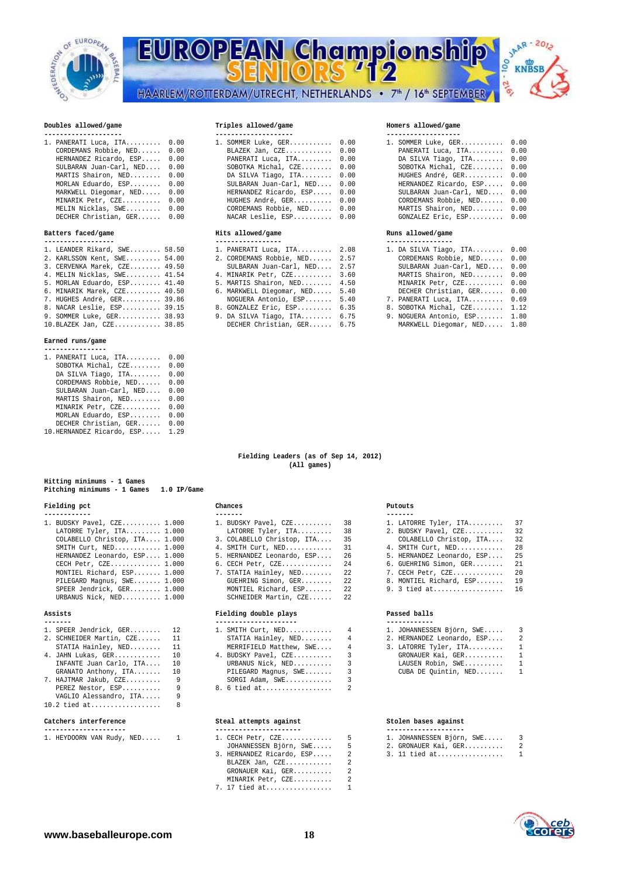**Doubles allowed/game**

```
--------------------
1. PANERATI Luca, ITA......... 0.00
   CORDEMANS Robbie, NED...... 0.00
   HERNANDEZ Ricardo, ESP..... 0.00
   SULBARAN Juan-Carl, NED.... 0.00
   MARTIS Shairon, NED........ 0.00
   MORLAN Eduardo, ESP........ 0.00
   MARKWELL Diegomar, NED..... 0.00
   MINARIK Petr, CZE.......... 0.00
   MELIN Nicklas, SWE......... 0.00
   DECHER Christian, GER...... 0.00
```

**Triples allowed/game**

```
--------------------
1. SOMMER Luke, GER........... 0.00
   BLAZEK Jan, CZE............ 0.00
   PANERATI Luca, ITA......... 0.00
   SOBOTKA Michal, CZE........ 0.00
   DA SILVA Tiago, ITA........ 0.00
   SULBARAN Juan-Carl, NED.... 0.00
   HERNANDEZ Ricardo, ESP..... 0.00
   HUGHES André, GER.......... 0.00
   CORDEMANS Robbie, NED...... 0.00
   NACAR Leslie, ESP.......... 0.00
```

**Homers allowed/game**

```
-------------------
1. SOMMER Luke, GER........... 0.00
   PANERATI Luca, ITA......... 0.00
   DA SILVA Tiago, ITA........ 0.00
   SOBOTKA Michal, CZE........ 0.00
   HUGHES André, GER.......... 0.00
   HERNANDEZ Ricardo, ESP..... 0.00
   SULBARAN Juan-Carl, NED.... 0.00
   CORDEMANS Robbie, NED...... 0.00
   MARTIS Shairon, NED........ 0.00
   GONZALEZ Eric, ESP......... 0.00
```

**Batters faced/game**

```
------------------
1. LEANDER Rikard, SWE........ 58.50
2. KARLSSON Kent, SWE......... 54.00
3. CERVENKA Marek, CZE........ 49.50
4. MELIN Nicklas, SWE......... 41.54
5. MORLAN Eduardo, ESP........ 41.40
6. MINARIK Marek, CZE......... 40.50
7. HUGHES André, GER.......... 39.86
8. NACAR Leslie, ESP.......... 39.15
9. SOMMER Luke, GER........... 38.93
10.BLAZEK Jan, CZE............ 38.85
```

**Hits allowed/game**

```
-----------------
1. PANERATI Luca, ITA......... 2.08
2. CORDEMANS Robbie, NED...... 2.57
   SULBARAN Juan-Carl, NED.... 2.57
4. MINARIK Petr, CZE.......... 3.60
5. MARTIS Shairon, NED........ 4.50
6. MARKWELL Diegomar, NED..... 5.40
   NOGUERA Antonio, ESP....... 5.40
8. GONZALEZ Eric, ESP......... 6.35
9. DA SILVA Tiago, ITA........ 6.75
   DECHER Christian, GER...... 6.75
```

**Runs allowed/game**

```
-----------------
1. DA SILVA Tiago, ITA........ 0.00
   CORDEMANS Robbie, NED...... 0.00
   SULBARAN Juan-Carl, NED.... 0.00
   MARTIS Shairon, NED........ 0.00
   MINARIK Petr, CZE.......... 0.00
   DECHER Christian, GER...... 0.00
7. PANERATI Luca, ITA......... 0.69
8. SOBOTKA Michal, CZE........ 1.12
9. NOGUERA Antonio, ESP....... 1.80
   MARKWELL Diegomar, NED..... 1.80
```

**Earned runs/game**

```
----------------
1. PANERATI Luca, ITA......... 0.00
   SOBOTKA Michal, CZE........ 0.00
   DA SILVA Tiago, ITA........ 0.00
   CORDEMANS Robbie, NED...... 0.00
   SULBARAN Juan-Carl, NED.... 0.00
   MARTIS Shairon, NED........ 0.00
   MINARIK Petr, CZE.......... 0.00
   MORLAN Eduardo, ESP........ 0.00
   DECHER Christian, GER...... 0.00
10.HERNANDEZ Ricardo, ESP..... 1.29
```

## Fielding Leaders (as of Sep 14, 2012)
(All games)

**Hitting minimums - 1 Games**
**Pitching minimums - 1 Games   1.0 IP/Game**

**Fielding pct**

```
------------
1. BUDSKY Pavel, CZE.......... 1.000
   LATORRE Tyler, ITA......... 1.000
   COLABELLO Christop, ITA.... 1.000
   SMITH Curt, NED............ 1.000
   HERNANDEZ Leonardo, ESP.... 1.000
   CECH Petr, CZE............. 1.000
   MONTIEL Richard, ESP....... 1.000
   PILEGARD Magnus, SWE....... 1.000
   SPEER Jendrick, GER........ 1.000
   URBANUS Nick, NED.......... 1.000
```

**Chances**

```
-------
1. BUDSKY Pavel, CZE.......... 38
   LATORRE Tyler, ITA......... 38
3. COLABELLO Christop, ITA.... 35
4. SMITH Curt, NED............ 31
5. HERNANDEZ Leonardo, ESP.... 26
6. CECH Petr, CZE............. 24
7. STATIA Hainley, NED........ 22
   GUEHRING Simon, GER........ 22
   MONTIEL Richard, ESP....... 22
   SCHNEIDER Martin, CZE...... 22
```

**Putouts**

```
-------
1. LATORRE Tyler, ITA......... 37
2. BUDSKY Pavel, CZE.......... 32
   COLABELLO Christop, ITA.... 32
4. SMITH Curt, NED............ 28
5. HERNANDEZ Leonardo, ESP.... 25
6. GUEHRING Simon, GER........ 21
7. CECH Petr, CZE............. 20
8. MONTIEL Richard, ESP....... 19
9. 3 tied at.................. 16
```

**Assists**

```
-------
1. SPEER Jendrick, GER........ 12
2. SCHNEIDER Martin, CZE...... 11
   STATIA Hainley, NED........ 11
4. JAHN Lukas, GER............ 10
   INFANTE Juan Carlo, ITA.... 10
   GRANATO Anthony, ITA....... 10
7. HAJTMAR Jakub, CZE......... 9
   PEREZ Nestor, ESP.......... 9
   VAGLIO Alessandro, ITA..... 9
10.2 tied at.................. 8
```

**Fielding double plays**

```
---------------------
1. SMITH Curt, NED............ 4
   STATIA Hainley, NED........ 4
   MERRIFIELD Matthew, SWE.... 4
4. BUDSKY Pavel, CZE.......... 3
   URBANUS Nick, NED.......... 3
   PILEGARD Magnus, SWE....... 3
   SORGI Adam, SWE............ 3
8. 6 tied at.................. 2
```

**Passed balls**

```
------------
1. JOHANNESSEN Björn, SWE..... 3
2. HERNANDEZ Leonardo, ESP.... 2
3. LATORRE Tyler, ITA......... 1
   GRONAUER Kai, GER.......... 1
   LAUSEN Robin, SWE.......... 1
   CUBA DE Quintin, NED....... 1
```

**Catchers interference**

```
--------------------
1. HEYDOORN VAN Rudy, NED..... 1
```

**Steal attempts against**

```
---------------------
1. CECH Petr, CZE............. 5
   JOHANNESSEN Björn, SWE..... 5
3. HERNANDEZ Ricardo, ESP..... 2
   BLAZEK Jan, CZE............ 2
   GRONAUER Kai, GER.......... 2
   MINARIK Petr, CZE.......... 2
7. 17 tied at................. 1
```

**Stolen bases against**

```
--------------------
1. JOHANNESSEN Björn, SWE..... 3
2. GRONAUER Kai, GER.......... 2
3. 11 tied at................. 1
```

www.baseballeurope.com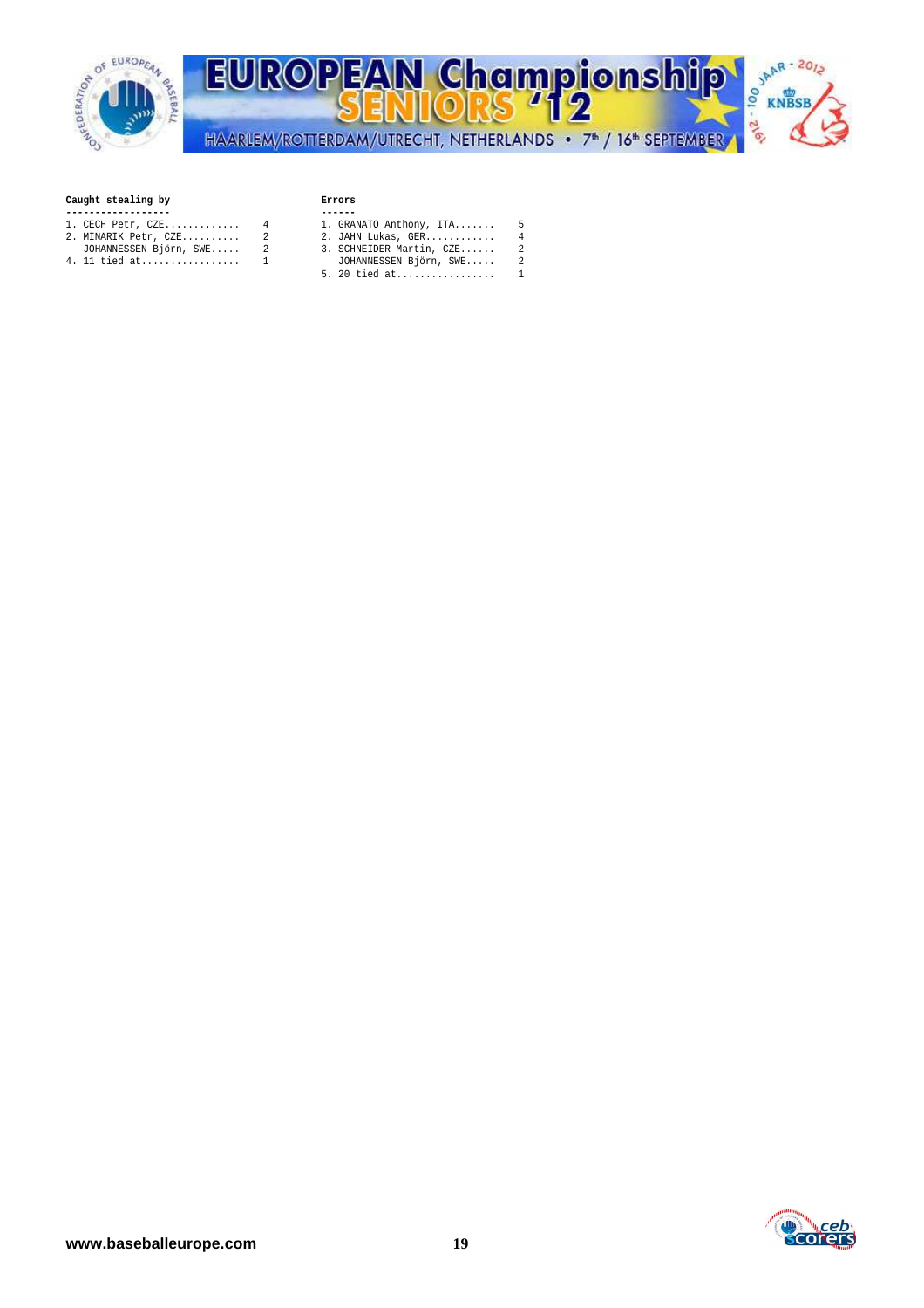**Caught stealing by**

```
------------------
1. CECH Petr, CZE............    4
2. MINARIK Petr, CZE.........    2
   JOHANNESSEN Björn, SWE....    2
4. 11 tied at................    1
```

**Errors**

```
------
1. GRANATO Anthony, ITA.......    5
2. JAHN Lukas, GER............    4
3. SCHNEIDER Martin, CZE......    2
   JOHANNESSEN Björn, SWE.....    2
5. 20 tied at.................    1
```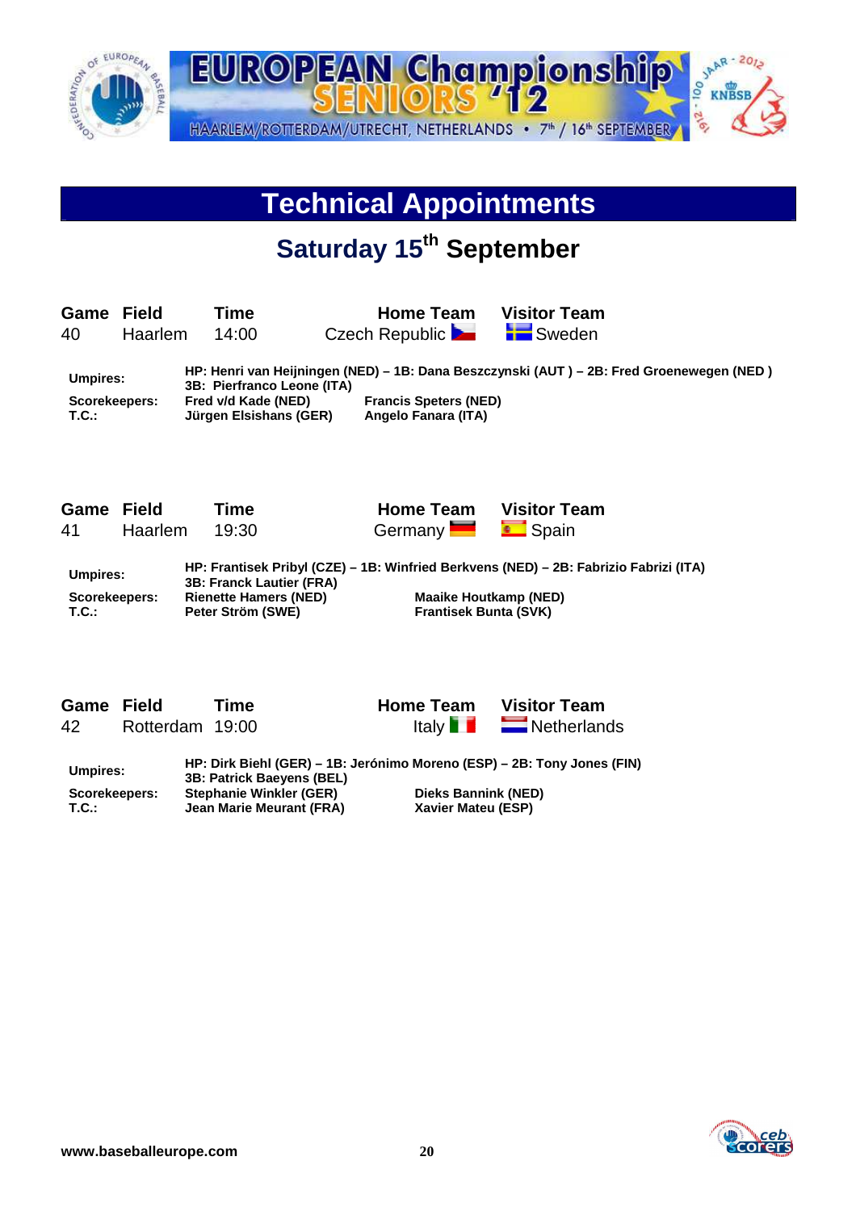# Technical Appointments

## Saturday 15th September

| Game | Field | Time | Home Team | Visitor Team |
|---|---|---|---|---|
| 40 | Haarlem | 14:00 | Czech Republic | Sweden |

**Umpires:** HP: Henri van Heijningen (NED) – 1B: Dana Beszczynski (AUT ) – 2B: Fred Groenewegen (NED )
3B: Pierfranco Leone (ITA)

**Scorekeepers:** Fred v/d Kade (NED) Francis Speters (NED)

**T.C.:** Jürgen Elsishans (GER) Angelo Fanara (ITA)

| Game | Field | Time | Home Team | Visitor Team |
|---|---|---|---|---|
| 41 | Haarlem | 19:30 | Germany | Spain |

**Umpires:** HP: Frantisek Pribyl (CZE) – 1B: Winfried Berkvens (NED) – 2B: Fabrizio Fabrizi (ITA)
3B: Franck Lautier (FRA)

**Scorekeepers:** Rienette Hamers (NED) Maaike Houtkamp (NED)

**T.C.:** Peter Ström (SWE) Frantisek Bunta (SVK)

| Game | Field | Time | Home Team | Visitor Team |
|---|---|---|---|---|
| 42 | Rotterdam | 19:00 | Italy | Netherlands |

**Umpires:** HP: Dirk Biehl (GER) – 1B: Jerónimo Moreno (ESP) – 2B: Tony Jones (FIN)
3B: Patrick Baeyens (BEL)

**Scorekeepers:** Stephanie Winkler (GER) Dieks Bannink (NED)

**T.C.:** Jean Marie Meurant (FRA) Xavier Mateu (ESP)

www.baseballeurope.com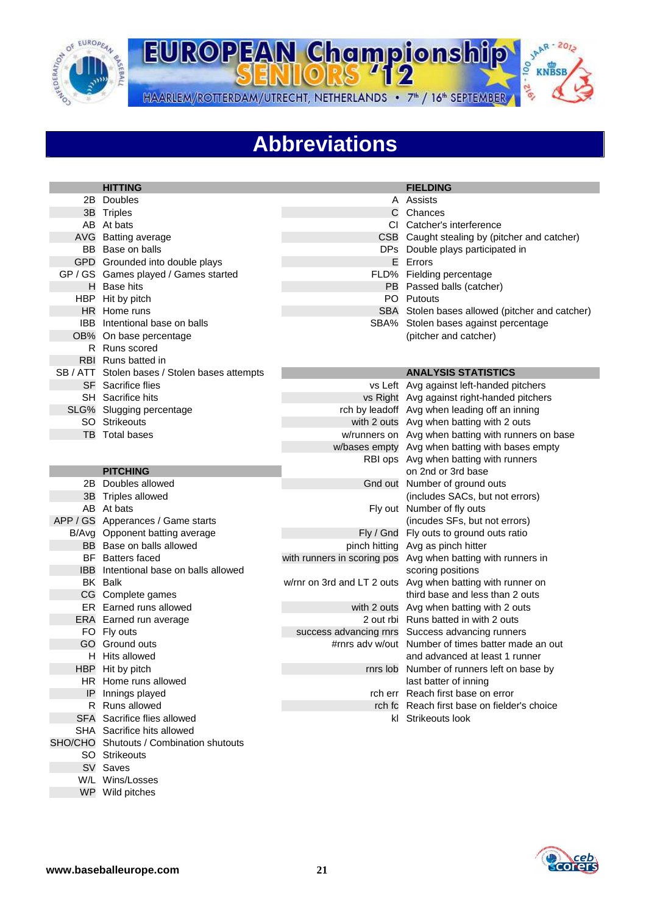# Abbreviations

| HITTING | |
|---|---|
| 2B | Doubles |
| 3B | Triples |
| AB | At bats |
| AVG | Batting average |
| BB | Base on balls |
| GPD | Grounded into double plays |
| GP / GS | Games played / Games started |
| H | Base hits |
| HBP | Hit by pitch |
| HR | Home runs |
| IBB | Intentional base on balls |
| OB% | On base percentage |
| R | Runs scored |
| RBI | Runs batted in |
| SB / ATT | Stolen bases / Stolen bases attempts |
| SF | Sacrifice flies |
| SH | Sacrifice hits |
| SLG% | Slugging percentage |
| SO | Strikeouts |
| TB | Total bases |

| PITCHING | |
|---|---|
| 2B | Doubles allowed |
| 3B | Triples allowed |
| AB | At bats |
| APP / GS | Apperances / Game starts |
| B/Avg | Opponent batting average |
| BB | Base on balls allowed |
| BF | Batters faced |
| IBB | Intentional base on balls allowed |
| BK | Balk |
| CG | Complete games |
| ER | Earned runs allowed |
| ERA | Earned run average |
| FO | Fly outs |
| GO | Ground outs |
| H | Hits allowed |
| HBP | Hit by pitch |
| HR | Home runs allowed |
| IP | Innings played |
| R | Runs allowed |
| SFA | Sacrifice flies allowed |
| SHA | Sacrifice hits allowed |
| SHO/CHO | Shutouts / Combination shutouts |
| SO | Strikeouts |
| SV | Saves |
| W/L | Wins/Losses |
| WP | Wild pitches |

| FIELDING | |
|---|---|
| A | Assists |
| C | Chances |
| CI | Catcher's interference |
| CSB | Caught stealing by (pitcher and catcher) |
| DPs | Double plays participated in |
| E | Errors |
| FLD% | Fielding percentage |
| PB | Passed balls (catcher) |
| PO | Putouts |
| SBA | Stolen bases allowed (pitcher and catcher) |
| SBA% | Stolen bases against percentage (pitcher and catcher) |

| ANALYSIS STATISTICS | |
|---|---|
| vs Left | Avg against left-handed pitchers |
| vs Right | Avg against right-handed pitchers |
| rch by leadoff | Avg when leading off an inning |
| with 2 outs | Avg when batting with 2 outs |
| w/runners on | Avg when batting with runners on base |
| w/bases empty | Avg when batting with bases empty |
| RBI ops | Avg when batting with runners on 2nd or 3rd base |
| Gnd out | Number of ground outs (includes SACs, but not errors) |
| Fly out | Number of fly outs (incudes SFs, but not errors) |
| Fly / Gnd | Fly outs to ground outs ratio |
| pinch hitting | Avg as pinch hitter |
| with runners in scoring pos | Avg when batting with runners in scoring positions |
| w/rnr on 3rd and LT 2 outs | Avg when batting with runner on third base and less than 2 outs |
| with 2 outs | Avg when batting with 2 outs |
| 2 out rbi | Runs batted in with 2 outs |
| success advancing rnrs | Success advancing runners |
| #rnrs adv w/out | Number of times batter made an out and advanced at least 1 runner |
| rnrs lob | Number of runners left on base by last batter of inning |
| rch err | Reach first base on error |
| rch fc | Reach first base on fielder's choice |
| kl | Strikeouts look |

www.baseballeurope.com